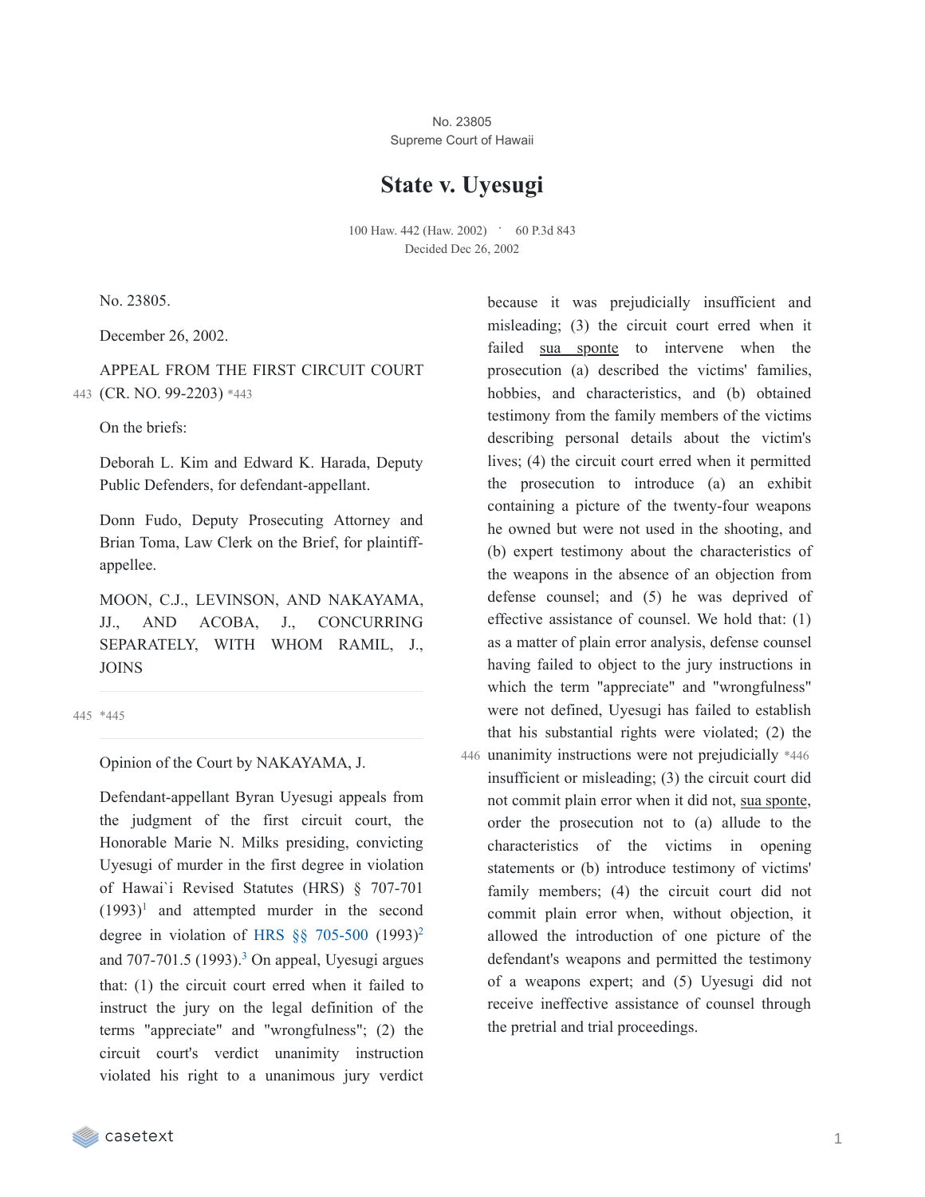No. 23805
Supreme Court of Hawaii

# State v. Uyesugi

100 Haw. 442 (Haw. 2002) · 60 P.3d 843
Decided Dec 26, 2002

No. 23805.

December 26, 2002.

APPEAL FROM THE FIRST CIRCUIT COURT (CR. NO. 99-2203) *443

On the briefs:

Deborah L. Kim and Edward K. Harada, Deputy Public Defenders, for defendant-appellant.

Donn Fudo, Deputy Prosecuting Attorney and Brian Toma, Law Clerk on the Brief, for plaintiff-appellee.

MOON, C.J., LEVINSON, AND NAKAYAMA, JJ., AND ACOBA, J., CONCURRING SEPARATELY, WITH WHOM RAMIL, J., JOINS

*445

Opinion of the Court by NAKAYAMA, J.

Defendant-appellant Byran Uyesugi appeals from the judgment of the first circuit court, the Honorable Marie N. Milks presiding, convicting Uyesugi of murder in the first degree in violation of Hawai`i Revised Statutes (HRS) § 707-701 (1993)[1] and attempted murder in the second degree in violation of HRS §§ 705-500 (1993)[2] and 707-701.5 (1993).[3] On appeal, Uyesugi argues that: (1) the circuit court erred when it failed to instruct the jury on the legal definition of the terms "appreciate" and "wrongfulness"; (2) the circuit court's verdict unanimity instruction violated his right to a unanimous jury verdict because it was prejudicially insufficient and misleading; (3) the circuit court erred when it failed sua sponte to intervene when the prosecution (a) described the victims' families, hobbies, and characteristics, and (b) obtained testimony from the family members of the victims describing personal details about the victim's lives; (4) the circuit court erred when it permitted the prosecution to introduce (a) an exhibit containing a picture of the twenty-four weapons he owned but were not used in the shooting, and (b) expert testimony about the characteristics of the weapons in the absence of an objection from defense counsel; and (5) he was deprived of effective assistance of counsel. We hold that: (1) as a matter of plain error analysis, defense counsel having failed to object to the jury instructions in which the term "appreciate" and "wrongfulness" were not defined, Uyesugi has failed to establish that his substantial rights were violated; (2) the unanimity instructions were not prejudicially *446 insufficient or misleading; (3) the circuit court did not commit plain error when it did not, sua sponte, order the prosecution not to (a) allude to the characteristics of the victims in opening statements or (b) introduce testimony of victims' family members; (4) the circuit court did not commit plain error when, without objection, it allowed the introduction of one picture of the defendant's weapons and permitted the testimony of a weapons expert; and (5) Uyesugi did not receive ineffective assistance of counsel through the pretrial and trial proceedings.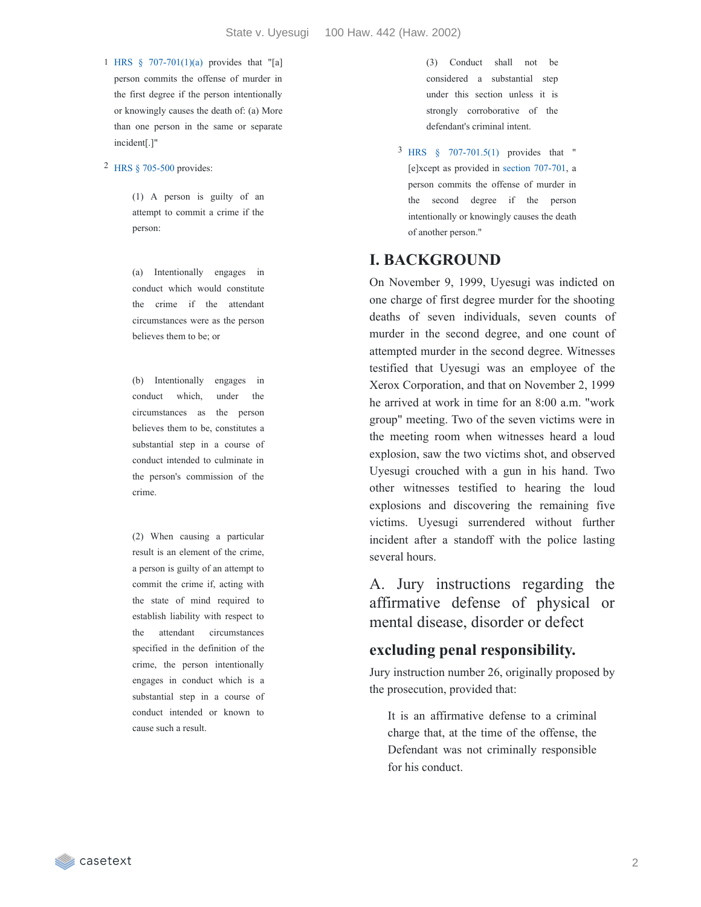1 HRS § 707-701(1)(a) provides that "[a] person commits the offense of murder in the first degree if the person intentionally or knowingly causes the death of: (a) More than one person in the same or separate incident[.]"

2 HRS § 705-500 provides:

> (1) A person is guilty of an attempt to commit a crime if the person:
>
> (a) Intentionally engages in conduct which would constitute the crime if the attendant circumstances were as the person believes them to be; or
>
> (b) Intentionally engages in conduct which, under the circumstances as the person believes them to be, constitutes a substantial step in a course of conduct intended to culminate in the person's commission of the crime.
>
> (2) When causing a particular result is an element of the crime, a person is guilty of an attempt to commit the crime if, acting with the state of mind required to establish liability with respect to the attendant circumstances specified in the definition of the crime, the person intentionally engages in conduct which is a substantial step in a course of conduct intended or known to cause such a result.
>
> (3) Conduct shall not be considered a substantial step under this section unless it is strongly corroborative of the defendant's criminal intent.

3 HRS § 707-701.5(1) provides that "[e]xcept as provided in section 707-701, a person commits the offense of murder in the second degree if the person intentionally or knowingly causes the death of another person."

# I. BACKGROUND

On November 9, 1999, Uyesugi was indicted on one charge of first degree murder for the shooting deaths of seven individuals, seven counts of murder in the second degree, and one count of attempted murder in the second degree. Witnesses testified that Uyesugi was an employee of the Xerox Corporation, and that on November 2, 1999 he arrived at work in time for an 8:00 a.m. "work group" meeting. Two of the seven victims were in the meeting room when witnesses heard a loud explosion, saw the two victims shot, and observed Uyesugi crouched with a gun in his hand. Two other witnesses testified to hearing the loud explosions and discovering the remaining five victims. Uyesugi surrendered without further incident after a standoff with the police lasting several hours.

## A. Jury instructions regarding the affirmative defense of physical or mental disease, disorder or defect excluding penal responsibility.

Jury instruction number 26, originally proposed by the prosecution, provided that:

> It is an affirmative defense to a criminal charge that, at the time of the offense, the Defendant was not criminally responsible for his conduct.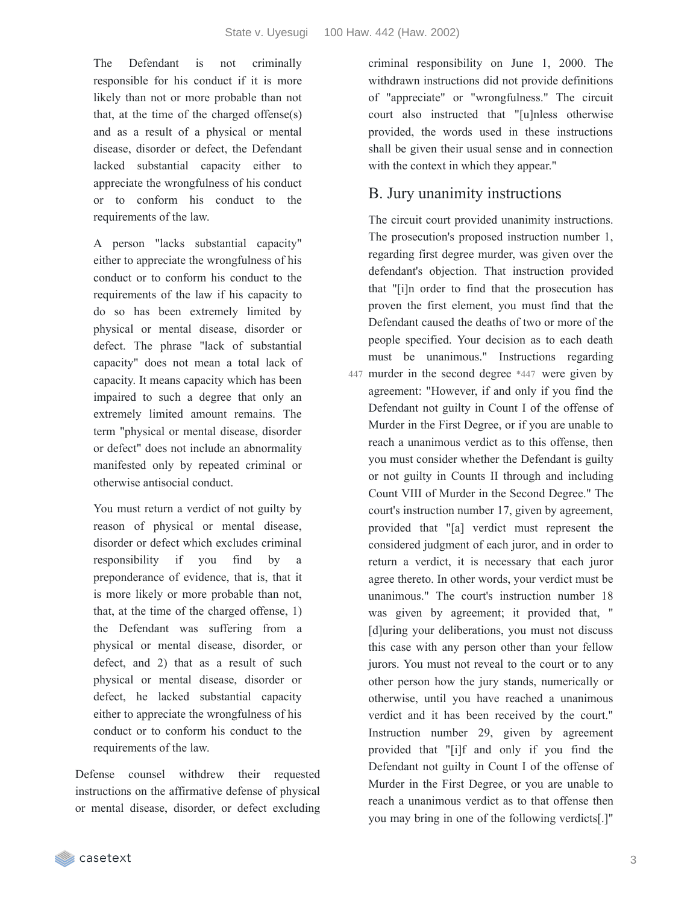> The Defendant is not criminally responsible for his conduct if it is more likely than not or more probable than not that, at the time of the charged offense(s) and as a result of a physical or mental disease, disorder or defect, the Defendant lacked substantial capacity either to appreciate the wrongfulness of his conduct or to conform his conduct to the requirements of the law.
>
> A person "lacks substantial capacity" either to appreciate the wrongfulness of his conduct or to conform his conduct to the requirements of the law if his capacity to do so has been extremely limited by physical or mental disease, disorder or defect. The phrase "lack of substantial capacity" does not mean a total lack of capacity. It means capacity which has been impaired to such a degree that only an extremely limited amount remains. The term "physical or mental disease, disorder or defect" does not include an abnormality manifested only by repeated criminal or otherwise antisocial conduct.
>
> You must return a verdict of not guilty by reason of physical or mental disease, disorder or defect which excludes criminal responsibility if you find by a preponderance of evidence, that is, that it is more likely or more probable than not, that, at the time of the charged offense, 1) the Defendant was suffering from a physical or mental disease, disorder, or defect, and 2) that as a result of such physical or mental disease, disorder or defect, he lacked substantial capacity either to appreciate the wrongfulness of his conduct or to conform his conduct to the requirements of the law.

Defense counsel withdrew their requested instructions on the affirmative defense of physical or mental disease, disorder, or defect excluding criminal responsibility on June 1, 2000. The withdrawn instructions did not provide definitions of "appreciate" or "wrongfulness." The circuit court also instructed that "[u]nless otherwise provided, the words used in these instructions shall be given their usual sense and in connection with the context in which they appear."

## B. Jury unanimity instructions

The circuit court provided unanimity instructions. The prosecution's proposed instruction number 1, regarding first degree murder, was given over the defendant's objection. That instruction provided that "[i]n order to find that the prosecution has proven the first element, you must find that the Defendant caused the deaths of two or more of the people specified. Your decision as to each death must be unanimous." Instructions regarding murder in the second degree *447 were given by agreement: "However, if and only if you find the Defendant not guilty in Count I of the offense of Murder in the First Degree, or if you are unable to reach a unanimous verdict as to this offense, then you must consider whether the Defendant is guilty or not guilty in Counts II through and including Count VIII of Murder in the Second Degree." The court's instruction number 17, given by agreement, provided that "[a] verdict must represent the considered judgment of each juror, and in order to return a verdict, it is necessary that each juror agree thereto. In other words, your verdict must be unanimous." The court's instruction number 18 was given by agreement; it provided that, "[d]uring your deliberations, you must not discuss this case with any person other than your fellow jurors. You must not reveal to the court or to any other person how the jury stands, numerically or otherwise, until you have reached a unanimous verdict and it has been received by the court." Instruction number 29, given by agreement provided that "[i]f and only if you find the Defendant not guilty in Count I of the offense of Murder in the First Degree, or you are unable to reach a unanimous verdict as to that offense then you may bring in one of the following verdicts[.]"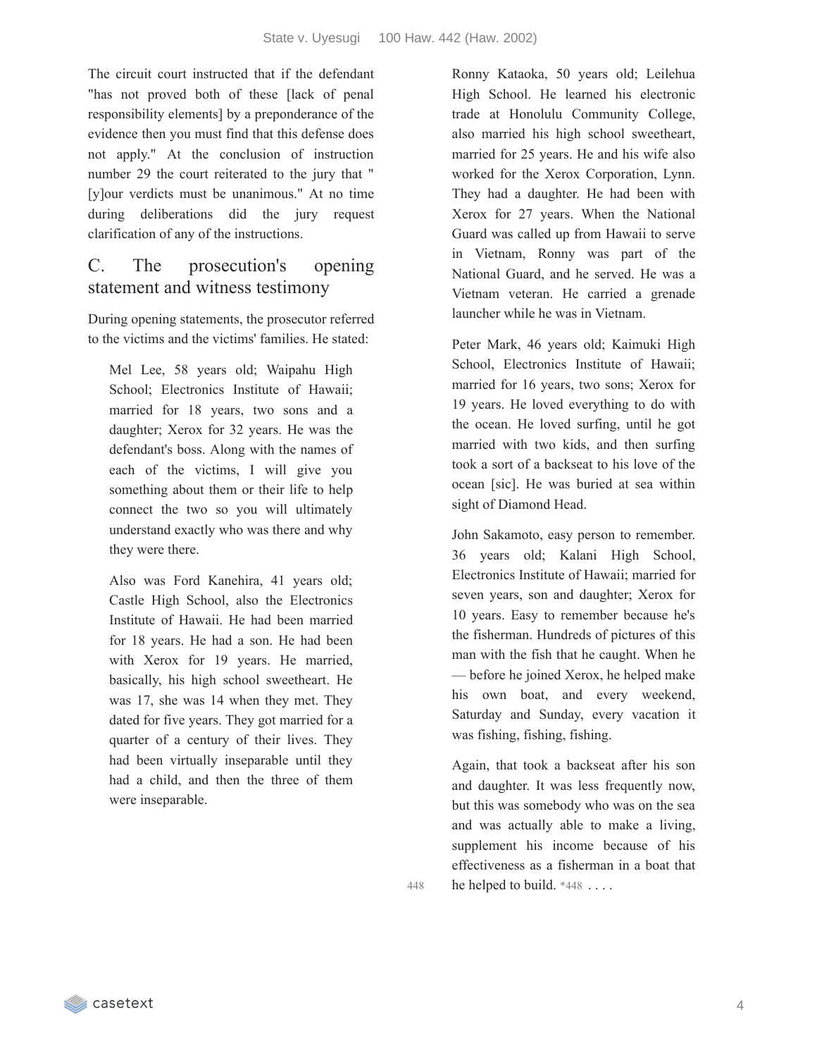The circuit court instructed that if the defendant "has not proved both of these [lack of penal responsibility elements] by a preponderance of the evidence then you must find that this defense does not apply." At the conclusion of instruction number 29 the court reiterated to the jury that "[y]our verdicts must be unanimous." At no time during deliberations did the jury request clarification of any of the instructions.

## C. The prosecution's opening statement and witness testimony

During opening statements, the prosecutor referred to the victims and the victims' families. He stated:

> Mel Lee, 58 years old; Waipahu High School; Electronics Institute of Hawaii; married for 18 years, two sons and a daughter; Xerox for 32 years. He was the defendant's boss. Along with the names of each of the victims, I will give you something about them or their life to help connect the two so you will ultimately understand exactly who was there and why they were there.
>
> Also was Ford Kanehira, 41 years old; Castle High School, also the Electronics Institute of Hawaii. He had been married for 18 years. He had a son. He had been with Xerox for 19 years. He married, basically, his high school sweetheart. He was 17, she was 14 when they met. They dated for five years. They got married for a quarter of a century of their lives. They had been virtually inseparable until they had a child, and then the three of them were inseparable.
>
> Ronny Kataoka, 50 years old; Leilehua High School. He learned his electronic trade at Honolulu Community College, also married his high school sweetheart, married for 25 years. He and his wife also worked for the Xerox Corporation, Lynn. They had a daughter. He had been with Xerox for 27 years. When the National Guard was called up from Hawaii to serve in Vietnam, Ronny was part of the National Guard, and he served. He was a Vietnam veteran. He carried a grenade launcher while he was in Vietnam.
>
> Peter Mark, 46 years old; Kaimuki High School, Electronics Institute of Hawaii; married for 16 years, two sons; Xerox for 19 years. He loved everything to do with the ocean. He loved surfing, until he got married with two kids, and then surfing took a sort of a backseat to his love of the ocean [sic]. He was buried at sea within sight of Diamond Head.
>
> John Sakamoto, easy person to remember. 36 years old; Kalani High School, Electronics Institute of Hawaii; married for seven years, son and daughter; Xerox for 10 years. Easy to remember because he's the fisherman. Hundreds of pictures of this man with the fish that he caught. When he — before he joined Xerox, he helped make his own boat, and every weekend, Saturday and Sunday, every vacation it was fishing, fishing, fishing.
>
> Again, that took a backseat after his son and daughter. It was less frequently now, but this was somebody who was on the sea and was actually able to make a living, supplement his income because of his effectiveness as a fisherman in a boat that he helped to build. *448 . . . .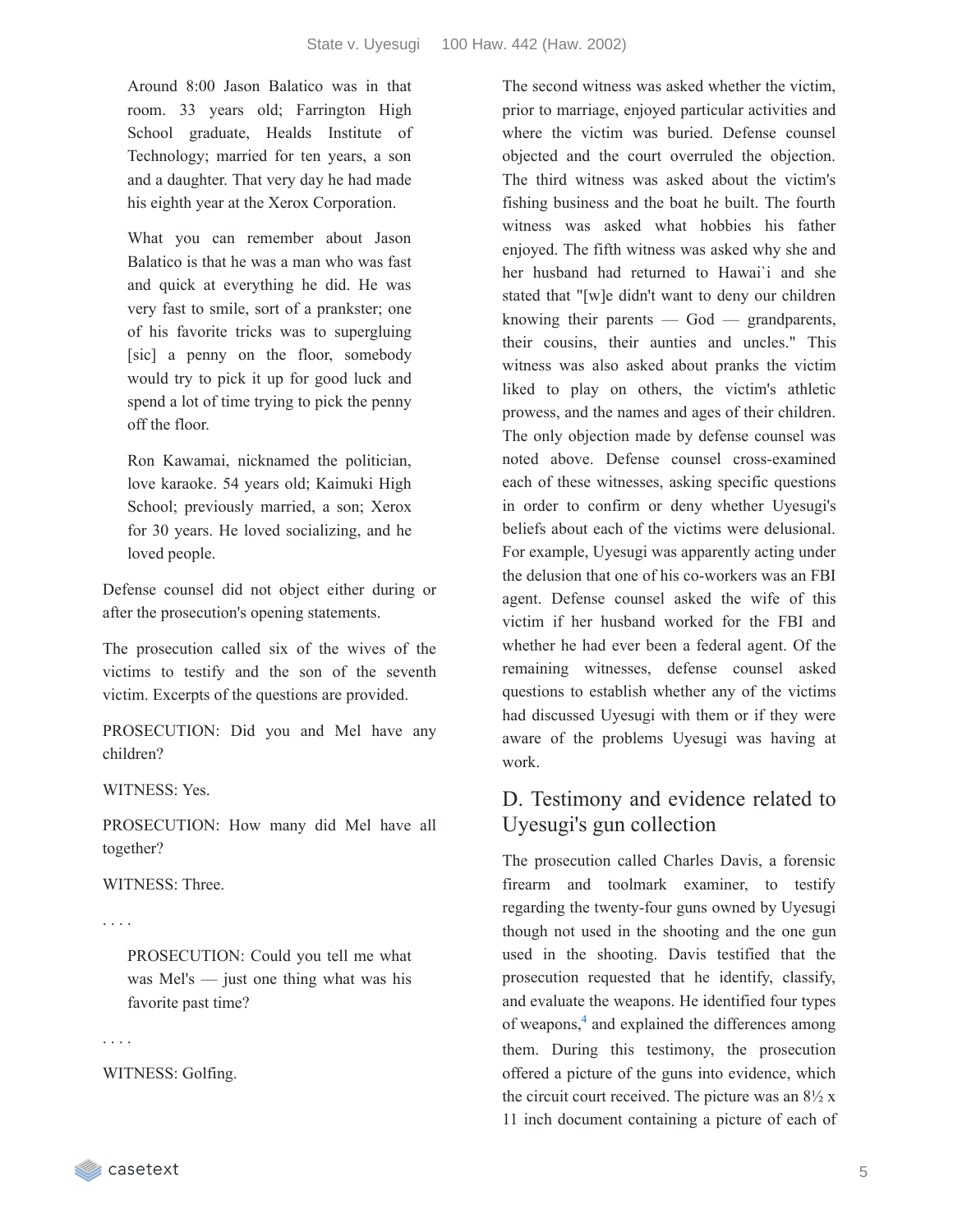> Around 8:00 Jason Balatico was in that room. 33 years old; Farrington High School graduate, Healds Institute of Technology; married for ten years, a son and a daughter. That very day he had made his eighth year at the Xerox Corporation.
>
> What you can remember about Jason Balatico is that he was a man who was fast and quick at everything he did. He was very fast to smile, sort of a prankster; one of his favorite tricks was to supergluing [sic] a penny on the floor, somebody would try to pick it up for good luck and spend a lot of time trying to pick the penny off the floor.
>
> Ron Kawamai, nicknamed the politician, love karaoke. 54 years old; Kaimuki High School; previously married, a son; Xerox for 30 years. He loved socializing, and he loved people.

Defense counsel did not object either during or after the prosecution's opening statements.

The prosecution called six of the wives of the victims to testify and the son of the seventh victim. Excerpts of the questions are provided.

PROSECUTION: Did you and Mel have any children?

WITNESS: Yes.

PROSECUTION: How many did Mel have all together?

WITNESS: Three.

. . . .

> PROSECUTION: Could you tell me what was Mel's — just one thing what was his favorite past time?

. . . .

WITNESS: Golfing.

The second witness was asked whether the victim, prior to marriage, enjoyed particular activities and where the victim was buried. Defense counsel objected and the court overruled the objection. The third witness was asked about the victim's fishing business and the boat he built. The fourth witness was asked what hobbies his father enjoyed. The fifth witness was asked why she and her husband had returned to Hawai`i and she stated that "[w]e didn't want to deny our children knowing their parents — God — grandparents, their cousins, their aunties and uncles." This witness was also asked about pranks the victim liked to play on others, the victim's athletic prowess, and the names and ages of their children. The only objection made by defense counsel was noted above. Defense counsel cross-examined each of these witnesses, asking specific questions in order to confirm or deny whether Uyesugi's beliefs about each of the victims were delusional. For example, Uyesugi was apparently acting under the delusion that one of his co-workers was an FBI agent. Defense counsel asked the wife of this victim if her husband worked for the FBI and whether he had ever been a federal agent. Of the remaining witnesses, defense counsel asked questions to establish whether any of the victims had discussed Uyesugi with them or if they were aware of the problems Uyesugi was having at work.

## D. Testimony and evidence related to Uyesugi's gun collection

The prosecution called Charles Davis, a forensic firearm and toolmark examiner, to testify regarding the twenty-four guns owned by Uyesugi though not used in the shooting and the one gun used in the shooting. Davis testified that the prosecution requested that he identify, classify, and evaluate the weapons. He identified four types of weapons,[4] and explained the differences among them. During this testimony, the prosecution offered a picture of the guns into evidence, which the circuit court received. The picture was an 8½ x 11 inch document containing a picture of each of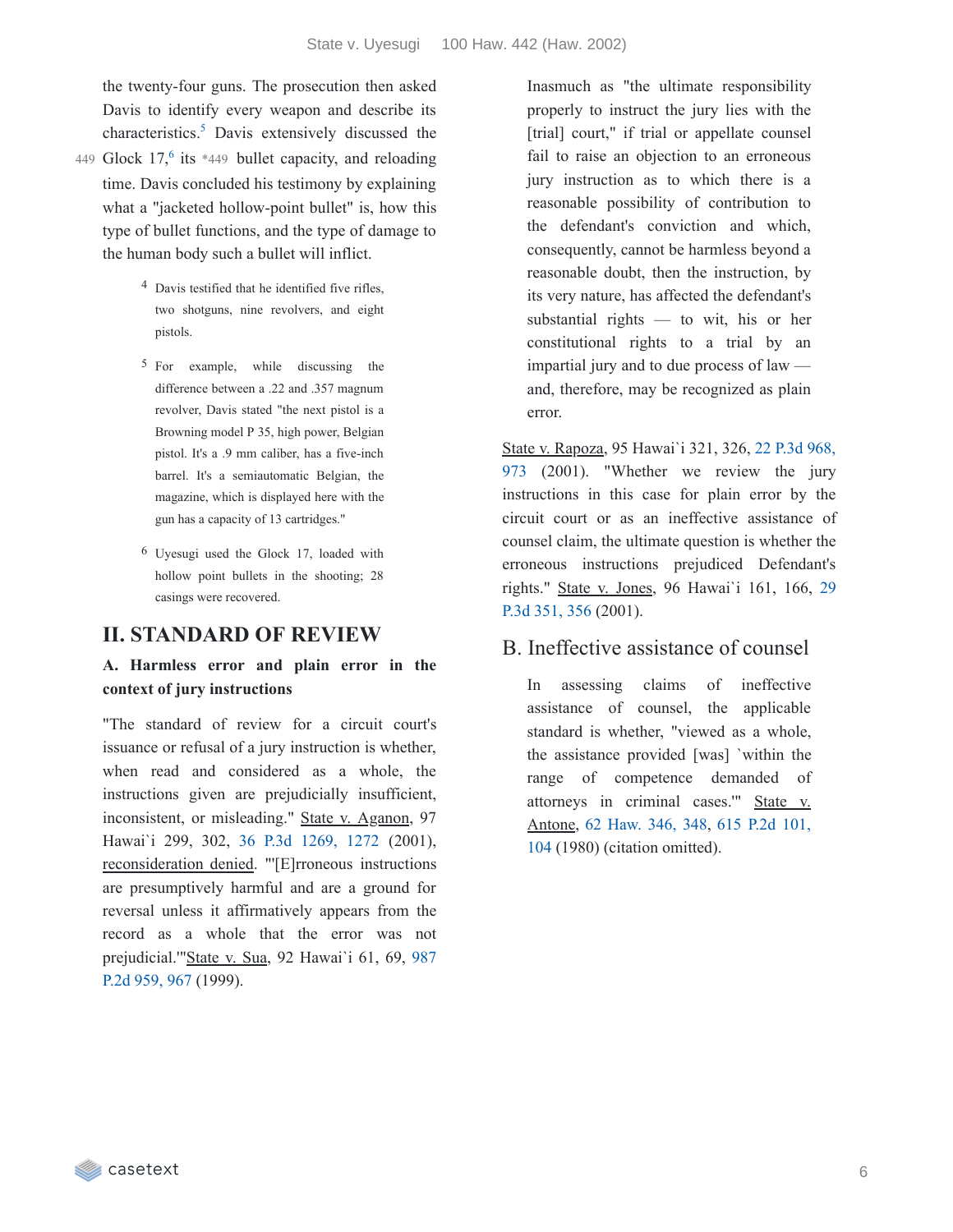the twenty-four guns. The prosecution then asked Davis to identify every weapon and describe its characteristics.[5] Davis extensively discussed the Glock 17,[6] its *449 bullet capacity, and reloading time. Davis concluded his testimony by explaining what a "jacketed hollow-point bullet" is, how this type of bullet functions, and the type of damage to the human body such a bullet will inflict.

> 4 Davis testified that he identified five rifles, two shotguns, nine revolvers, and eight pistols.

> 5 For example, while discussing the difference between a .22 and .357 magnum revolver, Davis stated "the next pistol is a Browning model P 35, high power, Belgian pistol. It's a .9 mm caliber, has a five-inch barrel. It's a semiautomatic Belgian, the magazine, which is displayed here with the gun has a capacity of 13 cartridges."

> 6 Uyesugi used the Glock 17, loaded with hollow point bullets in the shooting; 28 casings were recovered.

## II. STANDARD OF REVIEW

### A. Harmless error and plain error in the context of jury instructions

"The standard of review for a circuit court's issuance or refusal of a jury instruction is whether, when read and considered as a whole, the instructions given are prejudicially insufficient, inconsistent, or misleading." State v. Aganon, 97 Hawai`i 299, 302, 36 P.3d 1269, 1272 (2001), reconsideration denied. "'[E]rroneous instructions are presumptively harmful and are a ground for reversal unless it affirmatively appears from the record as a whole that the error was not prejudicial.'"State v. Sua, 92 Hawai`i 61, 69, 987 P.2d 959, 967 (1999).

> Inasmuch as "the ultimate responsibility properly to instruct the jury lies with the [trial] court," if trial or appellate counsel fail to raise an objection to an erroneous jury instruction as to which there is a reasonable possibility of contribution to the defendant's conviction and which, consequently, cannot be harmless beyond a reasonable doubt, then the instruction, by its very nature, has affected the defendant's substantial rights — to wit, his or her constitutional rights to a trial by an impartial jury and to due process of law — and, therefore, may be recognized as plain error.

State v. Rapoza, 95 Hawai`i 321, 326, 22 P.3d 968, 973 (2001). "Whether we review the jury instructions in this case for plain error by the circuit court or as an ineffective assistance of counsel claim, the ultimate question is whether the erroneous instructions prejudiced Defendant's rights." State v. Jones, 96 Hawai`i 161, 166, 29 P.3d 351, 356 (2001).

### B. Ineffective assistance of counsel

> In assessing claims of ineffective assistance of counsel, the applicable standard is whether, "viewed as a whole, the assistance provided [was] `within the range of competence demanded of attorneys in criminal cases.'" State v. Antone, 62 Haw. 346, 348, 615 P.2d 101, 104 (1980) (citation omitted).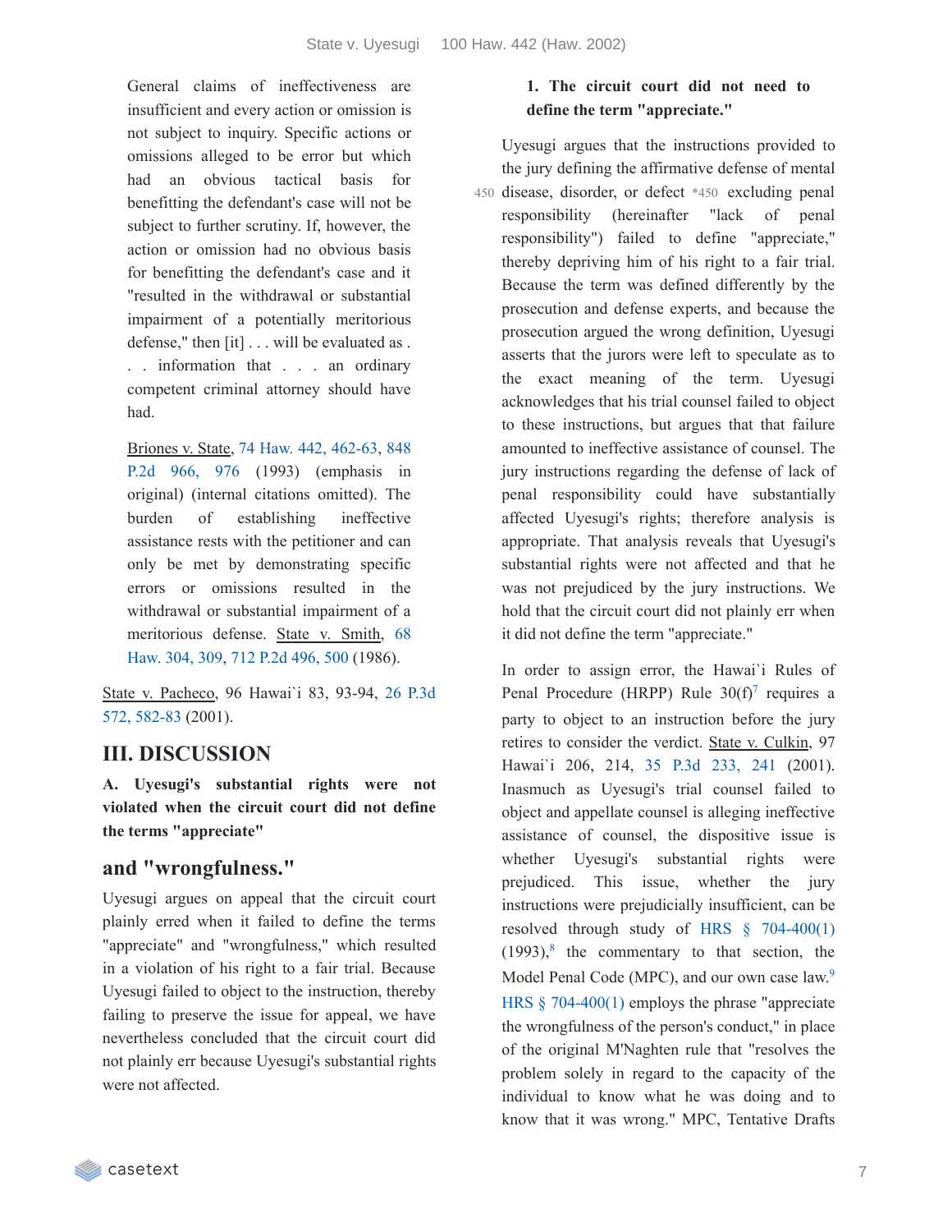> General claims of ineffectiveness are insufficient and every action or omission is not subject to inquiry. Specific actions or omissions alleged to be error but which had an obvious tactical basis for benefitting the defendant's case will not be subject to further scrutiny. If, however, the action or omission had no obvious basis for benefitting the defendant's case and it "resulted in the withdrawal or substantial impairment of a potentially meritorious defense," then [it] . . . will be evaluated as . . . information that . . . an ordinary competent criminal attorney should have had.
>
> Briones v. State, 74 Haw. 442, 462-63, 848 P.2d 966, 976 (1993) (emphasis in original) (internal citations omitted). The burden of establishing ineffective assistance rests with the petitioner and can only be met by demonstrating specific errors or omissions resulted in the withdrawal or substantial impairment of a meritorious defense. State v. Smith, 68 Haw. 304, 309, 712 P.2d 496, 500 (1986).

State v. Pacheco, 96 Hawai`i 83, 93-94, 26 P.3d 572, 582-83 (2001).

# III. DISCUSSION

## A. Uyesugi's substantial rights were not violated when the circuit court did not define the terms "appreciate" and "wrongfulness."

Uyesugi argues on appeal that the circuit court plainly erred when it failed to define the terms "appreciate" and "wrongfulness," which resulted in a violation of his right to a fair trial. Because Uyesugi failed to object to the instruction, thereby failing to preserve the issue for appeal, we have nevertheless concluded that the circuit court did not plainly err because Uyesugi's substantial rights were not affected.

### 1. The circuit court did not need to define the term "appreciate."

Uyesugi argues that the instructions provided to the jury defining the affirmative defense of mental disease, disorder, or defect *450 excluding penal responsibility (hereinafter "lack of penal responsibility") failed to define "appreciate," thereby depriving him of his right to a fair trial. Because the term was defined differently by the prosecution and defense experts, and because the prosecution argued the wrong definition, Uyesugi asserts that the jurors were left to speculate as to the exact meaning of the term. Uyesugi acknowledges that his trial counsel failed to object to these instructions, but argues that that failure amounted to ineffective assistance of counsel. The jury instructions regarding the defense of lack of penal responsibility could have substantially affected Uyesugi's rights; therefore analysis is appropriate. That analysis reveals that Uyesugi's substantial rights were not affected and that he was not prejudiced by the jury instructions. We hold that the circuit court did not plainly err when it did not define the term "appreciate."

In order to assign error, the Hawai`i Rules of Penal Procedure (HRPP) Rule 30(f)[7] requires a party to object to an instruction before the jury retires to consider the verdict. State v. Culkin, 97 Hawai`i 206, 214, 35 P.3d 233, 241 (2001). Inasmuch as Uyesugi's trial counsel failed to object and appellate counsel is alleging ineffective assistance of counsel, the dispositive issue is whether Uyesugi's substantial rights were prejudiced. This issue, whether the jury instructions were prejudicially insufficient, can be resolved through study of HRS § 704-400(1) (1993),[8] the commentary to that section, the Model Penal Code (MPC), and our own case law.[9] HRS § 704-400(1) employs the phrase "appreciate the wrongfulness of the person's conduct," in place of the original M'Naghten rule that "resolves the problem solely in regard to the capacity of the individual to know what he was doing and to know that it was wrong." MPC, Tentative Drafts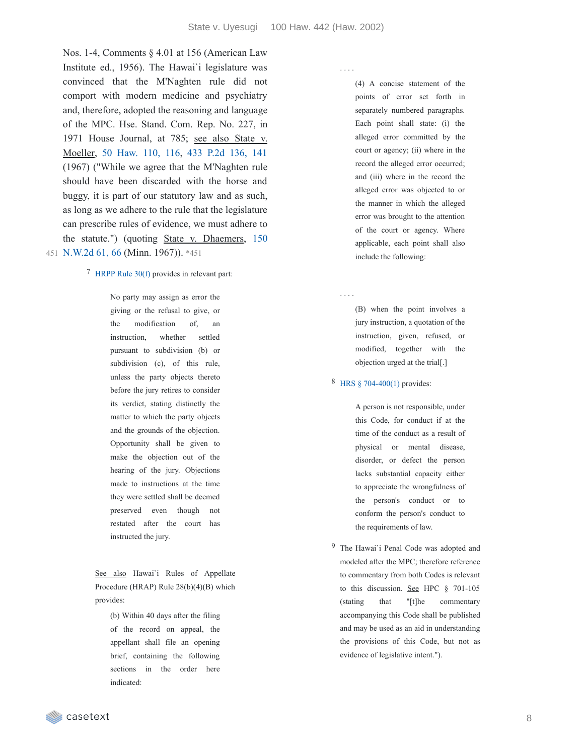Nos. 1-4, Comments § 4.01 at 156 (American Law Institute ed., 1956). The Hawai`i legislature was convinced that the M'Naghten rule did not comport with modern medicine and psychiatry and, therefore, adopted the reasoning and language of the MPC. Hse. Stand. Com. Rep. No. 227, in 1971 House Journal, at 785; see also State v. Moeller, 50 Haw. 110, 116, 433 P.2d 136, 141 (1967) ("While we agree that the M'Naghten rule should have been discarded with the horse and buggy, it is part of our statutory law and as such, as long as we adhere to the rule that the legislature can prescribe rules of evidence, we must adhere to the statute.") (quoting State v. Dhaemers, 150 N.W.2d 61, 66 (Minn. 1967)). *451

[7] HRPP Rule 30(f) provides in relevant part:

> No party may assign as error the giving or the refusal to give, or the modification of, an instruction, whether settled pursuant to subdivision (b) or subdivision (c), of this rule, unless the party objects thereto before the jury retires to consider its verdict, stating distinctly the matter to which the party objects and the grounds of the objection. Opportunity shall be given to make the objection out of the hearing of the jury. Objections made to instructions at the time they were settled shall be deemed preserved even though not restated after the court has instructed the jury.

See also Hawai`i Rules of Appellate Procedure (HRAP) Rule 28(b)(4)(B) which provides:

> (b) Within 40 days after the filing of the record on appeal, the appellant shall file an opening brief, containing the following sections in the order here indicated:
>
> . . . .
>
> (4) A concise statement of the points of error set forth in separately numbered paragraphs. Each point shall state: (i) the alleged error committed by the court or agency; (ii) where in the record the alleged error occurred; and (iii) where in the record the alleged error was objected to or the manner in which the alleged error was brought to the attention of the court or agency. Where applicable, each point shall also include the following:
>
> . . . .
>
> (B) when the point involves a jury instruction, a quotation of the instruction, given, refused, or modified, together with the objection urged at the trial[.]

[8] HRS § 704-400(1) provides:

> A person is not responsible, under this Code, for conduct if at the time of the conduct as a result of physical or mental disease, disorder, or defect the person lacks substantial capacity either to appreciate the wrongfulness of the person's conduct or to conform the person's conduct to the requirements of law.

[9] The Hawai`i Penal Code was adopted and modeled after the MPC; therefore reference to commentary from both Codes is relevant to this discussion. See HPC § 701-105 (stating that "[t]he commentary accompanying this Code shall be published and may be used as an aid in understanding the provisions of this Code, but not as evidence of legislative intent.").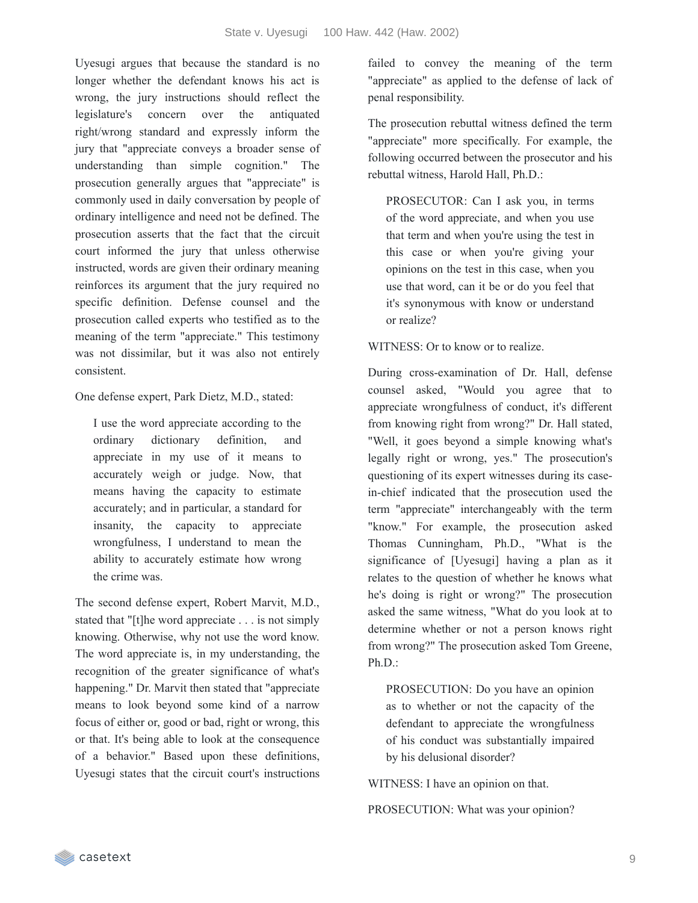Uyesugi argues that because the standard is no longer whether the defendant knows his act is wrong, the jury instructions should reflect the legislature's concern over the antiquated right/wrong standard and expressly inform the jury that "appreciate conveys a broader sense of understanding than simple cognition." The prosecution generally argues that "appreciate" is commonly used in daily conversation by people of ordinary intelligence and need not be defined. The prosecution asserts that the fact that the circuit court informed the jury that unless otherwise instructed, words are given their ordinary meaning reinforces its argument that the jury required no specific definition. Defense counsel and the prosecution called experts who testified as to the meaning of the term "appreciate." This testimony was not dissimilar, but it was also not entirely consistent.

One defense expert, Park Dietz, M.D., stated:

> I use the word appreciate according to the ordinary dictionary definition, and appreciate in my use of it means to accurately weigh or judge. Now, that means having the capacity to estimate accurately; and in particular, a standard for insanity, the capacity to appreciate wrongfulness, I understand to mean the ability to accurately estimate how wrong the crime was.

The second defense expert, Robert Marvit, M.D., stated that "[t]he word appreciate . . . is not simply knowing. Otherwise, why not use the word know. The word appreciate is, in my understanding, the recognition of the greater significance of what's happening." Dr. Marvit then stated that "appreciate means to look beyond some kind of a narrow focus of either or, good or bad, right or wrong, this or that. It's being able to look at the consequence of a behavior." Based upon these definitions, Uyesugi states that the circuit court's instructions failed to convey the meaning of the term "appreciate" as applied to the defense of lack of penal responsibility.

The prosecution rebuttal witness defined the term "appreciate" more specifically. For example, the following occurred between the prosecutor and his rebuttal witness, Harold Hall, Ph.D.:

> PROSECUTOR: Can I ask you, in terms of the word appreciate, and when you use that term and when you're using the test in this case or when you're giving your opinions on the test in this case, when you use that word, can it be or do you feel that it's synonymous with know or understand or realize?

WITNESS: Or to know or to realize.

During cross-examination of Dr. Hall, defense counsel asked, "Would you agree that to appreciate wrongfulness of conduct, it's different from knowing right from wrong?" Dr. Hall stated, "Well, it goes beyond a simple knowing what's legally right or wrong, yes." The prosecution's questioning of its expert witnesses during its case-in-chief indicated that the prosecution used the term "appreciate" interchangeably with the term "know." For example, the prosecution asked Thomas Cunningham, Ph.D., "What is the significance of [Uyesugi] having a plan as it relates to the question of whether he knows what he's doing is right or wrong?" The prosecution asked the same witness, "What do you look at to determine whether or not a person knows right from wrong?" The prosecution asked Tom Greene, Ph.D.:

> PROSECUTION: Do you have an opinion as to whether or not the capacity of the defendant to appreciate the wrongfulness of his conduct was substantially impaired by his delusional disorder?

WITNESS: I have an opinion on that.

PROSECUTION: What was your opinion?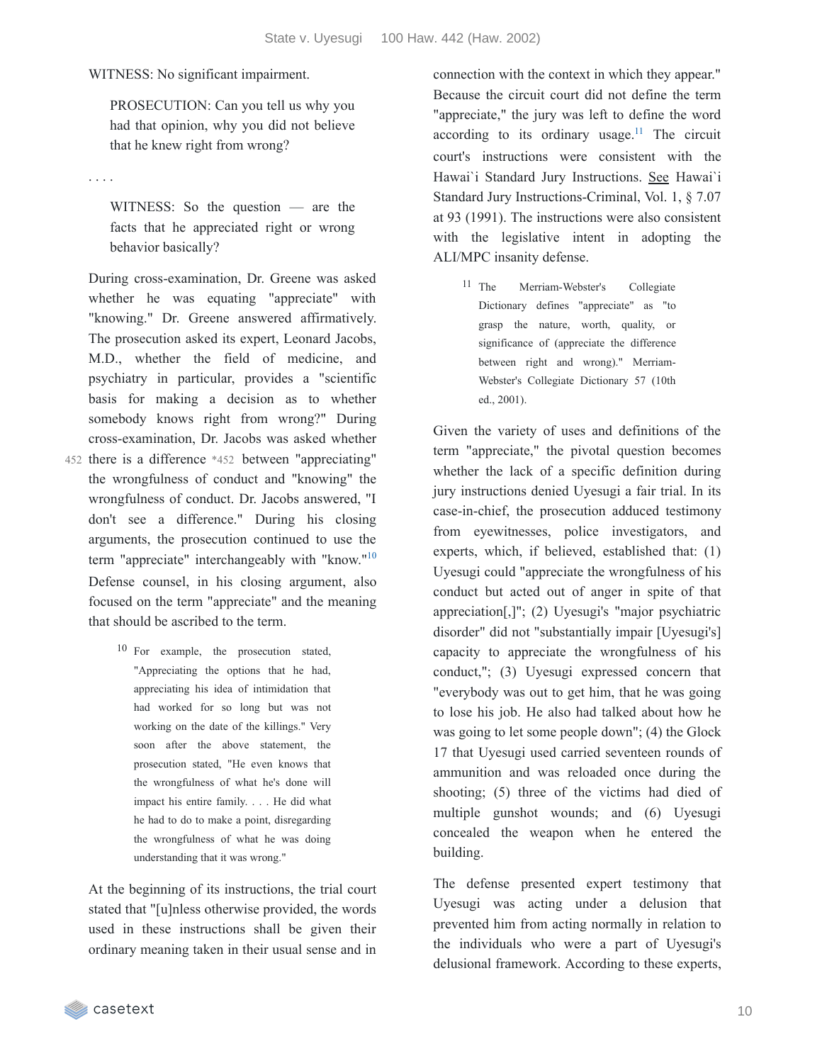WITNESS: No significant impairment.

> PROSECUTION: Can you tell us why you had that opinion, why you did not believe that he knew right from wrong?

. . . .

> WITNESS: So the question — are the facts that he appreciated right or wrong behavior basically?

During cross-examination, Dr. Greene was asked whether he was equating "appreciate" with "knowing." Dr. Greene answered affirmatively. The prosecution asked its expert, Leonard Jacobs, M.D., whether the field of medicine, and psychiatry in particular, provides a "scientific basis for making a decision as to whether somebody knows right from wrong?" During cross-examination, Dr. Jacobs was asked whether there is a difference *452 between "appreciating" the wrongfulness of conduct and "knowing" the wrongfulness of conduct. Dr. Jacobs answered, "I don't see a difference." During his closing arguments, the prosecution continued to use the term "appreciate" interchangeably with "know."[10] Defense counsel, in his closing argument, also focused on the term "appreciate" and the meaning that should be ascribed to the term.

> [10] For example, the prosecution stated, "Appreciating the options that he had, appreciating his idea of intimidation that had worked for so long but was not working on the date of the killings." Very soon after the above statement, the prosecution stated, "He even knows that the wrongfulness of what he's done will impact his entire family. . . . He did what he had to do to make a point, disregarding the wrongfulness of what he was doing understanding that it was wrong."

At the beginning of its instructions, the trial court stated that "[u]nless otherwise provided, the words used in these instructions shall be given their ordinary meaning taken in their usual sense and in connection with the context in which they appear." Because the circuit court did not define the term "appreciate," the jury was left to define the word according to its ordinary usage.[11] The circuit court's instructions were consistent with the Hawai`i Standard Jury Instructions. See Hawai`i Standard Jury Instructions-Criminal, Vol. 1, § 7.07 at 93 (1991). The instructions were also consistent with the legislative intent in adopting the ALI/MPC insanity defense.

> [11] The Merriam-Webster's Collegiate Dictionary defines "appreciate" as "to grasp the nature, worth, quality, or significance of (appreciate the difference between right and wrong)." Merriam-Webster's Collegiate Dictionary 57 (10th ed., 2001).

Given the variety of uses and definitions of the term "appreciate," the pivotal question becomes whether the lack of a specific definition during jury instructions denied Uyesugi a fair trial. In its case-in-chief, the prosecution adduced testimony from eyewitnesses, police investigators, and experts, which, if believed, established that: (1) Uyesugi could "appreciate the wrongfulness of his conduct but acted out of anger in spite of that appreciation[,]"; (2) Uyesugi's "major psychiatric disorder" did not "substantially impair [Uyesugi's] capacity to appreciate the wrongfulness of his conduct,"; (3) Uyesugi expressed concern that "everybody was out to get him, that he was going to lose his job. He also had talked about how he was going to let some people down"; (4) the Glock 17 that Uyesugi used carried seventeen rounds of ammunition and was reloaded once during the shooting; (5) three of the victims had died of multiple gunshot wounds; and (6) Uyesugi concealed the weapon when he entered the building.

The defense presented expert testimony that Uyesugi was acting under a delusion that prevented him from acting normally in relation to the individuals who were a part of Uyesugi's delusional framework. According to these experts,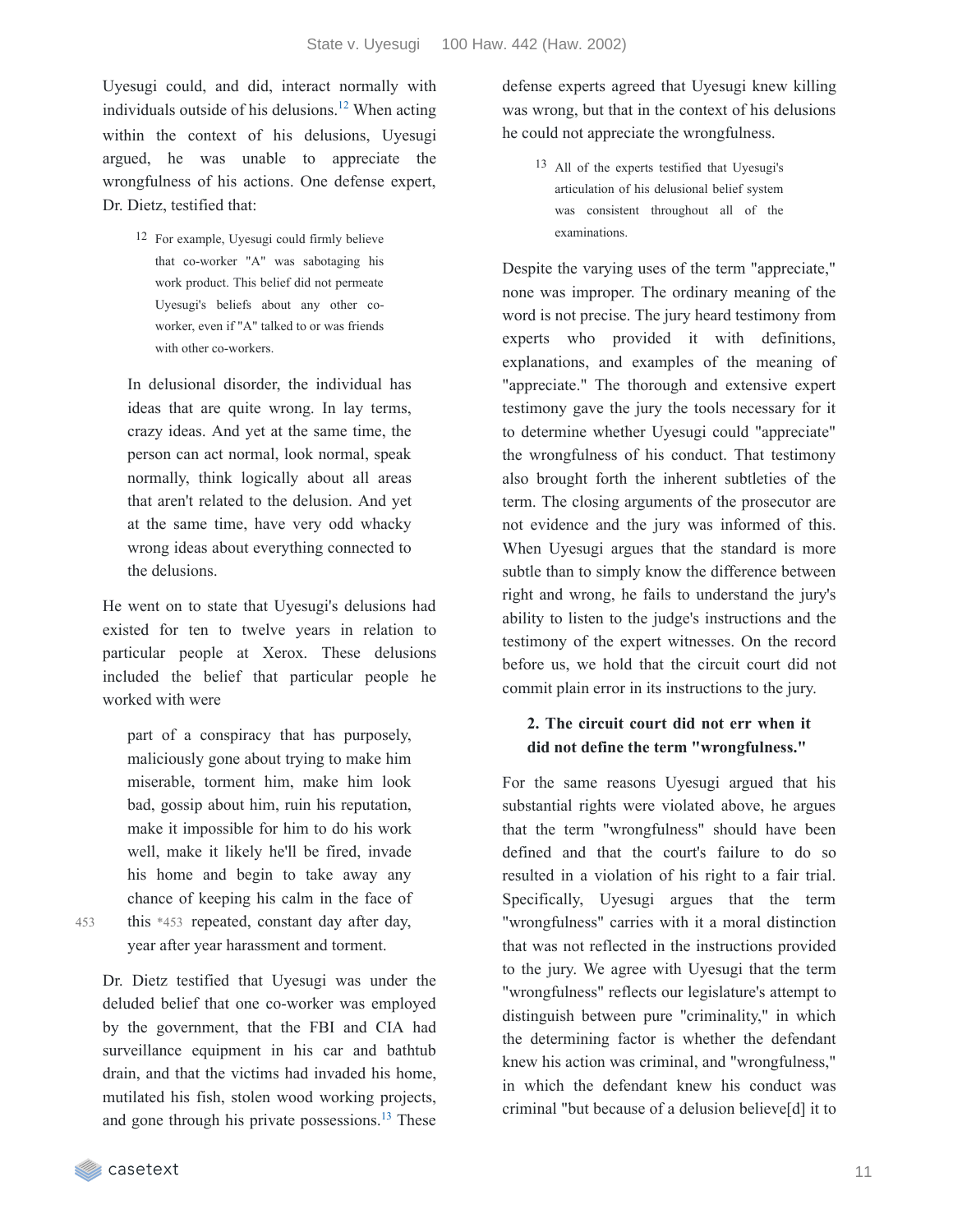Uyesugi could, and did, interact normally with individuals outside of his delusions.[12] When acting within the context of his delusions, Uyesugi argued, he was unable to appreciate the wrongfulness of his actions. One defense expert, Dr. Dietz, testified that:

> [12] For example, Uyesugi could firmly believe that co-worker "A" was sabotaging his work product. This belief did not permeate Uyesugi's beliefs about any other co-worker, even if "A" talked to or was friends with other co-workers.

> In delusional disorder, the individual has ideas that are quite wrong. In lay terms, crazy ideas. And yet at the same time, the person can act normal, look normal, speak normally, think logically about all areas that aren't related to the delusion. And yet at the same time, have very odd whacky wrong ideas about everything connected to the delusions.

He went on to state that Uyesugi's delusions had existed for ten to twelve years in relation to particular people at Xerox. These delusions included the belief that particular people he worked with were

> part of a conspiracy that has purposely, maliciously gone about trying to make him miserable, torment him, make him look bad, gossip about him, ruin his reputation, make it impossible for him to do his work well, make it likely he'll be fired, invade his home and begin to take away any chance of keeping his calm in the face of this *453 repeated, constant day after day, year after year harassment and torment.

Dr. Dietz testified that Uyesugi was under the deluded belief that one co-worker was employed by the government, that the FBI and CIA had surveillance equipment in his car and bathtub drain, and that the victims had invaded his home, mutilated his fish, stolen wood working projects, and gone through his private possessions.[13] These defense experts agreed that Uyesugi knew killing was wrong, but that in the context of his delusions he could not appreciate the wrongfulness.

> [13] All of the experts testified that Uyesugi's articulation of his delusional belief system was consistent throughout all of the examinations.

Despite the varying uses of the term "appreciate," none was improper. The ordinary meaning of the word is not precise. The jury heard testimony from experts who provided it with definitions, explanations, and examples of the meaning of "appreciate." The thorough and extensive expert testimony gave the jury the tools necessary for it to determine whether Uyesugi could "appreciate" the wrongfulness of his conduct. That testimony also brought forth the inherent subtleties of the term. The closing arguments of the prosecutor are not evidence and the jury was informed of this. When Uyesugi argues that the standard is more subtle than to simply know the difference between right and wrong, he fails to understand the jury's ability to listen to the judge's instructions and the testimony of the expert witnesses. On the record before us, we hold that the circuit court did not commit plain error in its instructions to the jury.

**2. The circuit court did not err when it did not define the term "wrongfulness."**

For the same reasons Uyesugi argued that his substantial rights were violated above, he argues that the term "wrongfulness" should have been defined and that the court's failure to do so resulted in a violation of his right to a fair trial. Specifically, Uyesugi argues that the term "wrongfulness" carries with it a moral distinction that was not reflected in the instructions provided to the jury. We agree with Uyesugi that the term "wrongfulness" reflects our legislature's attempt to distinguish between pure "criminality," in which the determining factor is whether the defendant knew his action was criminal, and "wrongfulness," in which the defendant knew his conduct was criminal "but because of a delusion believe[d] it to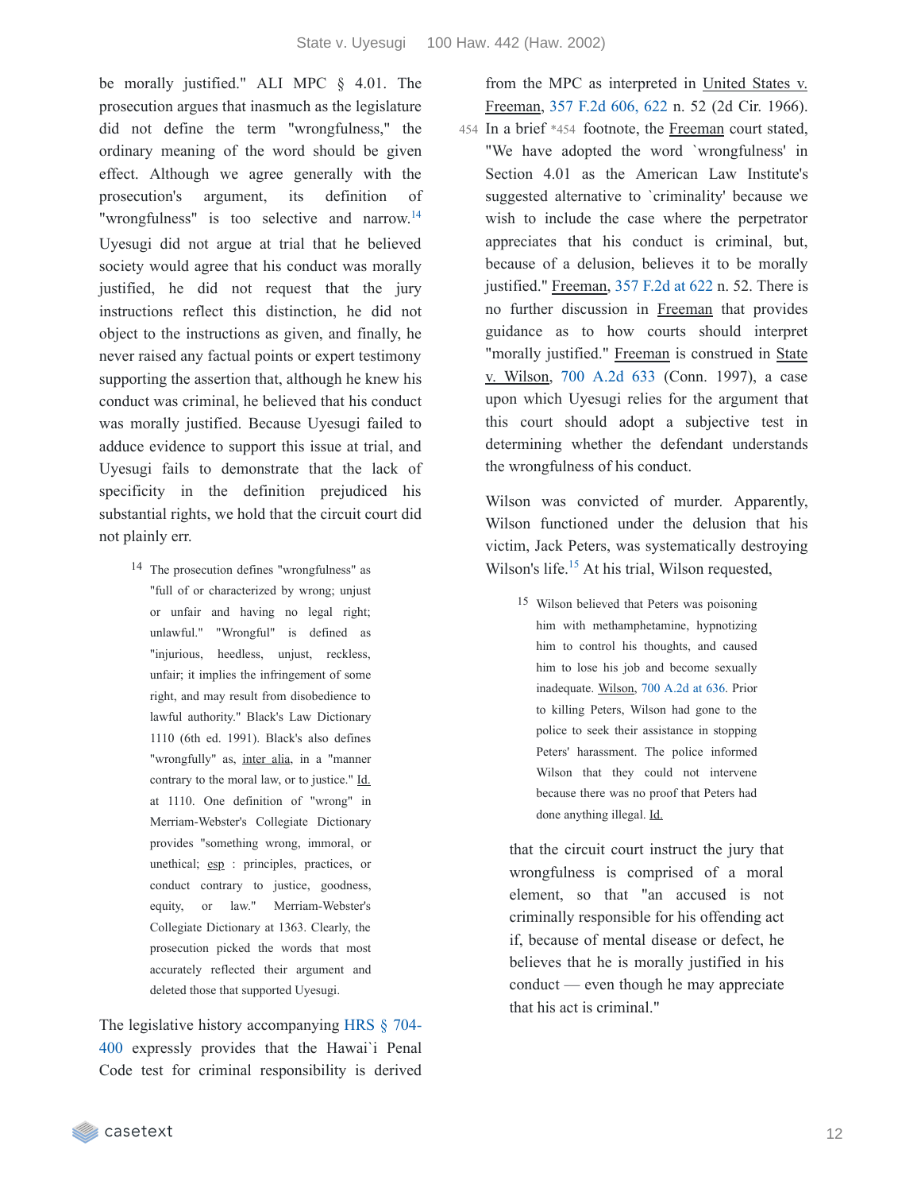be morally justified." ALI MPC § 4.01. The prosecution argues that inasmuch as the legislature did not define the term "wrongfulness," the ordinary meaning of the word should be given effect. Although we agree generally with the prosecution's argument, its definition of "wrongfulness" is too selective and narrow.[14] Uyesugi did not argue at trial that he believed society would agree that his conduct was morally justified, he did not request that the jury instructions reflect this distinction, he did not object to the instructions as given, and finally, he never raised any factual points or expert testimony supporting the assertion that, although he knew his conduct was criminal, he believed that his conduct was morally justified. Because Uyesugi failed to adduce evidence to support this issue at trial, and Uyesugi fails to demonstrate that the lack of specificity in the definition prejudiced his substantial rights, we hold that the circuit court did not plainly err.

> 14 The prosecution defines "wrongfulness" as "full of or characterized by wrong; unjust or unfair and having no legal right; unlawful." "Wrongful" is defined as "injurious, heedless, unjust, reckless, unfair; it implies the infringement of some right, and may result from disobedience to lawful authority." Black's Law Dictionary 1110 (6th ed. 1991). Black's also defines "wrongfully" as, inter alia, in a "manner contrary to the moral law, or to justice." Id. at 1110. One definition of "wrong" in Merriam-Webster's Collegiate Dictionary provides "something wrong, immoral, or unethical; esp : principles, practices, or conduct contrary to justice, goodness, equity, or law." Merriam-Webster's Collegiate Dictionary at 1363. Clearly, the prosecution picked the words that most accurately reflected their argument and deleted those that supported Uyesugi.

The legislative history accompanying HRS § 704-400 expressly provides that the Hawai`i Penal Code test for criminal responsibility is derived from the MPC as interpreted in United States v. Freeman, 357 F.2d 606, 622 n. 52 (2d Cir. 1966). In a brief \*454 footnote, the Freeman court stated, "We have adopted the word `wrongfulness' in Section 4.01 as the American Law Institute's suggested alternative to `criminality' because we wish to include the case where the perpetrator appreciates that his conduct is criminal, but, because of a delusion, believes it to be morally justified." Freeman, 357 F.2d at 622 n. 52. There is no further discussion in Freeman that provides guidance as to how courts should interpret "morally justified." Freeman is construed in State v. Wilson, 700 A.2d 633 (Conn. 1997), a case upon which Uyesugi relies for the argument that this court should adopt a subjective test in determining whether the defendant understands the wrongfulness of his conduct.

Wilson was convicted of murder. Apparently, Wilson functioned under the delusion that his victim, Jack Peters, was systematically destroying Wilson's life.[15] At his trial, Wilson requested,

> 15 Wilson believed that Peters was poisoning him with methamphetamine, hypnotizing him to control his thoughts, and caused him to lose his job and become sexually inadequate. Wilson, 700 A.2d at 636. Prior to killing Peters, Wilson had gone to the police to seek their assistance in stopping Peters' harassment. The police informed Wilson that they could not intervene because there was no proof that Peters had done anything illegal. Id.

> that the circuit court instruct the jury that wrongfulness is comprised of a moral element, so that "an accused is not criminally responsible for his offending act if, because of mental disease or defect, he believes that he is morally justified in his conduct — even though he may appreciate that his act is criminal."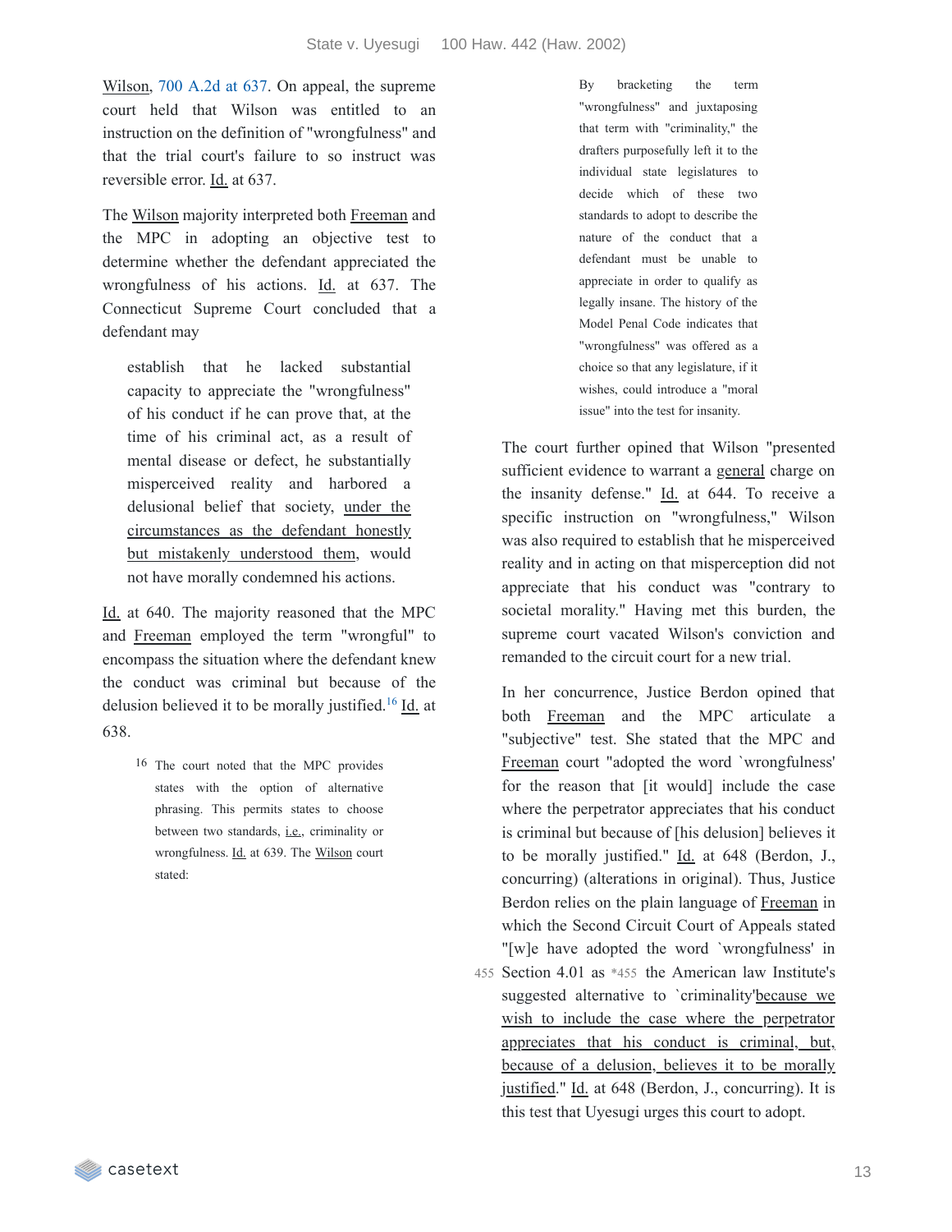Wilson, 700 A.2d at 637. On appeal, the supreme court held that Wilson was entitled to an instruction on the definition of "wrongfulness" and that the trial court's failure to so instruct was reversible error. Id. at 637.

The Wilson majority interpreted both Freeman and the MPC in adopting an objective test to determine whether the defendant appreciated the wrongfulness of his actions. Id. at 637. The Connecticut Supreme Court concluded that a defendant may

> establish that he lacked substantial capacity to appreciate the "wrongfulness" of his conduct if he can prove that, at the time of his criminal act, as a result of mental disease or defect, he substantially misperceived reality and harbored a delusional belief that society, under the circumstances as the defendant honestly but mistakenly understood them, would not have morally condemned his actions.

Id. at 640. The majority reasoned that the MPC and Freeman employed the term "wrongful" to encompass the situation where the defendant knew the conduct was criminal but because of the delusion believed it to be morally justified.[16] Id. at 638.

[16] The court noted that the MPC provides states with the option of alternative phrasing. This permits states to choose between two standards, i.e., criminality or wrongfulness. Id. at 639. The Wilson court stated:

> By bracketing the term "wrongfulness" and juxtaposing that term with "criminality," the drafters purposefully left it to the individual state legislatures to decide which of these two standards to adopt to describe the nature of the conduct that a defendant must be unable to appreciate in order to qualify as legally insane. The history of the Model Penal Code indicates that "wrongfulness" was offered as a choice so that any legislature, if it wishes, could introduce a "moral issue" into the test for insanity.

The court further opined that Wilson "presented sufficient evidence to warrant a general charge on the insanity defense." Id. at 644. To receive a specific instruction on "wrongfulness," Wilson was also required to establish that he misperceived reality and in acting on that misperception did not appreciate that his conduct was "contrary to societal morality." Having met this burden, the supreme court vacated Wilson's conviction and remanded to the circuit court for a new trial.

In her concurrence, Justice Berdon opined that both Freeman and the MPC articulate a "subjective" test. She stated that the MPC and Freeman court "adopted the word `wrongfulness' for the reason that [it would] include the case where the perpetrator appreciates that his conduct is criminal but because of [his delusion] believes it to be morally justified." Id. at 648 (Berdon, J., concurring) (alterations in original). Thus, Justice Berdon relies on the plain language of Freeman in which the Second Circuit Court of Appeals stated "[w]e have adopted the word `wrongfulness' in Section 4.01 as \*455 the American law Institute's suggested alternative to `criminality'because we wish to include the case where the perpetrator appreciates that his conduct is criminal, but, because of a delusion, believes it to be morally justified." Id. at 648 (Berdon, J., concurring). It is this test that Uyesugi urges this court to adopt.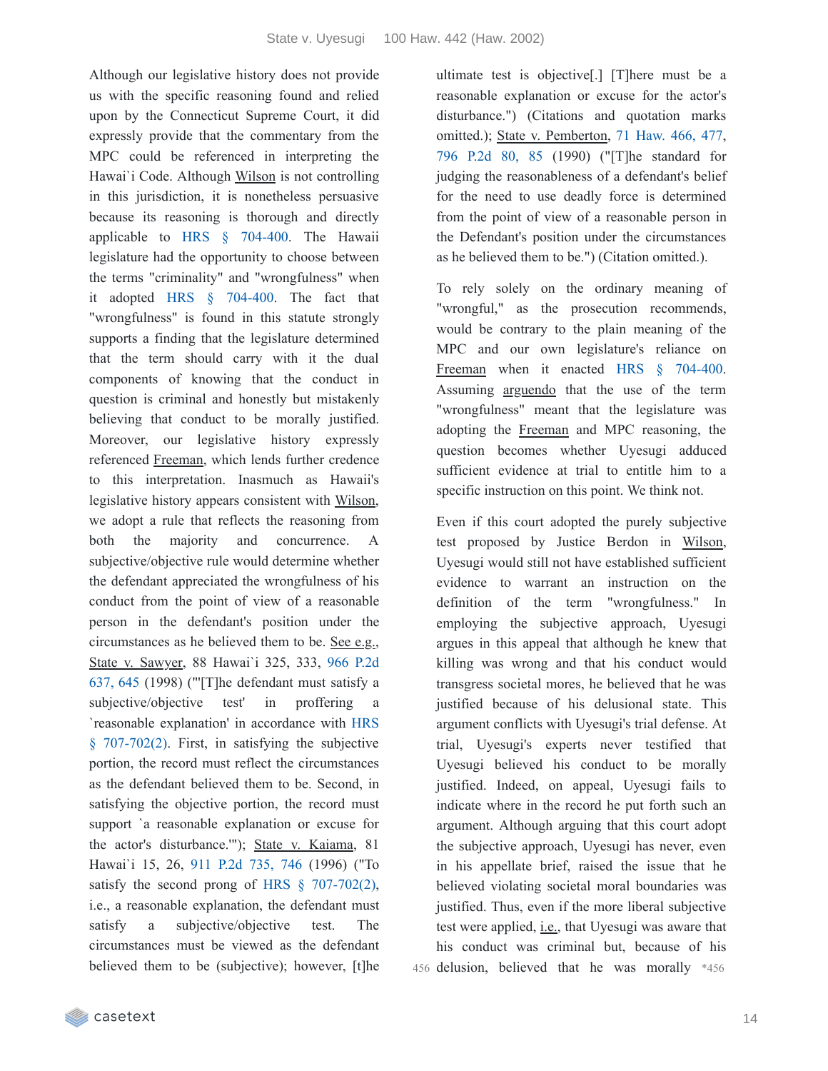Although our legislative history does not provide us with the specific reasoning found and relied upon by the Connecticut Supreme Court, it did expressly provide that the commentary from the MPC could be referenced in interpreting the Hawai`i Code. Although Wilson is not controlling in this jurisdiction, it is nonetheless persuasive because its reasoning is thorough and directly applicable to HRS § 704-400. The Hawaii legislature had the opportunity to choose between the terms "criminality" and "wrongfulness" when it adopted HRS § 704-400. The fact that "wrongfulness" is found in this statute strongly supports a finding that the legislature determined that the term should carry with it the dual components of knowing that the conduct in question is criminal and honestly but mistakenly believing that conduct to be morally justified. Moreover, our legislative history expressly referenced Freeman, which lends further credence to this interpretation. Inasmuch as Hawaii's legislative history appears consistent with Wilson, we adopt a rule that reflects the reasoning from both the majority and concurrence. A subjective/objective rule would determine whether the defendant appreciated the wrongfulness of his conduct from the point of view of a reasonable person in the defendant's position under the circumstances as he believed them to be. See e.g., State v. Sawyer, 88 Hawai`i 325, 333, 966 P.2d 637, 645 (1998) ("'[T]he defendant must satisfy a subjective/objective test' in proffering a `reasonable explanation' in accordance with HRS § 707-702(2). First, in satisfying the subjective portion, the record must reflect the circumstances as the defendant believed them to be. Second, in satisfying the objective portion, the record must support `a reasonable explanation or excuse for the actor's disturbance.'"); State v. Kaiama, 81 Hawai`i 15, 26, 911 P.2d 735, 746 (1996) ("To satisfy the second prong of HRS § 707-702(2), i.e., a reasonable explanation, the defendant must satisfy a subjective/objective test. The circumstances must be viewed as the defendant believed them to be (subjective); however, [t]he ultimate test is objective[.] [T]here must be a reasonable explanation or excuse for the actor's disturbance.") (Citations and quotation marks omitted.); State v. Pemberton, 71 Haw. 466, 477, 796 P.2d 80, 85 (1990) ("[T]he standard for judging the reasonableness of a defendant's belief for the need to use deadly force is determined from the point of view of a reasonable person in the Defendant's position under the circumstances as he believed them to be.") (Citation omitted.).

To rely solely on the ordinary meaning of "wrongful," as the prosecution recommends, would be contrary to the plain meaning of the MPC and our own legislature's reliance on Freeman when it enacted HRS § 704-400. Assuming arguendo that the use of the term "wrongfulness" meant that the legislature was adopting the Freeman and MPC reasoning, the question becomes whether Uyesugi adduced sufficient evidence at trial to entitle him to a specific instruction on this point. We think not.

Even if this court adopted the purely subjective test proposed by Justice Berdon in Wilson, Uyesugi would still not have established sufficient evidence to warrant an instruction on the definition of the term "wrongfulness." In employing the subjective approach, Uyesugi argues in this appeal that although he knew that killing was wrong and that his conduct would transgress societal mores, he believed that he was justified because of his delusional state. This argument conflicts with Uyesugi's trial defense. At trial, Uyesugi's experts never testified that Uyesugi believed his conduct to be morally justified. Indeed, on appeal, Uyesugi fails to indicate where in the record he put forth such an argument. Although arguing that this court adopt the subjective approach, Uyesugi has never, even in his appellate brief, raised the issue that he believed violating societal moral boundaries was justified. Thus, even if the more liberal subjective test were applied, i.e., that Uyesugi was aware that his conduct was criminal but, because of his delusion, believed that he was morally *456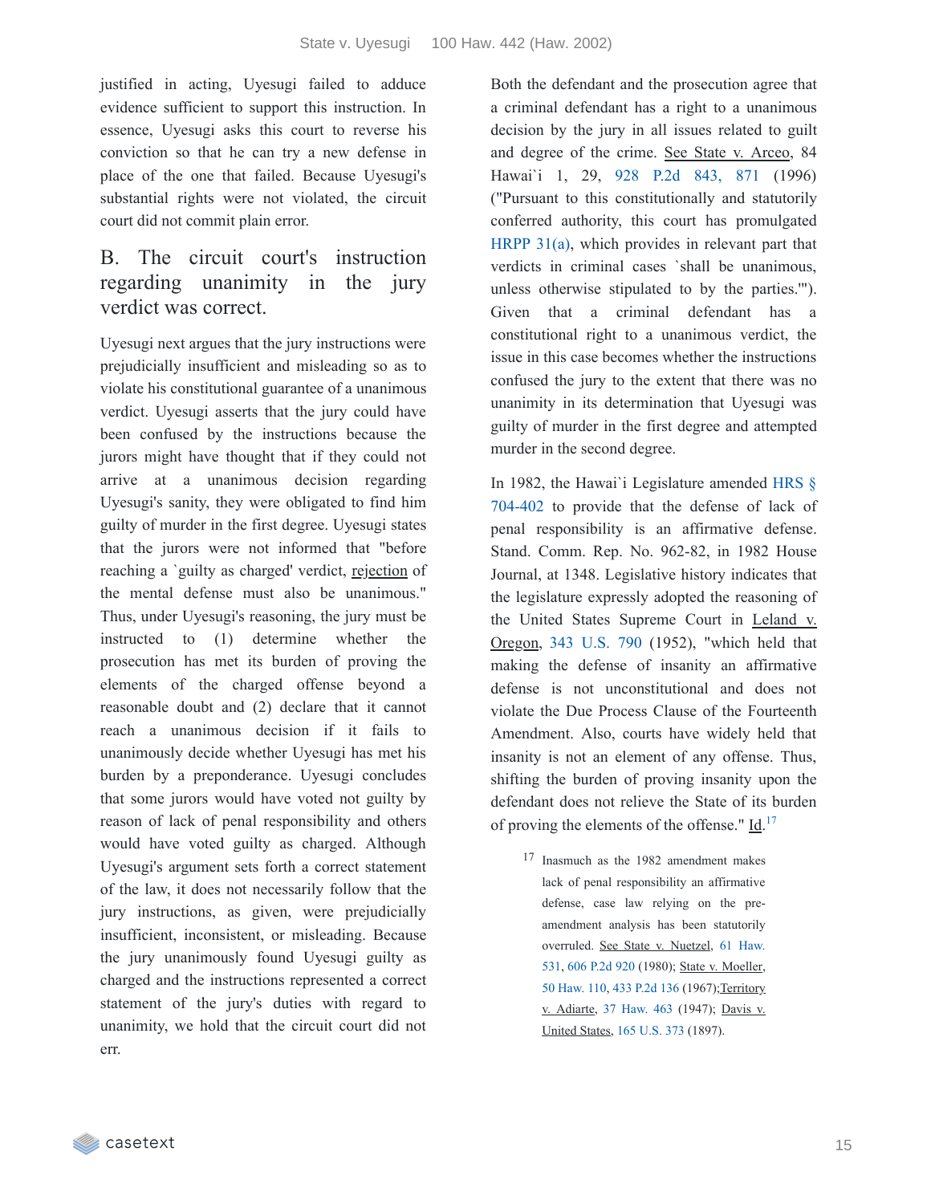justified in acting, Uyesugi failed to adduce evidence sufficient to support this instruction. In essence, Uyesugi asks this court to reverse his conviction so that he can try a new defense in place of the one that failed. Because Uyesugi's substantial rights were not violated, the circuit court did not commit plain error.

## B. The circuit court's instruction regarding unanimity in the jury verdict was correct.

Uyesugi next argues that the jury instructions were prejudicially insufficient and misleading so as to violate his constitutional guarantee of a unanimous verdict. Uyesugi asserts that the jury could have been confused by the instructions because the jurors might have thought that if they could not arrive at a unanimous decision regarding Uyesugi's sanity, they were obligated to find him guilty of murder in the first degree. Uyesugi states that the jurors were not informed that "before reaching a `guilty as charged' verdict, rejection of the mental defense must also be unanimous." Thus, under Uyesugi's reasoning, the jury must be instructed to (1) determine whether the prosecution has met its burden of proving the elements of the charged offense beyond a reasonable doubt and (2) declare that it cannot reach a unanimous decision if it fails to unanimously decide whether Uyesugi has met his burden by a preponderance. Uyesugi concludes that some jurors would have voted not guilty by reason of lack of penal responsibility and others would have voted guilty as charged. Although Uyesugi's argument sets forth a correct statement of the law, it does not necessarily follow that the jury instructions, as given, were prejudicially insufficient, inconsistent, or misleading. Because the jury unanimously found Uyesugi guilty as charged and the instructions represented a correct statement of the jury's duties with regard to unanimity, we hold that the circuit court did not err.

Both the defendant and the prosecution agree that a criminal defendant has a right to a unanimous decision by the jury in all issues related to guilt and degree of the crime. See State v. Arceo, 84 Hawai`i 1, 29, 928 P.2d 843, 871 (1996) ("Pursuant to this constitutionally and statutorily conferred authority, this court has promulgated HRPP 31(a), which provides in relevant part that verdicts in criminal cases `shall be unanimous, unless otherwise stipulated to by the parties.'"). Given that a criminal defendant has a constitutional right to a unanimous verdict, the issue in this case becomes whether the instructions confused the jury to the extent that there was no unanimity in its determination that Uyesugi was guilty of murder in the first degree and attempted murder in the second degree.

In 1982, the Hawai`i Legislature amended HRS § 704-402 to provide that the defense of lack of penal responsibility is an affirmative defense. Stand. Comm. Rep. No. 962-82, in 1982 House Journal, at 1348. Legislative history indicates that the legislature expressly adopted the reasoning of the United States Supreme Court in Leland v. Oregon, 343 U.S. 790 (1952), "which held that making the defense of insanity an affirmative defense is not unconstitutional and does not violate the Due Process Clause of the Fourteenth Amendment. Also, courts have widely held that insanity is not an element of any offense. Thus, shifting the burden of proving insanity upon the defendant does not relieve the State of its burden of proving the elements of the offense." Id.[17]

[17] Inasmuch as the 1982 amendment makes lack of penal responsibility an affirmative defense, case law relying on the pre-amendment analysis has been statutorily overruled. See State v. Nuetzel, 61 Haw. 531, 606 P.2d 920 (1980); State v. Moeller, 50 Haw. 110, 433 P.2d 136 (1967); Territory v. Adiarte, 37 Haw. 463 (1947); Davis v. United States, 165 U.S. 373 (1897).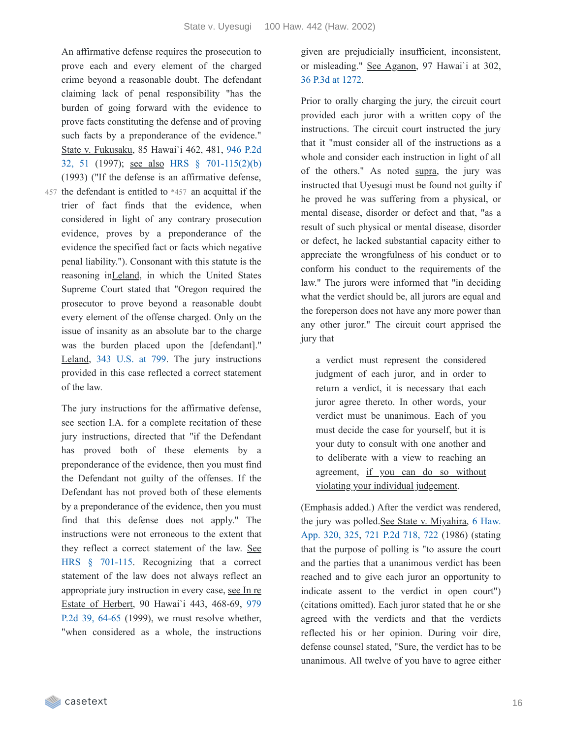An affirmative defense requires the prosecution to prove each and every element of the charged crime beyond a reasonable doubt. The defendant claiming lack of penal responsibility "has the burden of going forward with the evidence to prove facts constituting the defense and of proving such facts by a preponderance of the evidence." State v. Fukusaku, 85 Hawai`i 462, 481, 946 P.2d 32, 51 (1997); see also HRS § 701-115(2)(b) (1993) ("If the defense is an affirmative defense, the defendant is entitled to *457 an acquittal if the trier of fact finds that the evidence, when considered in light of any contrary prosecution evidence, proves by a preponderance of the evidence the specified fact or facts which negative penal liability."). Consonant with this statute is the reasoning in Leland, in which the United States Supreme Court stated that "Oregon required the prosecutor to prove beyond a reasonable doubt every element of the offense charged. Only on the issue of insanity as an absolute bar to the charge was the burden placed upon the [defendant]." Leland, 343 U.S. at 799. The jury instructions provided in this case reflected a correct statement of the law.

The jury instructions for the affirmative defense, see section I.A. for a complete recitation of these jury instructions, directed that "if the Defendant has proved both of these elements by a preponderance of the evidence, then you must find the Defendant not guilty of the offenses. If the Defendant has not proved both of these elements by a preponderance of the evidence, then you must find that this defense does not apply." The instructions were not erroneous to the extent that they reflect a correct statement of the law. See HRS § 701-115. Recognizing that a correct statement of the law does not always reflect an appropriate jury instruction in every case, see In re Estate of Herbert, 90 Hawai`i 443, 468-69, 979 P.2d 39, 64-65 (1999), we must resolve whether, "when considered as a whole, the instructions given are prejudicially insufficient, inconsistent, or misleading." See Aganon, 97 Hawai`i at 302, 36 P.3d at 1272.

Prior to orally charging the jury, the circuit court provided each juror with a written copy of the instructions. The circuit court instructed the jury that it "must consider all of the instructions as a whole and consider each instruction in light of all of the others." As noted supra, the jury was instructed that Uyesugi must be found not guilty if he proved he was suffering from a physical, or mental disease, disorder or defect and that, "as a result of such physical or mental disease, disorder or defect, he lacked substantial capacity either to appreciate the wrongfulness of his conduct or to conform his conduct to the requirements of the law." The jurors were informed that "in deciding what the verdict should be, all jurors are equal and the foreperson does not have any more power than any other juror." The circuit court apprised the jury that

> a verdict must represent the considered judgment of each juror, and in order to return a verdict, it is necessary that each juror agree thereto. In other words, your verdict must be unanimous. Each of you must decide the case for yourself, but it is your duty to consult with one another and to deliberate with a view to reaching an agreement, <u>if you can do so without violating your individual judgement</u>.

(Emphasis added.) After the verdict was rendered, the jury was polled. See State v. Miyahira, 6 Haw. App. 320, 325, 721 P.2d 718, 722 (1986) (stating that the purpose of polling is "to assure the court and the parties that a unanimous verdict has been reached and to give each juror an opportunity to indicate assent to the verdict in open court") (citations omitted). Each juror stated that he or she agreed with the verdicts and that the verdicts reflected his or her opinion. During voir dire, defense counsel stated, "Sure, the verdict has to be unanimous. All twelve of you have to agree either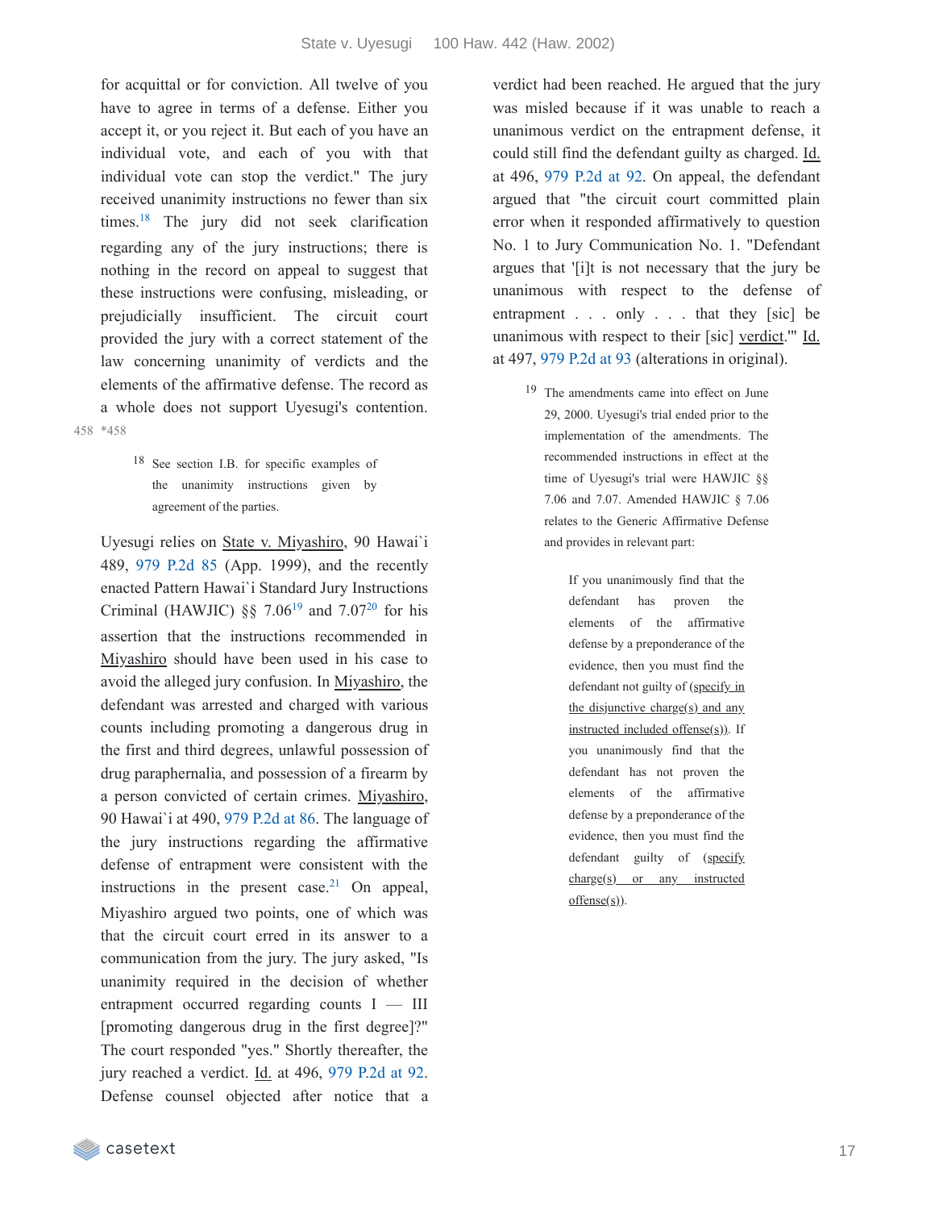for acquittal or for conviction. All twelve of you have to agree in terms of a defense. Either you accept it, or you reject it. But each of you have an individual vote, and each of you with that individual vote can stop the verdict." The jury received unanimity instructions no fewer than six times.[18] The jury did not seek clarification regarding any of the jury instructions; there is nothing in the record on appeal to suggest that these instructions were confusing, misleading, or prejudicially insufficient. The circuit court provided the jury with a correct statement of the law concerning unanimity of verdicts and the elements of the affirmative defense. The record as a whole does not support Uyesugi's contention. *458

> [18] See section I.B. for specific examples of the unanimity instructions given by agreement of the parties.

Uyesugi relies on State v. Miyashiro, 90 Hawai`i 489, 979 P.2d 85 (App. 1999), and the recently enacted Pattern Hawai`i Standard Jury Instructions Criminal (HAWJIC) §§ 7.06[19] and 7.07[20] for his assertion that the instructions recommended in Miyashiro should have been used in his case to avoid the alleged jury confusion. In Miyashiro, the defendant was arrested and charged with various counts including promoting a dangerous drug in the first and third degrees, unlawful possession of drug paraphernalia, and possession of a firearm by a person convicted of certain crimes. Miyashiro, 90 Hawai`i at 490, 979 P.2d at 86. The language of the jury instructions regarding the affirmative defense of entrapment were consistent with the instructions in the present case.[21] On appeal, Miyashiro argued two points, one of which was that the circuit court erred in its answer to a communication from the jury. The jury asked, "Is unanimity required in the decision of whether entrapment occurred regarding counts I — III [promoting dangerous drug in the first degree]?" The court responded "yes." Shortly thereafter, the jury reached a verdict. Id. at 496, 979 P.2d at 92. Defense counsel objected after notice that a verdict had been reached. He argued that the jury was misled because if it was unable to reach a unanimous verdict on the entrapment defense, it could still find the defendant guilty as charged. Id. at 496, 979 P.2d at 92. On appeal, the defendant argued that "the circuit court committed plain error when it responded affirmatively to question No. 1 to Jury Communication No. 1. "Defendant argues that '[i]t is not necessary that the jury be unanimous with respect to the defense of entrapment . . . only . . . that they [sic] be unanimous with respect to their [sic] verdict.'" Id. at 497, 979 P.2d at 93 (alterations in original).

> [19] The amendments came into effect on June 29, 2000. Uyesugi's trial ended prior to the implementation of the amendments. The recommended instructions in effect at the time of Uyesugi's trial were HAWJIC §§ 7.06 and 7.07. Amended HAWJIC § 7.06 relates to the Generic Affirmative Defense and provides in relevant part:
>
> > If you unanimously find that the defendant has proven the elements of the affirmative defense by a preponderance of the evidence, then you must find the defendant not guilty of (specify in the disjunctive charge(s) and any instructed included offense(s)). If you unanimously find that the defendant has not proven the elements of the affirmative defense by a preponderance of the evidence, then you must find the defendant guilty of (specify charge(s) or any instructed offense(s)).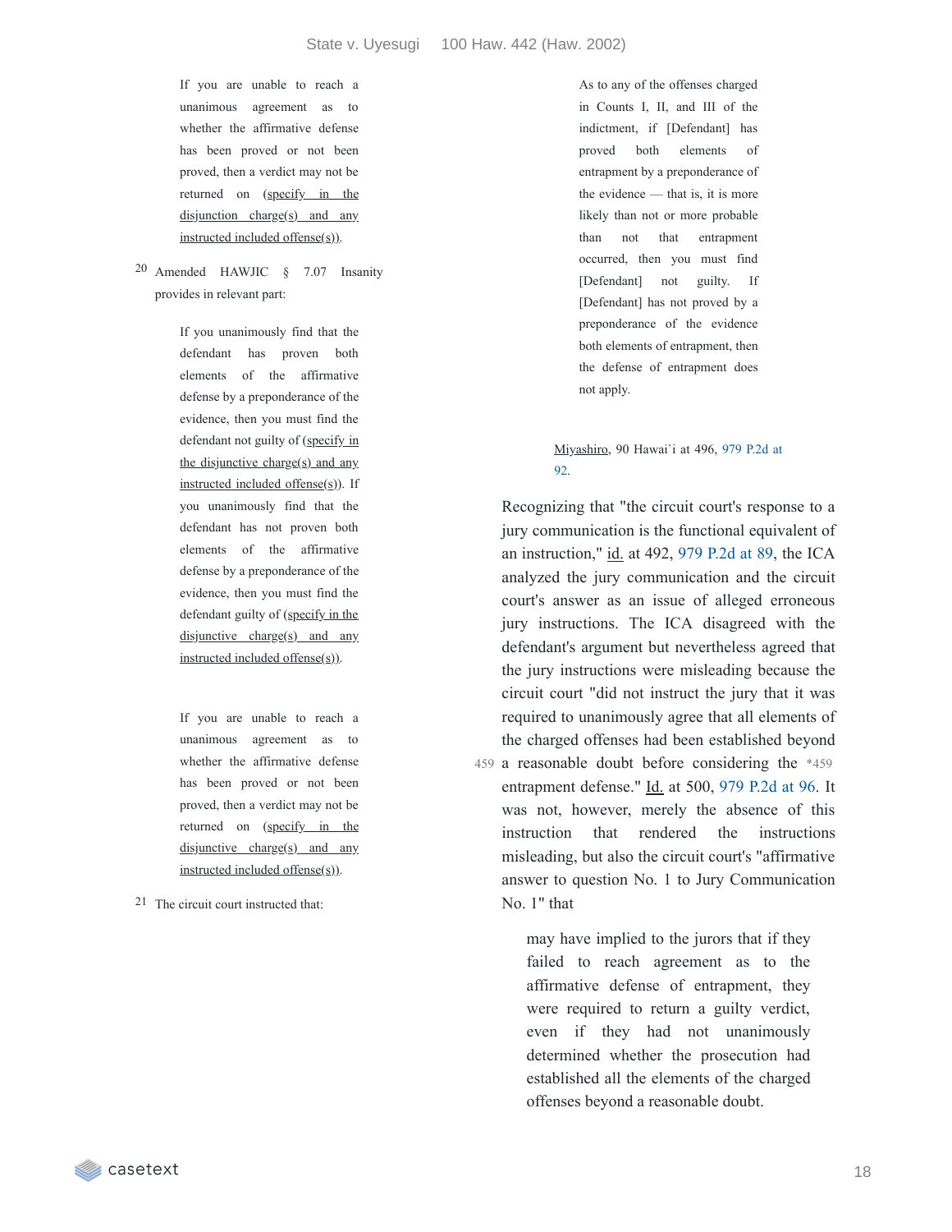If you are unable to reach a unanimous agreement as to whether the affirmative defense has been proved or not been proved, then a verdict may not be returned on (specify in the disjunction charge(s) and any instructed included offense(s)).

[20] Amended HAWJIC § 7.07 Insanity provides in relevant part:

> If you unanimously find that the defendant has proven both elements of the affirmative defense by a preponderance of the evidence, then you must find the defendant not guilty of (specify in the disjunctive charge(s) and any instructed included offense(s)). If you unanimously find that the defendant has not proven both elements of the affirmative defense by a preponderance of the evidence, then you must find the defendant guilty of (specify in the disjunctive charge(s) and any instructed included offense(s)).
>
> If you are unable to reach a unanimous agreement as to whether the affirmative defense has been proved or not been proved, then a verdict may not be returned on (specify in the disjunctive charge(s) and any instructed included offense(s)).

[21] The circuit court instructed that:

> As to any of the offenses charged in Counts I, II, and III of the indictment, if [Defendant] has proved both elements of entrapment by a preponderance of the evidence — that is, it is more likely than not or more probable than not that entrapment occurred, then you must find [Defendant] not guilty. If [Defendant] has not proved by a preponderance of the evidence both elements of entrapment, then the defense of entrapment does not apply.

Miyashiro, 90 Hawai`i at 496, 979 P.2d at 92.

Recognizing that "the circuit court's response to a jury communication is the functional equivalent of an instruction," id. at 492, 979 P.2d at 89, the ICA analyzed the jury communication and the circuit court's answer as an issue of alleged erroneous jury instructions. The ICA disagreed with the defendant's argument but nevertheless agreed that the jury instructions were misleading because the circuit court "did not instruct the jury that it was required to unanimously agree that all elements of the charged offenses had been established beyond a reasonable doubt before considering the *459 entrapment defense." Id. at 500, 979 P.2d at 96. It was not, however, merely the absence of this instruction that rendered the instructions misleading, but also the circuit court's "affirmative answer to question No. 1 to Jury Communication No. 1" that

> may have implied to the jurors that if they failed to reach agreement as to the affirmative defense of entrapment, they were required to return a guilty verdict, even if they had not unanimously determined whether the prosecution had established all the elements of the charged offenses beyond a reasonable doubt.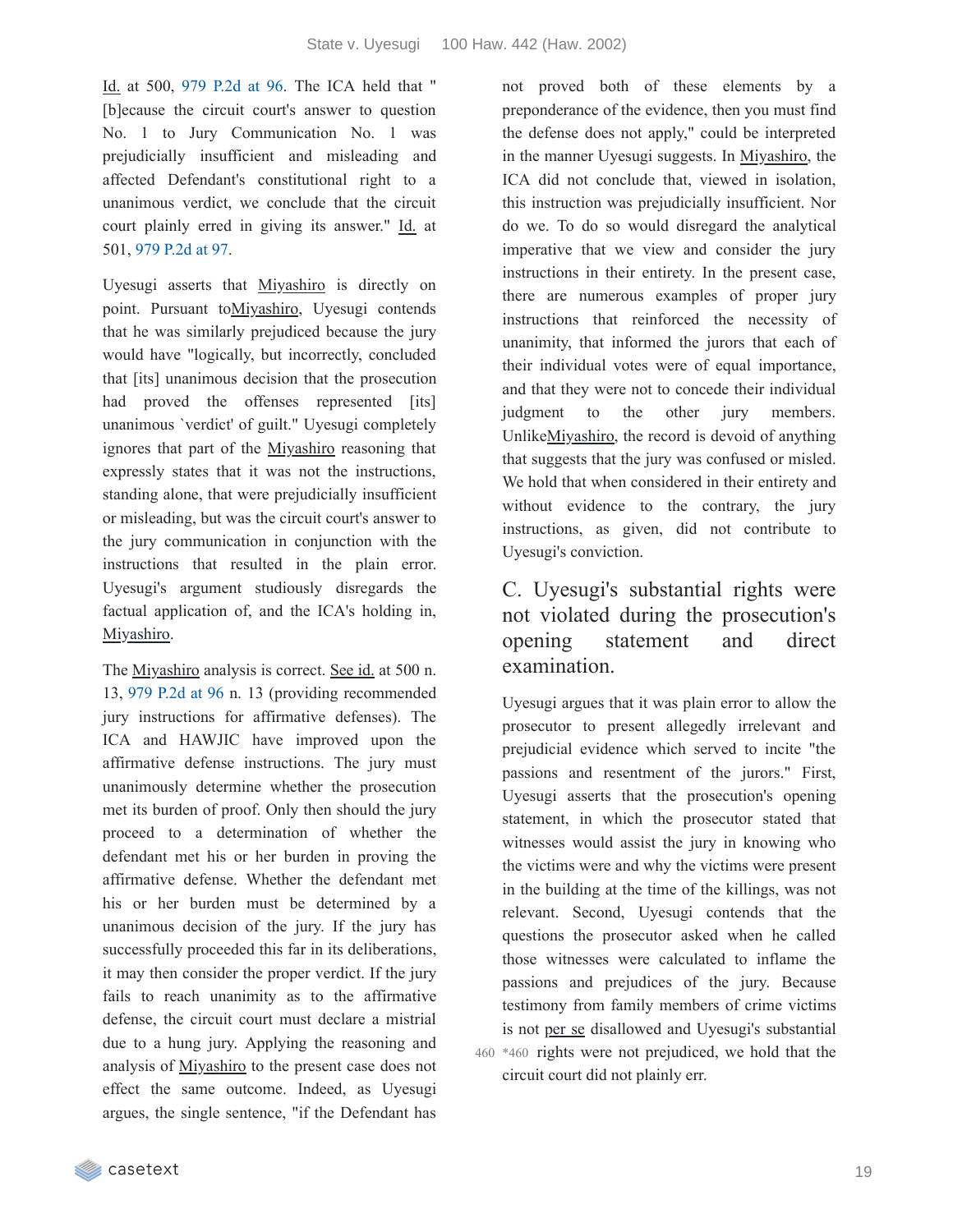Id. at 500, 979 P.2d at 96. The ICA held that "[b]ecause the circuit court's answer to question No. 1 to Jury Communication No. 1 was prejudicially insufficient and misleading and affected Defendant's constitutional right to a unanimous verdict, we conclude that the circuit court plainly erred in giving its answer." Id. at 501, 979 P.2d at 97.

Uyesugi asserts that Miyashiro is directly on point. Pursuant to Miyashiro, Uyesugi contends that he was similarly prejudiced because the jury would have "logically, but incorrectly, concluded that [its] unanimous decision that the prosecution had proved the offenses represented [its] unanimous `verdict' of guilt." Uyesugi completely ignores that part of the Miyashiro reasoning that expressly states that it was not the instructions, standing alone, that were prejudicially insufficient or misleading, but was the circuit court's answer to the jury communication in conjunction with the instructions that resulted in the plain error. Uyesugi's argument studiously disregards the factual application of, and the ICA's holding in, Miyashiro.

The Miyashiro analysis is correct. See id. at 500 n. 13, 979 P.2d at 96 n. 13 (providing recommended jury instructions for affirmative defenses). The ICA and HAWJIC have improved upon the affirmative defense instructions. The jury must unanimously determine whether the prosecution met its burden of proof. Only then should the jury proceed to a determination of whether the defendant met his or her burden in proving the affirmative defense. Whether the defendant met his or her burden must be determined by a unanimous decision of the jury. If the jury has successfully proceeded this far in its deliberations, it may then consider the proper verdict. If the jury fails to reach unanimity as to the affirmative defense, the circuit court must declare a mistrial due to a hung jury. Applying the reasoning and analysis of Miyashiro to the present case does not effect the same outcome. Indeed, as Uyesugi argues, the single sentence, "if the Defendant has not proved both of these elements by a preponderance of the evidence, then you must find the defense does not apply," could be interpreted in the manner Uyesugi suggests. In Miyashiro, the ICA did not conclude that, viewed in isolation, this instruction was prejudicially insufficient. Nor do we. To do so would disregard the analytical imperative that we view and consider the jury instructions in their entirety. In the present case, there are numerous examples of proper jury instructions that reinforced the necessity of unanimity, that informed the jurors that each of their individual votes were of equal importance, and that they were not to concede their individual judgment to the other jury members. Unlike Miyashiro, the record is devoid of anything that suggests that the jury was confused or misled. We hold that when considered in their entirety and without evidence to the contrary, the jury instructions, as given, did not contribute to Uyesugi's conviction.

## C. Uyesugi's substantial rights were not violated during the prosecution's opening statement and direct examination.

Uyesugi argues that it was plain error to allow the prosecutor to present allegedly irrelevant and prejudicial evidence which served to incite "the passions and resentment of the jurors." First, Uyesugi asserts that the prosecution's opening statement, in which the prosecutor stated that witnesses would assist the jury in knowing who the victims were and why the victims were present in the building at the time of the killings, was not relevant. Second, Uyesugi contends that the questions the prosecutor asked when he called those witnesses were calculated to inflame the passions and prejudices of the jury. Because testimony from family members of crime victims is not per se disallowed and Uyesugi's substantial *460 rights were not prejudiced, we hold that the circuit court did not plainly err.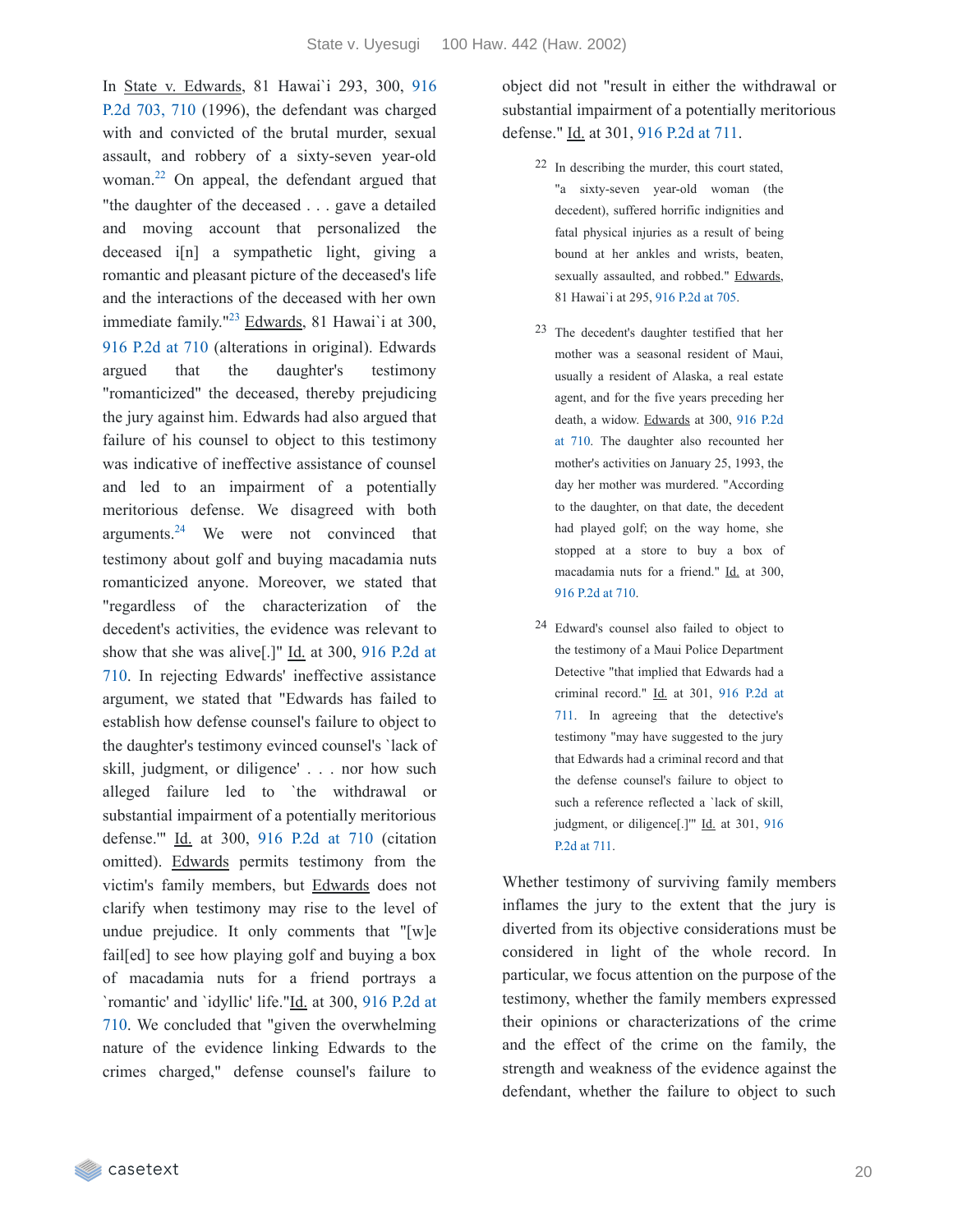In State v. Edwards, 81 Hawai`i 293, 300, 916 P.2d 703, 710 (1996), the defendant was charged with and convicted of the brutal murder, sexual assault, and robbery of a sixty-seven year-old woman.[22] On appeal, the defendant argued that "the daughter of the deceased . . . gave a detailed and moving account that personalized the deceased i[n] a sympathetic light, giving a romantic and pleasant picture of the deceased's life and the interactions of the deceased with her own immediate family."[23] Edwards, 81 Hawai`i at 300, 916 P.2d at 710 (alterations in original). Edwards argued that the daughter's testimony "romanticized" the deceased, thereby prejudicing the jury against him. Edwards had also argued that failure of his counsel to object to this testimony was indicative of ineffective assistance of counsel and led to an impairment of a potentially meritorious defense. We disagreed with both arguments.[24] We were not convinced that testimony about golf and buying macadamia nuts romanticized anyone. Moreover, we stated that "regardless of the characterization of the decedent's activities, the evidence was relevant to show that she was alive[.]" Id. at 300, 916 P.2d at 710. In rejecting Edwards' ineffective assistance argument, we stated that "Edwards has failed to establish how defense counsel's failure to object to the daughter's testimony evinced counsel's `lack of skill, judgment, or diligence' . . . nor how such alleged failure led to `the withdrawal or substantial impairment of a potentially meritorious defense.'" Id. at 300, 916 P.2d at 710 (citation omitted). Edwards permits testimony from the victim's family members, but Edwards does not clarify when testimony may rise to the level of undue prejudice. It only comments that "[w]e fail[ed] to see how playing golf and buying a box of macadamia nuts for a friend portrays a `romantic' and `idyllic' life."Id. at 300, 916 P.2d at 710. We concluded that "given the overwhelming nature of the evidence linking Edwards to the crimes charged," defense counsel's failure to object did not "result in either the withdrawal or substantial impairment of a potentially meritorious defense." Id. at 301, 916 P.2d at 711.

[22] In describing the murder, this court stated, "a sixty-seven year-old woman (the decedent), suffered horrific indignities and fatal physical injuries as a result of being bound at her ankles and wrists, beaten, sexually assaulted, and robbed." Edwards, 81 Hawai`i at 295, 916 P.2d at 705.

[23] The decedent's daughter testified that her mother was a seasonal resident of Maui, usually a resident of Alaska, a real estate agent, and for the five years preceding her death, a widow. Edwards at 300, 916 P.2d at 710. The daughter also recounted her mother's activities on January 25, 1993, the day her mother was murdered. "According to the daughter, on that date, the decedent had played golf; on the way home, she stopped at a store to buy a box of macadamia nuts for a friend." Id. at 300, 916 P.2d at 710.

[24] Edward's counsel also failed to object to the testimony of a Maui Police Department Detective "that implied that Edwards had a criminal record." Id. at 301, 916 P.2d at 711. In agreeing that the detective's testimony "may have suggested to the jury that Edwards had a criminal record and that the defense counsel's failure to object to such a reference reflected a `lack of skill, judgment, or diligence[.]'" Id. at 301, 916 P.2d at 711.

Whether testimony of surviving family members inflames the jury to the extent that the jury is diverted from its objective considerations must be considered in light of the whole record. In particular, we focus attention on the purpose of the testimony, whether the family members expressed their opinions or characterizations of the crime and the effect of the crime on the family, the strength and weakness of the evidence against the defendant, whether the failure to object to such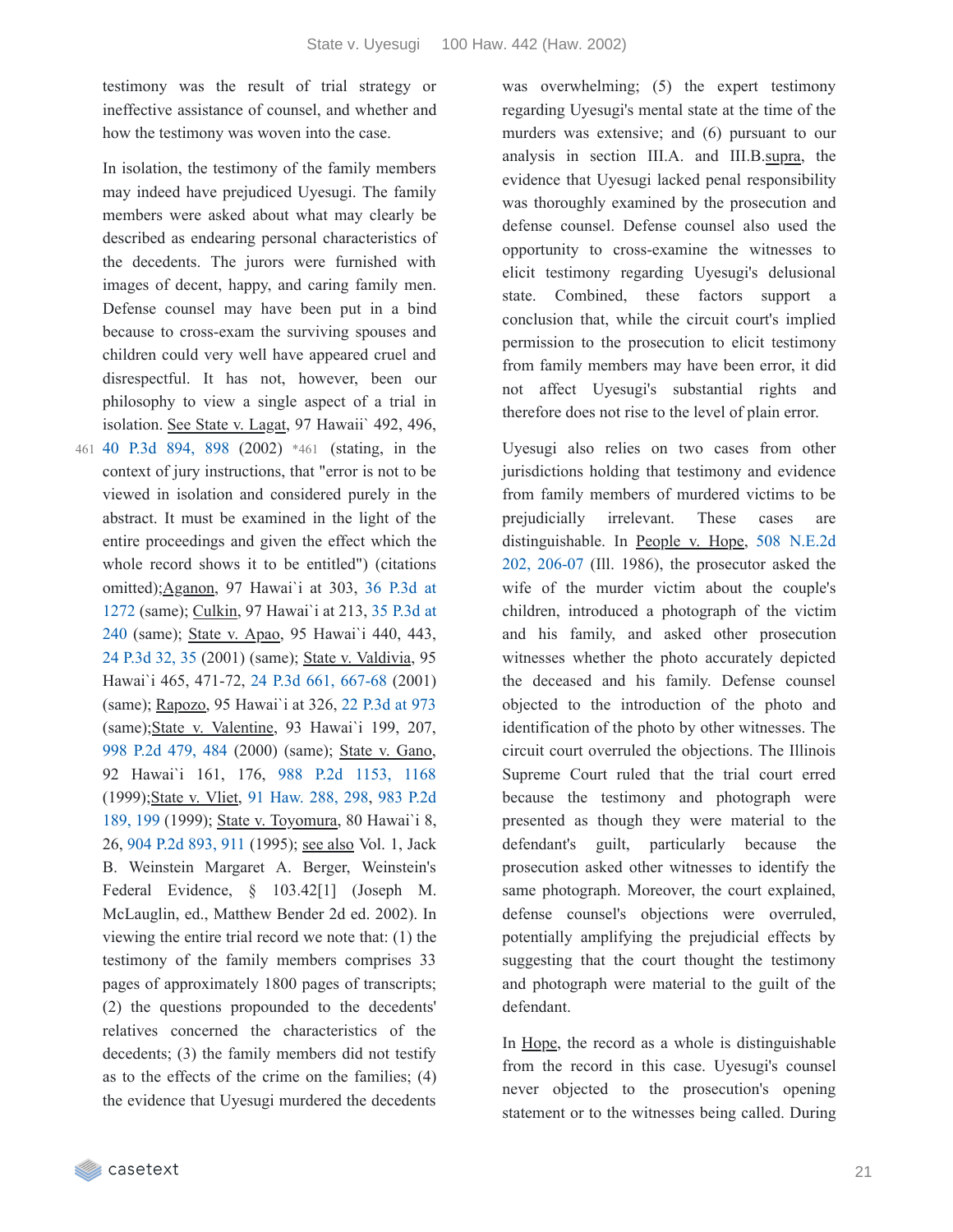testimony was the result of trial strategy or ineffective assistance of counsel, and whether and how the testimony was woven into the case.

In isolation, the testimony of the family members may indeed have prejudiced Uyesugi. The family members were asked about what may clearly be described as endearing personal characteristics of the decedents. The jurors were furnished with images of decent, happy, and caring family men. Defense counsel may have been put in a bind because to cross-exam the surviving spouses and children could very well have appeared cruel and disrespectful. It has not, however, been our philosophy to view a single aspect of a trial in isolation. See State v. Lagat, 97 Hawaii` 492, 496, 40 P.3d 894, 898 (2002) *461 (stating, in the context of jury instructions, that "error is not to be viewed in isolation and considered purely in the abstract. It must be examined in the light of the entire proceedings and given the effect which the whole record shows it to be entitled") (citations omitted);Aganon, 97 Hawai`i at 303, 36 P.3d at 1272 (same); Culkin, 97 Hawai`i at 213, 35 P.3d at 240 (same); State v. Apao, 95 Hawai`i 440, 443, 24 P.3d 32, 35 (2001) (same); State v. Valdivia, 95 Hawai`i 465, 471-72, 24 P.3d 661, 667-68 (2001) (same); Rapozo, 95 Hawai`i at 326, 22 P.3d at 973 (same);State v. Valentine, 93 Hawai`i 199, 207, 998 P.2d 479, 484 (2000) (same); State v. Gano, 92 Hawai`i 161, 176, 988 P.2d 1153, 1168 (1999);State v. Vliet, 91 Haw. 288, 298, 983 P.2d 189, 199 (1999); State v. Toyomura, 80 Hawai`i 8, 26, 904 P.2d 893, 911 (1995); see also Vol. 1, Jack B. Weinstein Margaret A. Berger, Weinstein's Federal Evidence, § 103.42[1] (Joseph M. McLaughlin, ed., Matthew Bender 2d ed. 2002). In viewing the entire trial record we note that: (1) the testimony of the family members comprises 33 pages of approximately 1800 pages of transcripts; (2) the questions propounded to the decedents' relatives concerned the characteristics of the decedents; (3) the family members did not testify as to the effects of the crime on the families; (4) the evidence that Uyesugi murdered the decedents was overwhelming; (5) the expert testimony regarding Uyesugi's mental state at the time of the murders was extensive; and (6) pursuant to our analysis in section III.A. and III.B.supra, the evidence that Uyesugi lacked penal responsibility was thoroughly examined by the prosecution and defense counsel. Defense counsel also used the opportunity to cross-examine the witnesses to elicit testimony regarding Uyesugi's delusional state. Combined, these factors support a conclusion that, while the circuit court's implied permission to the prosecution to elicit testimony from family members may have been error, it did not affect Uyesugi's substantial rights and therefore does not rise to the level of plain error.

Uyesugi also relies on two cases from other jurisdictions holding that testimony and evidence from family members of murdered victims to be prejudicially irrelevant. These cases are distinguishable. In People v. Hope, 508 N.E.2d 202, 206-07 (Ill. 1986), the prosecutor asked the wife of the murder victim about the couple's children, introduced a photograph of the victim and his family, and asked other prosecution witnesses whether the photo accurately depicted the deceased and his family. Defense counsel objected to the introduction of the photo and identification of the photo by other witnesses. The circuit court overruled the objections. The Illinois Supreme Court ruled that the trial court erred because the testimony and photograph were presented as though they were material to the defendant's guilt, particularly because the prosecution asked other witnesses to identify the same photograph. Moreover, the court explained, defense counsel's objections were overruled, potentially amplifying the prejudicial effects by suggesting that the court thought the testimony and photograph were material to the guilt of the defendant.

In Hope, the record as a whole is distinguishable from the record in this case. Uyesugi's counsel never objected to the prosecution's opening statement or to the witnesses being called. During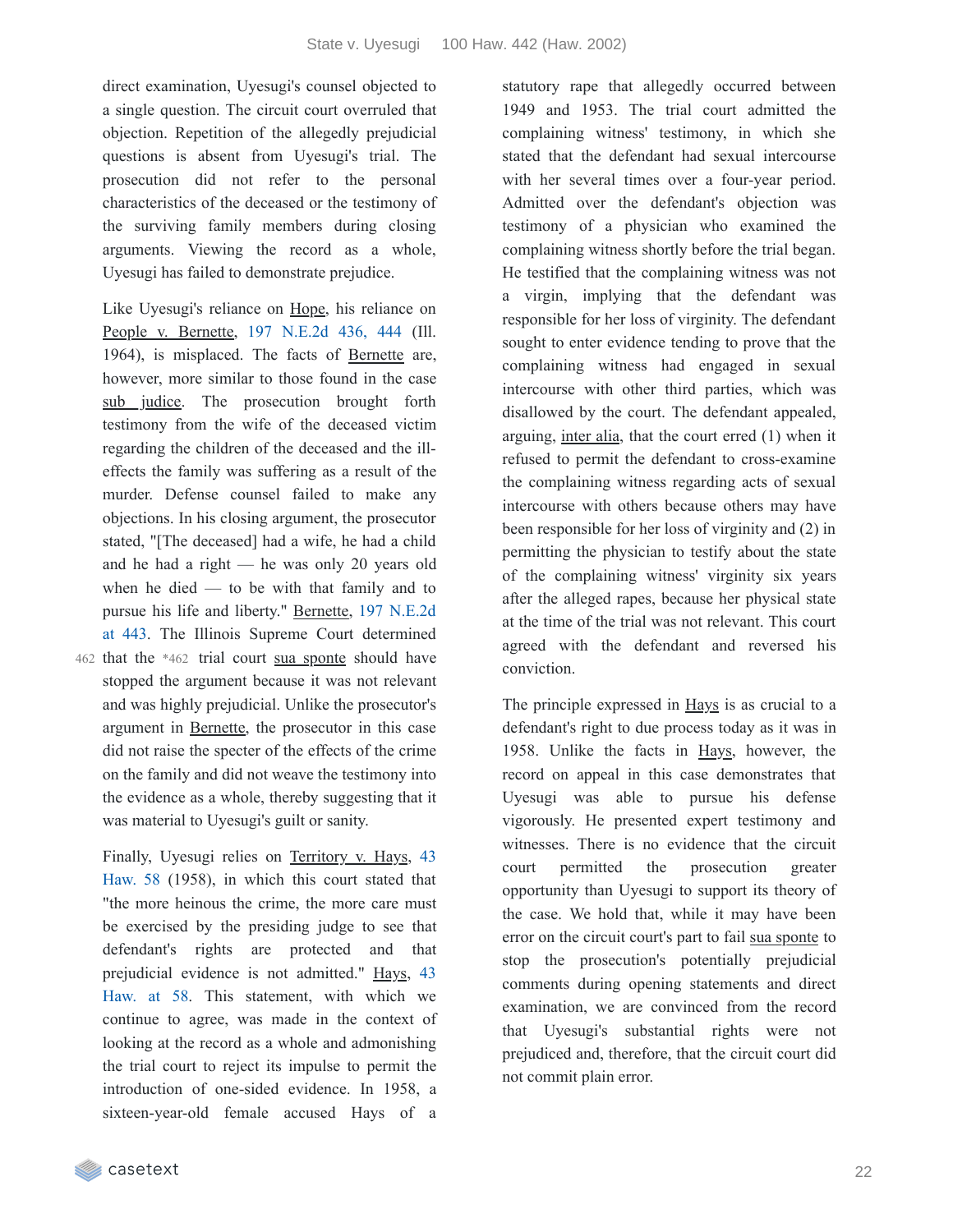direct examination, Uyesugi's counsel objected to a single question. The circuit court overruled that objection. Repetition of the allegedly prejudicial questions is absent from Uyesugi's trial. The prosecution did not refer to the personal characteristics of the deceased or the testimony of the surviving family members during closing arguments. Viewing the record as a whole, Uyesugi has failed to demonstrate prejudice.

Like Uyesugi's reliance on Hope, his reliance on People v. Bernette, 197 N.E.2d 436, 444 (Ill. 1964), is misplaced. The facts of Bernette are, however, more similar to those found in the case sub judice. The prosecution brought forth testimony from the wife of the deceased victim regarding the children of the deceased and the ill-effects the family was suffering as a result of the murder. Defense counsel failed to make any objections. In his closing argument, the prosecutor stated, "[The deceased] had a wife, he had a child and he had a right — he was only 20 years old when he died — to be with that family and to pursue his life and liberty." Bernette, 197 N.E.2d at 443. The Illinois Supreme Court determined that the *462 trial court sua sponte should have stopped the argument because it was not relevant and was highly prejudicial. Unlike the prosecutor's argument in Bernette, the prosecutor in this case did not raise the specter of the effects of the crime on the family and did not weave the testimony into the evidence as a whole, thereby suggesting that it was material to Uyesugi's guilt or sanity.

Finally, Uyesugi relies on Territory v. Hays, 43 Haw. 58 (1958), in which this court stated that "the more heinous the crime, the more care must be exercised by the presiding judge to see that defendant's rights are protected and that prejudicial evidence is not admitted." Hays, 43 Haw. at 58. This statement, with which we continue to agree, was made in the context of looking at the record as a whole and admonishing the trial court to reject its impulse to permit the introduction of one-sided evidence. In 1958, a sixteen-year-old female accused Hays of a statutory rape that allegedly occurred between 1949 and 1953. The trial court admitted the complaining witness' testimony, in which she stated that the defendant had sexual intercourse with her several times over a four-year period. Admitted over the defendant's objection was testimony of a physician who examined the complaining witness shortly before the trial began. He testified that the complaining witness was not a virgin, implying that the defendant was responsible for her loss of virginity. The defendant sought to enter evidence tending to prove that the complaining witness had engaged in sexual intercourse with other third parties, which was disallowed by the court. The defendant appealed, arguing, inter alia, that the court erred (1) when it refused to permit the defendant to cross-examine the complaining witness regarding acts of sexual intercourse with others because others may have been responsible for her loss of virginity and (2) in permitting the physician to testify about the state of the complaining witness' virginity six years after the alleged rapes, because her physical state at the time of the trial was not relevant. This court agreed with the defendant and reversed his conviction.

The principle expressed in Hays is as crucial to a defendant's right to due process today as it was in 1958. Unlike the facts in Hays, however, the record on appeal in this case demonstrates that Uyesugi was able to pursue his defense vigorously. He presented expert testimony and witnesses. There is no evidence that the circuit court permitted the prosecution greater opportunity than Uyesugi to support its theory of the case. We hold that, while it may have been error on the circuit court's part to fail sua sponte to stop the prosecution's potentially prejudicial comments during opening statements and direct examination, we are convinced from the record that Uyesugi's substantial rights were not prejudiced and, therefore, that the circuit court did not commit plain error.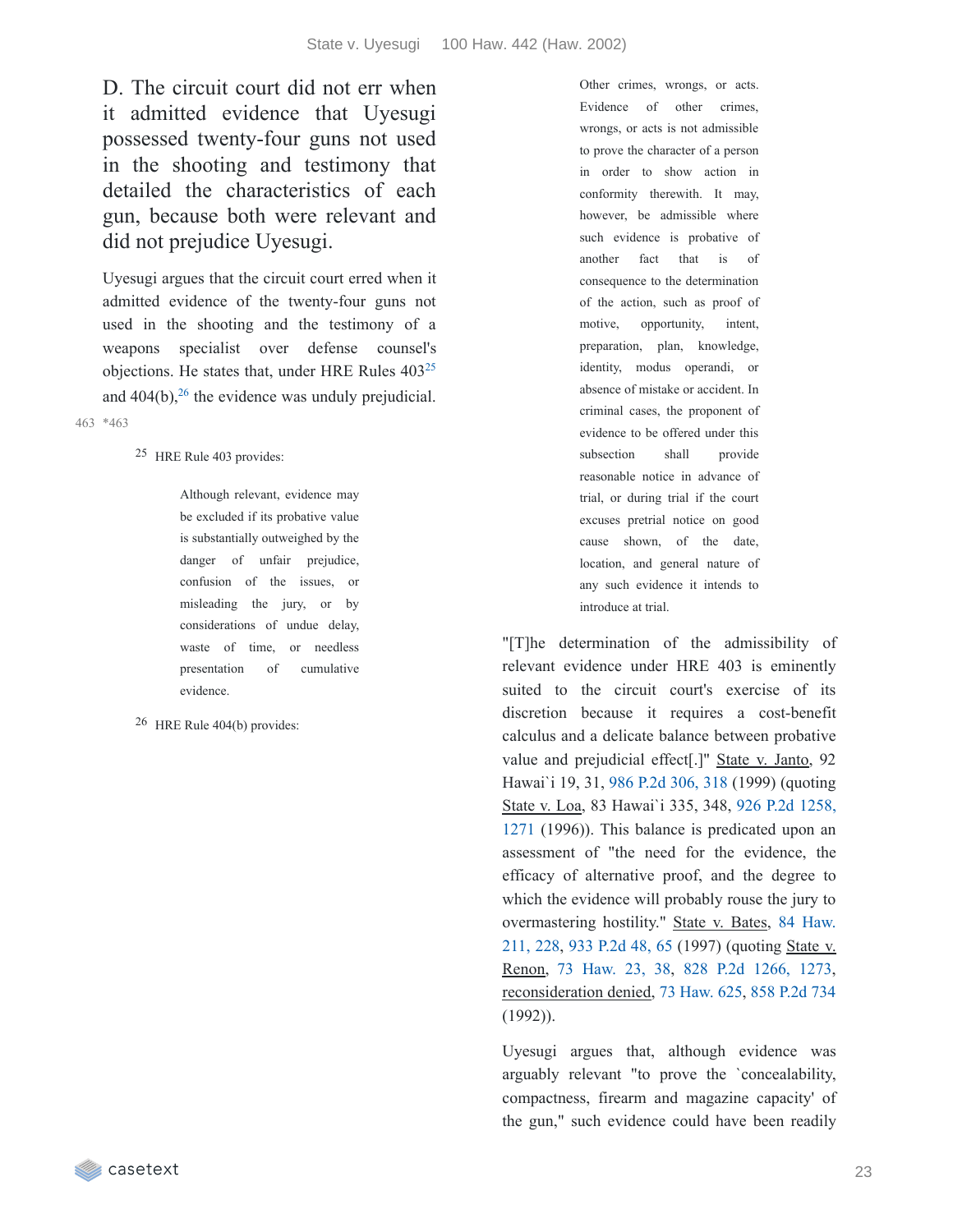### D. The circuit court did not err when it admitted evidence that Uyesugi possessed twenty-four guns not used in the shooting and testimony that detailed the characteristics of each gun, because both were relevant and did not prejudice Uyesugi.

Uyesugi argues that the circuit court erred when it admitted evidence of the twenty-four guns not used in the shooting and the testimony of a weapons specialist over defense counsel's objections. He states that, under HRE Rules 403[25] and 404(b),[26] the evidence was unduly prejudicial.

463 *463

[25] HRE Rule 403 provides:

> Although relevant, evidence may be excluded if its probative value is substantially outweighed by the danger of unfair prejudice, confusion of the issues, or misleading the jury, or by considerations of undue delay, waste of time, or needless presentation of cumulative evidence.

[26] HRE Rule 404(b) provides:

> Other crimes, wrongs, or acts. Evidence of other crimes, wrongs, or acts is not admissible to prove the character of a person in order to show action in conformity therewith. It may, however, be admissible where such evidence is probative of another fact that is of consequence to the determination of the action, such as proof of motive, opportunity, intent, preparation, plan, knowledge, identity, modus operandi, or absence of mistake or accident. In criminal cases, the proponent of evidence to be offered under this subsection shall provide reasonable notice in advance of trial, or during trial if the court excuses pretrial notice on good cause shown, of the date, location, and general nature of any such evidence it intends to introduce at trial.

"[T]he determination of the admissibility of relevant evidence under HRE 403 is eminently suited to the circuit court's exercise of its discretion because it requires a cost-benefit calculus and a delicate balance between probative value and prejudicial effect[.]" State v. Janto, 92 Hawai`i 19, 31, 986 P.2d 306, 318 (1999) (quoting State v. Loa, 83 Hawai`i 335, 348, 926 P.2d 1258, 1271 (1996)). This balance is predicated upon an assessment of "the need for the evidence, the efficacy of alternative proof, and the degree to which the evidence will probably rouse the jury to overmastering hostility." State v. Bates, 84 Haw. 211, 228, 933 P.2d 48, 65 (1997) (quoting State v. Renon, 73 Haw. 23, 38, 828 P.2d 1266, 1273, reconsideration denied, 73 Haw. 625, 858 P.2d 734 (1992)).

Uyesugi argues that, although evidence was arguably relevant "to prove the `concealability, compactness, firearm and magazine capacity' of the gun," such evidence could have been readily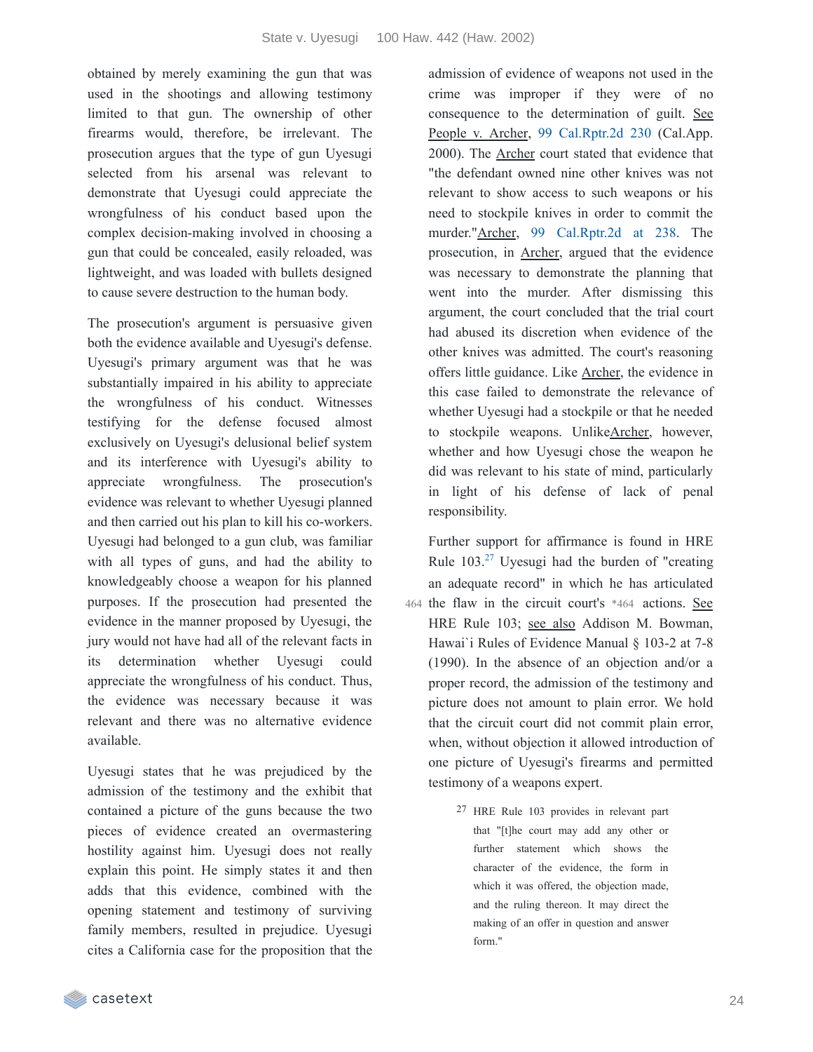obtained by merely examining the gun that was used in the shootings and allowing testimony limited to that gun. The ownership of other firearms would, therefore, be irrelevant. The prosecution argues that the type of gun Uyesugi selected from his arsenal was relevant to demonstrate that Uyesugi could appreciate the wrongfulness of his conduct based upon the complex decision-making involved in choosing a gun that could be concealed, easily reloaded, was lightweight, and was loaded with bullets designed to cause severe destruction to the human body.

The prosecution's argument is persuasive given both the evidence available and Uyesugi's defense. Uyesugi's primary argument was that he was substantially impaired in his ability to appreciate the wrongfulness of his conduct. Witnesses testifying for the defense focused almost exclusively on Uyesugi's delusional belief system and its interference with Uyesugi's ability to appreciate wrongfulness. The prosecution's evidence was relevant to whether Uyesugi planned and then carried out his plan to kill his co-workers. Uyesugi had belonged to a gun club, was familiar with all types of guns, and had the ability to knowledgeably choose a weapon for his planned purposes. If the prosecution had presented the evidence in the manner proposed by Uyesugi, the jury would not have had all of the relevant facts in its determination whether Uyesugi could appreciate the wrongfulness of his conduct. Thus, the evidence was necessary because it was relevant and there was no alternative evidence available.

Uyesugi states that he was prejudiced by the admission of the testimony and the exhibit that contained a picture of the guns because the two pieces of evidence created an overmastering hostility against him. Uyesugi does not really explain this point. He simply states it and then adds that this evidence, combined with the opening statement and testimony of surviving family members, resulted in prejudice. Uyesugi cites a California case for the proposition that the admission of evidence of weapons not used in the crime was improper if they were of no consequence to the determination of guilt. See People v. Archer, 99 Cal.Rptr.2d 230 (Cal.App. 2000). The Archer court stated that evidence that "the defendant owned nine other knives was not relevant to show access to such weapons or his need to stockpile knives in order to commit the murder." Archer, 99 Cal.Rptr.2d at 238. The prosecution, in Archer, argued that the evidence was necessary to demonstrate the planning that went into the murder. After dismissing this argument, the court concluded that the trial court had abused its discretion when evidence of the other knives was admitted. The court's reasoning offers little guidance. Like Archer, the evidence in this case failed to demonstrate the relevance of whether Uyesugi had a stockpile or that he needed to stockpile weapons. Unlike Archer, however, whether and how Uyesugi chose the weapon he did was relevant to his state of mind, particularly in light of his defense of lack of penal responsibility.

Further support for affirmance is found in HRE Rule 103.[27] Uyesugi had the burden of "creating an adequate record" in which he has articulated the flaw in the circuit court's *464 actions. See HRE Rule 103; see also Addison M. Bowman, Hawai`i Rules of Evidence Manual § 103-2 at 7-8 (1990). In the absence of an objection and/or a proper record, the admission of the testimony and picture does not amount to plain error. We hold that the circuit court did not commit plain error, when, without objection it allowed introduction of one picture of Uyesugi's firearms and permitted testimony of a weapons expert.

[27] HRE Rule 103 provides in relevant part that "[t]he court may add any other or further statement which shows the character of the evidence, the form in which it was offered, the objection made, and the ruling thereon. It may direct the making of an offer in question and answer form."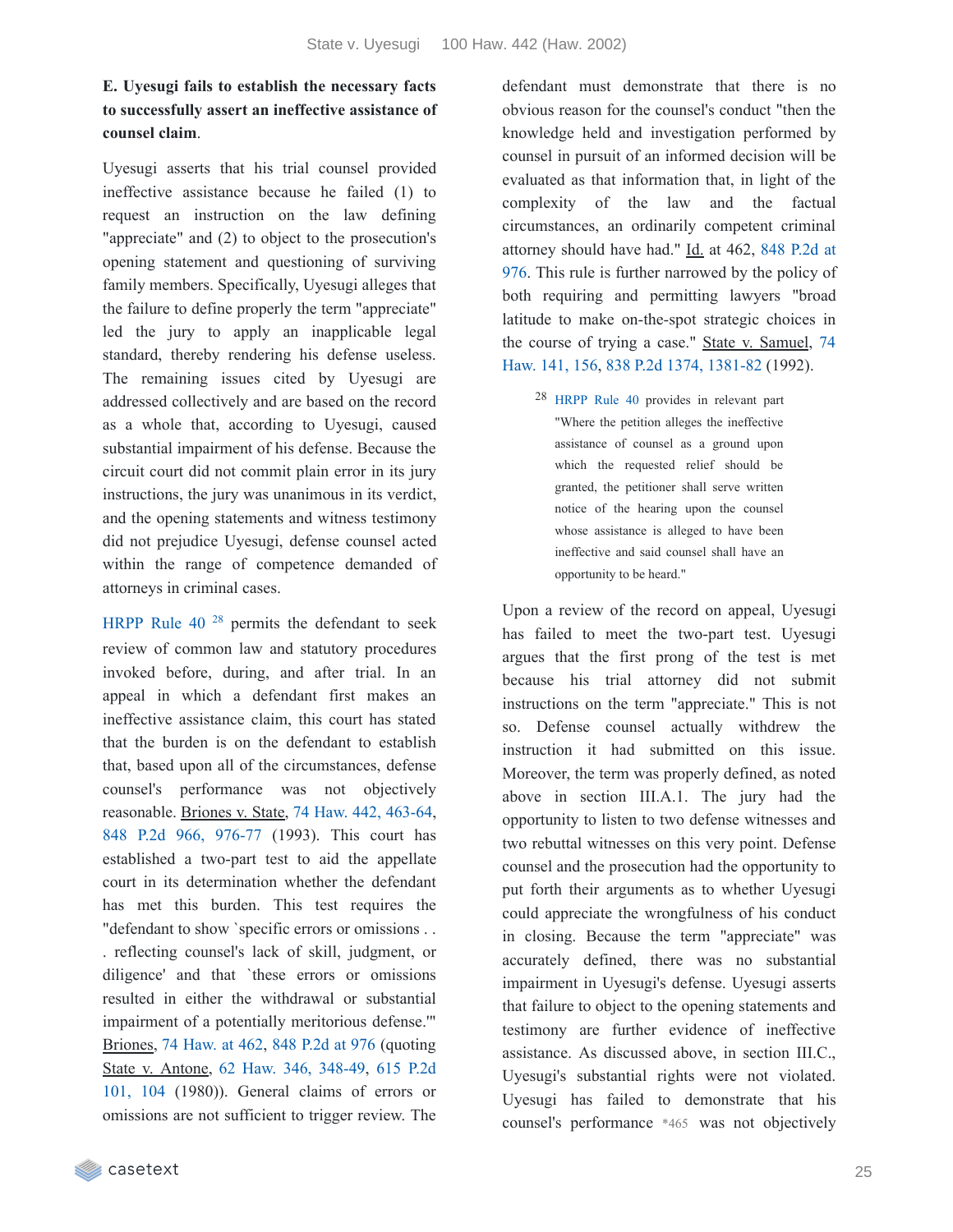**E. Uyesugi fails to establish the necessary facts to successfully assert an ineffective assistance of counsel claim**.

Uyesugi asserts that his trial counsel provided ineffective assistance because he failed (1) to request an instruction on the law defining "appreciate" and (2) to object to the prosecution's opening statement and questioning of surviving family members. Specifically, Uyesugi alleges that the failure to define properly the term "appreciate" led the jury to apply an inapplicable legal standard, thereby rendering his defense useless. The remaining issues cited by Uyesugi are addressed collectively and are based on the record as a whole that, according to Uyesugi, caused substantial impairment of his defense. Because the circuit court did not commit plain error in its jury instructions, the jury was unanimous in its verdict, and the opening statements and witness testimony did not prejudice Uyesugi, defense counsel acted within the range of competence demanded of attorneys in criminal cases.

HRPP Rule 40 [28] permits the defendant to seek review of common law and statutory procedures invoked before, during, and after trial. In an appeal in which a defendant first makes an ineffective assistance claim, this court has stated that the burden is on the defendant to establish that, based upon all of the circumstances, defense counsel's performance was not objectively reasonable. Briones v. State, 74 Haw. 442, 463-64, 848 P.2d 966, 976-77 (1993). This court has established a two-part test to aid the appellate court in its determination whether the defendant has met this burden. This test requires the "defendant to show `specific errors or omissions . . . reflecting counsel's lack of skill, judgment, or diligence' and that `these errors or omissions resulted in either the withdrawal or substantial impairment of a potentially meritorious defense.'" Briones, 74 Haw. at 462, 848 P.2d at 976 (quoting State v. Antone, 62 Haw. 346, 348-49, 615 P.2d 101, 104 (1980)). General claims of errors or omissions are not sufficient to trigger review. The defendant must demonstrate that there is no obvious reason for the counsel's conduct "then the knowledge held and investigation performed by counsel in pursuit of an informed decision will be evaluated as that information that, in light of the complexity of the law and the factual circumstances, an ordinarily competent criminal attorney should have had." Id. at 462, 848 P.2d at 976. This rule is further narrowed by the policy of both requiring and permitting lawyers "broad latitude to make on-the-spot strategic choices in the course of trying a case." State v. Samuel, 74 Haw. 141, 156, 838 P.2d 1374, 1381-82 (1992).

Upon a review of the record on appeal, Uyesugi has failed to meet the two-part test. Uyesugi argues that the first prong of the test is met because his trial attorney did not submit instructions on the term "appreciate." This is not so. Defense counsel actually withdrew the instruction it had submitted on this issue. Moreover, the term was properly defined, as noted above in section III.A.1. The jury had the opportunity to listen to two defense witnesses and two rebuttal witnesses on this very point. Defense counsel and the prosecution had the opportunity to put forth their arguments as to whether Uyesugi could appreciate the wrongfulness of his conduct in closing. Because the term "appreciate" was accurately defined, there was no substantial impairment in Uyesugi's defense. Uyesugi asserts that failure to object to the opening statements and testimony are further evidence of ineffective assistance. As discussed above, in section III.C., Uyesugi's substantial rights were not violated. Uyesugi has failed to demonstrate that his counsel's performance *465 was not objectively

[28] HRPP Rule 40 provides in relevant part "Where the petition alleges the ineffective assistance of counsel as a ground upon which the requested relief should be granted, the petitioner shall serve written notice of the hearing upon the counsel whose assistance is alleged to have been ineffective and said counsel shall have an opportunity to be heard."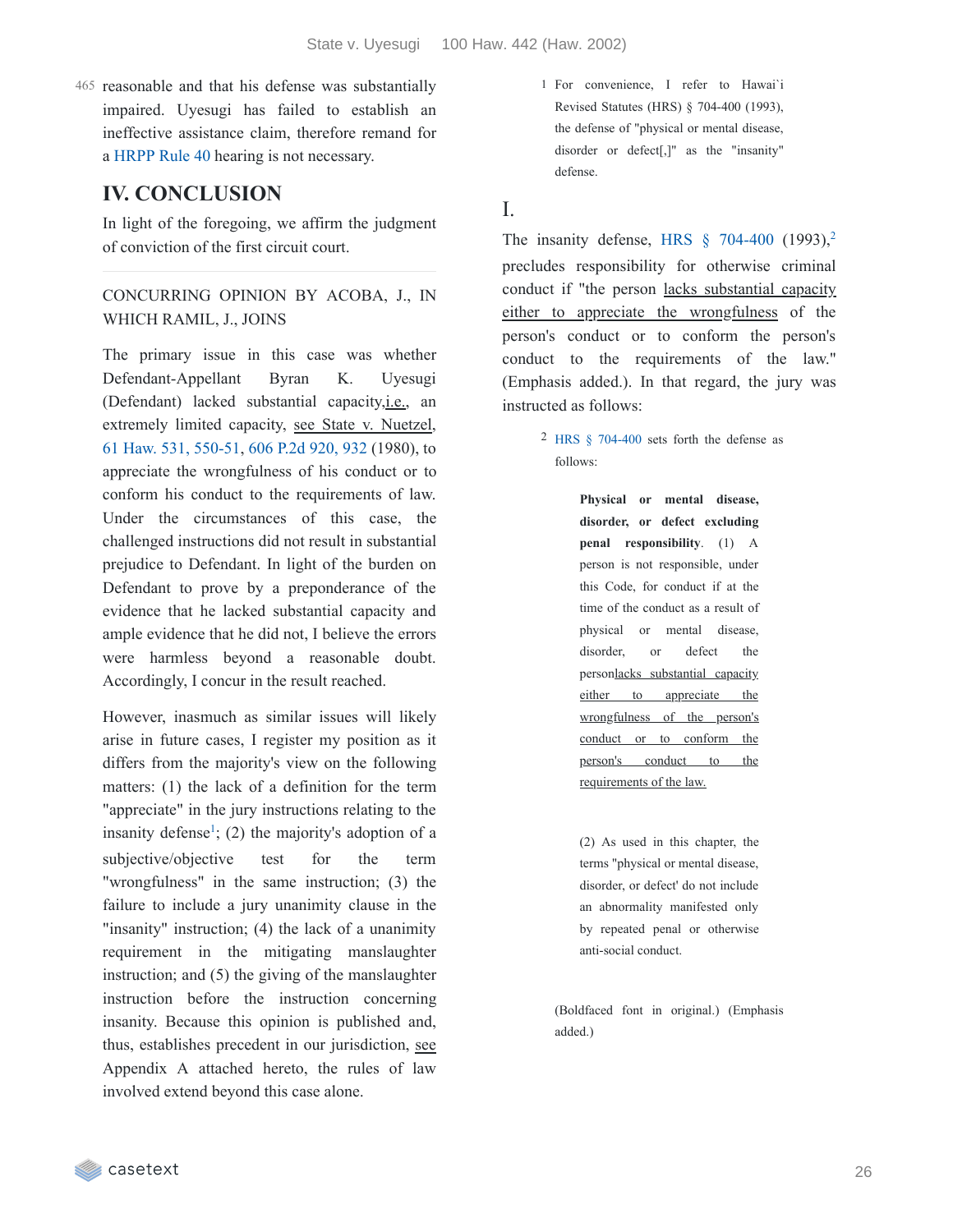465 reasonable and that his defense was substantially impaired. Uyesugi has failed to establish an ineffective assistance claim, therefore remand for a HRPP Rule 40 hearing is not necessary.

## IV. CONCLUSION

In light of the foregoing, we affirm the judgment of conviction of the first circuit court.

CONCURRING OPINION BY ACOBA, J., IN WHICH RAMIL, J., JOINS

The primary issue in this case was whether Defendant-Appellant Byran K. Uyesugi (Defendant) lacked substantial capacity, i.e., an extremely limited capacity, see State v. Nuetzel, 61 Haw. 531, 550-51, 606 P.2d 920, 932 (1980), to appreciate the wrongfulness of his conduct or to conform his conduct to the requirements of law. Under the circumstances of this case, the challenged instructions did not result in substantial prejudice to Defendant. In light of the burden on Defendant to prove by a preponderance of the evidence that he lacked substantial capacity and ample evidence that he did not, I believe the errors were harmless beyond a reasonable doubt. Accordingly, I concur in the result reached.

However, inasmuch as similar issues will likely arise in future cases, I register my position as it differs from the majority's view on the following matters: (1) the lack of a definition for the term "appreciate" in the jury instructions relating to the insanity defense[1]; (2) the majority's adoption of a subjective/objective test for the term "wrongfulness" in the same instruction; (3) the failure to include a jury unanimity clause in the "insanity" instruction; (4) the lack of a unanimity requirement in the mitigating manslaughter instruction; and (5) the giving of the manslaughter instruction before the instruction concerning insanity. Because this opinion is published and, thus, establishes precedent in our jurisdiction, see Appendix A attached hereto, the rules of law involved extend beyond this case alone.

1 For convenience, I refer to Hawai`i Revised Statutes (HRS) § 704-400 (1993), the defense of "physical or mental disease, disorder or defect[,]" as the "insanity" defense.

# I.

The insanity defense, HRS § 704-400 (1993),[2] precludes responsibility for otherwise criminal conduct if "the person lacks substantial capacity either to appreciate the wrongfulness of the person's conduct or to conform the person's conduct to the requirements of the law." (Emphasis added.). In that regard, the jury was instructed as follows:

2 HRS § 704-400 sets forth the defense as follows:

> **Physical or mental disease, disorder, or defect excluding penal responsibility**. (1) A person is not responsible, under this Code, for conduct if at the time of the conduct as a result of physical or mental disease, disorder, or defect the person lacks substantial capacity either to appreciate the wrongfulness of the person's conduct or to conform the person's conduct to the requirements of the law.
>
> (2) As used in this chapter, the terms "physical or mental disease, disorder, or defect' do not include an abnormality manifested only by repeated penal or otherwise anti-social conduct.

(Boldfaced font in original.) (Emphasis added.)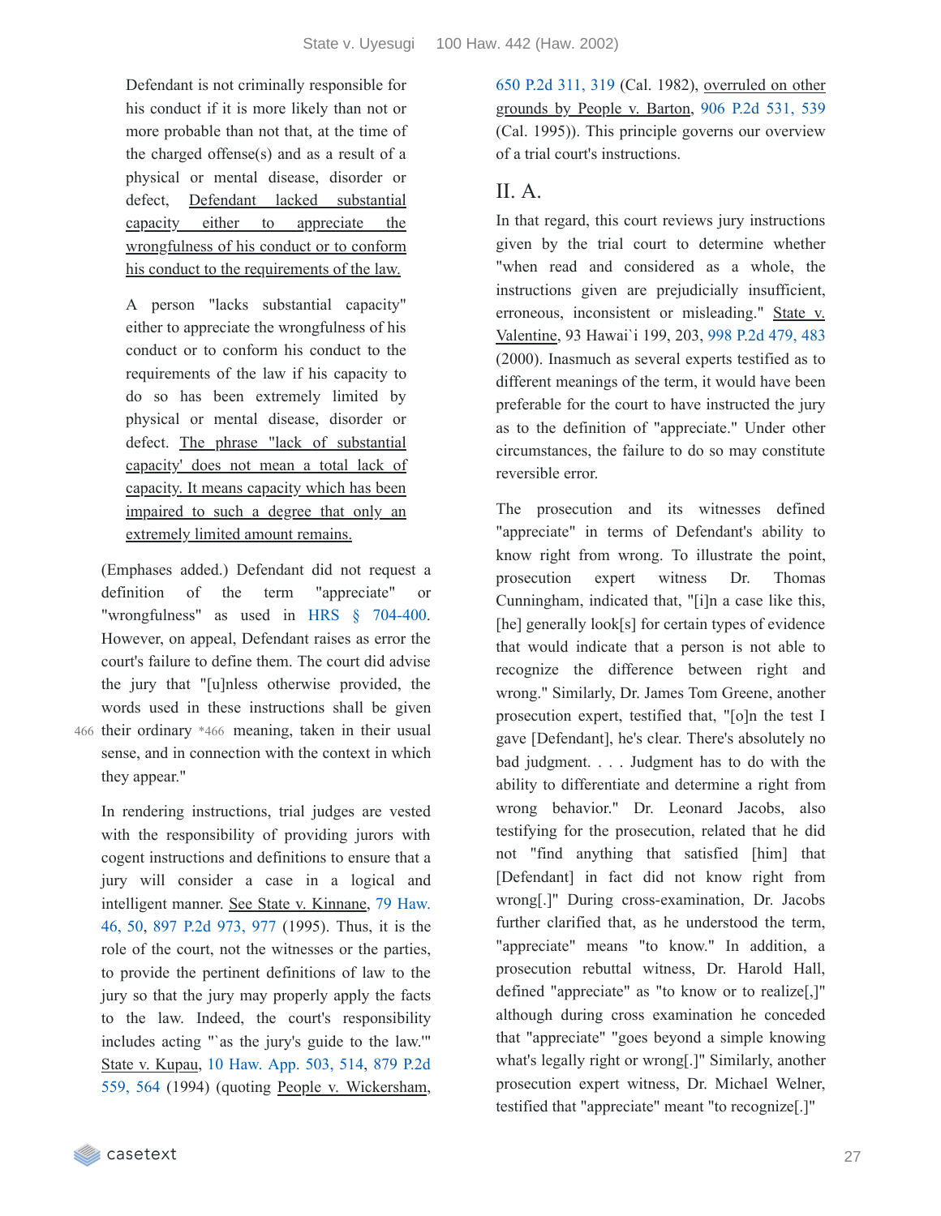> Defendant is not criminally responsible for his conduct if it is more likely than not or more probable than not that, at the time of the charged offense(s) and as a result of a physical or mental disease, disorder or defect, Defendant lacked substantial capacity either to appreciate the wrongfulness of his conduct or to conform his conduct to the requirements of the law.
>
> A person "lacks substantial capacity" either to appreciate the wrongfulness of his conduct or to conform his conduct to the requirements of the law if his capacity to do so has been extremely limited by physical or mental disease, disorder or defect. The phrase "lack of substantial capacity' does not mean a total lack of capacity. It means capacity which has been impaired to such a degree that only an extremely limited amount remains.

(Emphases added.) Defendant did not request a definition of the term "appreciate" or "wrongfulness" as used in HRS § 704-400. However, on appeal, Defendant raises as error the court's failure to define them. The court did advise the jury that "[u]nless otherwise provided, the words used in these instructions shall be given their ordinary *466 meaning, taken in their usual sense, and in connection with the context in which they appear."

In rendering instructions, trial judges are vested with the responsibility of providing jurors with cogent instructions and definitions to ensure that a jury will consider a case in a logical and intelligent manner. See State v. Kinnane, 79 Haw. 46, 50, 897 P.2d 973, 977 (1995). Thus, it is the role of the court, not the witnesses or the parties, to provide the pertinent definitions of law to the jury so that the jury may properly apply the facts to the law. Indeed, the court's responsibility includes acting "`as the jury's guide to the law.'" State v. Kupau, 10 Haw. App. 503, 514, 879 P.2d 559, 564 (1994) (quoting People v. Wickersham, 650 P.2d 311, 319 (Cal. 1982), overruled on other grounds by People v. Barton, 906 P.2d 531, 539 (Cal. 1995)). This principle governs our overview of a trial court's instructions.

## II. A.

In that regard, this court reviews jury instructions given by the trial court to determine whether "when read and considered as a whole, the instructions given are prejudicially insufficient, erroneous, inconsistent or misleading." State v. Valentine, 93 Hawai`i 199, 203, 998 P.2d 479, 483 (2000). Inasmuch as several experts testified as to different meanings of the term, it would have been preferable for the court to have instructed the jury as to the definition of "appreciate." Under other circumstances, the failure to do so may constitute reversible error.

The prosecution and its witnesses defined "appreciate" in terms of Defendant's ability to know right from wrong. To illustrate the point, prosecution expert witness Dr. Thomas Cunningham, indicated that, "[i]n a case like this, [he] generally look[s] for certain types of evidence that would indicate that a person is not able to recognize the difference between right and wrong." Similarly, Dr. James Tom Greene, another prosecution expert, testified that, "[o]n the test I gave [Defendant], he's clear. There's absolutely no bad judgment. . . . Judgment has to do with the ability to differentiate and determine a right from wrong behavior." Dr. Leonard Jacobs, also testifying for the prosecution, related that he did not "find anything that satisfied [him] that [Defendant] in fact did not know right from wrong[.]" During cross-examination, Dr. Jacobs further clarified that, as he understood the term, "appreciate" means "to know." In addition, a prosecution rebuttal witness, Dr. Harold Hall, defined "appreciate" as "to know or to realize[,]" although during cross examination he conceded that "appreciate" "goes beyond a simple knowing what's legally right or wrong[.]" Similarly, another prosecution expert witness, Dr. Michael Welner, testified that "appreciate" meant "to recognize[.]"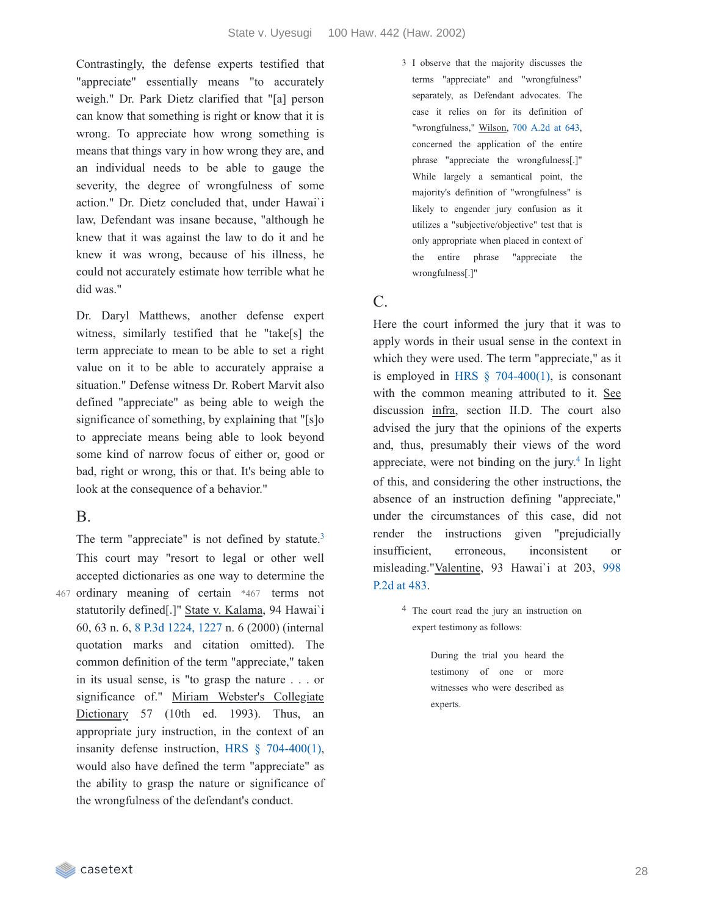Contrastingly, the defense experts testified that "appreciate" essentially means "to accurately weigh." Dr. Park Dietz clarified that "[a] person can know that something is right or know that it is wrong. To appreciate how wrong something is means that things vary in how wrong they are, and an individual needs to be able to gauge the severity, the degree of wrongfulness of some action." Dr. Dietz concluded that, under Hawai`i law, Defendant was insane because, "although he knew that it was against the law to do it and he knew it was wrong, because of his illness, he could not accurately estimate how terrible what he did was."

Dr. Daryl Matthews, another defense expert witness, similarly testified that he "take[s] the term appreciate to mean to be able to set a right value on it to be able to accurately appraise a situation." Defense witness Dr. Robert Marvit also defined "appreciate" as being able to weigh the significance of something, by explaining that "[s]o to appreciate means being able to look beyond some kind of narrow focus of either or, good or bad, right or wrong, this or that. It's being able to look at the consequence of a behavior."

## B.

The term "appreciate" is not defined by statute.[3] This court may "resort to legal or other well accepted dictionaries as one way to determine the ordinary meaning of certain *467 terms not statutorily defined[.]" State v. Kalama, 94 Hawai`i 60, 63 n. 6, 8 P.3d 1224, 1227 n. 6 (2000) (internal quotation marks and citation omitted). The common definition of the term "appreciate," taken in its usual sense, is "to grasp the nature . . . or significance of." Miriam Webster's Collegiate Dictionary 57 (10th ed. 1993). Thus, an appropriate jury instruction, in the context of an insanity defense instruction, HRS § 704-400(1), would also have defined the term "appreciate" as the ability to grasp the nature or significance of the wrongfulness of the defendant's conduct.

3 I observe that the majority discusses the terms "appreciate" and "wrongfulness" separately, as Defendant advocates. The case it relies on for its definition of "wrongfulness," Wilson, 700 A.2d at 643, concerned the application of the entire phrase "appreciate the wrongfulness[.]" While largely a semantical point, the majority's definition of "wrongfulness" is likely to engender jury confusion as it utilizes a "subjective/objective" test that is only appropriate when placed in context of the entire phrase "appreciate the wrongfulness[.]"

## C.

Here the court informed the jury that it was to apply words in their usual sense in the context in which they were used. The term "appreciate," as it is employed in HRS § 704-400(1), is consonant with the common meaning attributed to it. See discussion infra, section II.D. The court also advised the jury that the opinions of the experts and, thus, presumably their views of the word appreciate, were not binding on the jury.[4] In light of this, and considering the other instructions, the absence of an instruction defining "appreciate," under the circumstances of this case, did not render the instructions given "prejudicially insufficient, erroneous, inconsistent or misleading."Valentine, 93 Hawai`i at 203, 998 P.2d at 483.

4 The court read the jury an instruction on expert testimony as follows:

> During the trial you heard the testimony of one or more witnesses who were described as experts.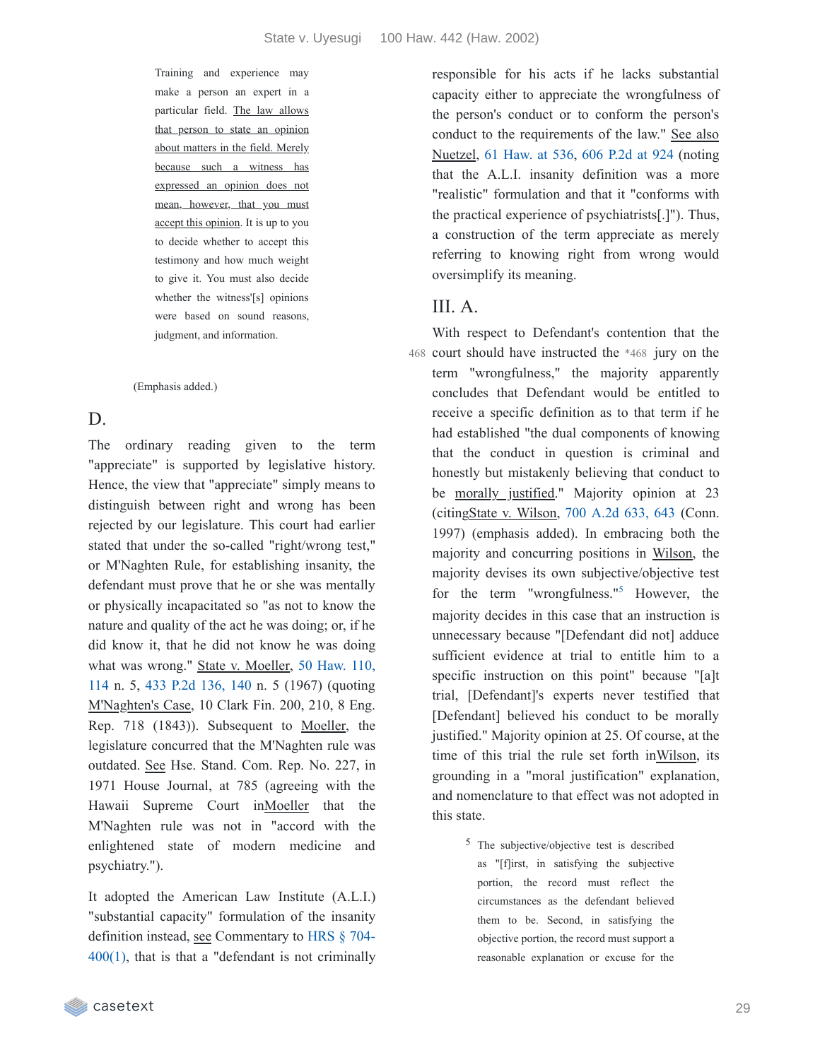> Training and experience may make a person an expert in a particular field. The law allows that person to state an opinion about matters in the field. Merely because such a witness has expressed an opinion does not mean, however, that you must accept this opinion. It is up to you to decide whether to accept this testimony and how much weight to give it. You must also decide whether the witness'[s] opinions were based on sound reasons, judgment, and information.

(Emphasis added.)

## D.

The ordinary reading given to the term "appreciate" is supported by legislative history. Hence, the view that "appreciate" simply means to distinguish between right and wrong has been rejected by our legislature. This court had earlier stated that under the so-called "right/wrong test," or M'Naghten Rule, for establishing insanity, the defendant must prove that he or she was mentally or physically incapacitated so "as not to know the nature and quality of the act he was doing; or, if he did know it, that he did not know he was doing what was wrong." State v. Moeller, 50 Haw. 110, 114 n. 5, 433 P.2d 136, 140 n. 5 (1967) (quoting M'Naghten's Case, 10 Clark Fin. 200, 210, 8 Eng. Rep. 718 (1843)). Subsequent to Moeller, the legislature concurred that the M'Naghten rule was outdated. See Hse. Stand. Com. Rep. No. 227, in 1971 House Journal, at 785 (agreeing with the Hawaii Supreme Court in Moeller that the M'Naghten rule was not in "accord with the enlightened state of modern medicine and psychiatry.").

It adopted the American Law Institute (A.L.I.) "substantial capacity" formulation of the insanity definition instead, see Commentary to HRS § 704-400(1), that is that a "defendant is not criminally responsible for his acts if he lacks substantial capacity either to appreciate the wrongfulness of the person's conduct or to conform the person's conduct to the requirements of the law." See also Nuetzel, 61 Haw. at 536, 606 P.2d at 924 (noting that the A.L.I. insanity definition was a more "realistic" formulation and that it "conforms with the practical experience of psychiatrists[.]"). Thus, a construction of the term appreciate as merely referring to knowing right from wrong would oversimplify its meaning.

## III. A.

With respect to Defendant's contention that the court should have instructed the *468 jury on the term "wrongfulness," the majority apparently concludes that Defendant would be entitled to receive a specific definition as to that term if he had established "the dual components of knowing that the conduct in question is criminal and honestly but mistakenly believing that conduct to be morally justified." Majority opinion at 23 (citing State v. Wilson, 700 A.2d 633, 643 (Conn. 1997) (emphasis added). In embracing both the majority and concurring positions in Wilson, the majority devises its own subjective/objective test for the term "wrongfulness."[5] However, the majority decides in this case that an instruction is unnecessary because "[Defendant did not] adduce sufficient evidence at trial to entitle him to a specific instruction on this point" because "[a]t trial, [Defendant]'s experts never testified that [Defendant] believed his conduct to be morally justified." Majority opinion at 25. Of course, at the time of this trial the rule set forth in Wilson, its grounding in a "moral justification" explanation, and nomenclature to that effect was not adopted in this state.

[5] The subjective/objective test is described as "[f]irst, in satisfying the subjective portion, the record must reflect the circumstances as the defendant believed them to be. Second, in satisfying the objective portion, the record must support a reasonable explanation or excuse for the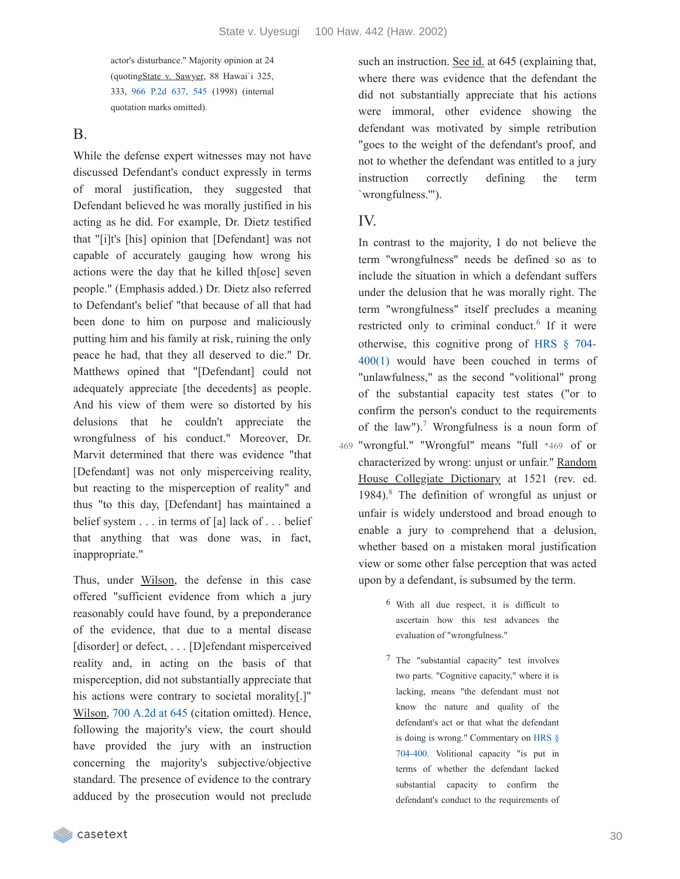actor's disturbance." Majority opinion at 24 (quotingState v. Sawyer, 88 Hawai`i 325, 333, 966 P.2d 637, 545 (1998) (internal quotation marks omitted).

## B.

While the defense expert witnesses may not have discussed Defendant's conduct expressly in terms of moral justification, they suggested that Defendant believed he was morally justified in his acting as he did. For example, Dr. Dietz testified that "[i]t's [his] opinion that [Defendant] was not capable of accurately gauging how wrong his actions were the day that he killed th[ose] seven people." (Emphasis added.) Dr. Dietz also referred to Defendant's belief "that because of all that had been done to him on purpose and maliciously putting him and his family at risk, ruining the only peace he had, that they all deserved to die." Dr. Matthews opined that "[Defendant] could not adequately appreciate [the decedents] as people. And his view of them were so distorted by his delusions that he couldn't appreciate the wrongfulness of his conduct." Moreover, Dr. Marvit determined that there was evidence "that [Defendant] was not only misperceiving reality, but reacting to the misperception of reality" and thus "to this day, [Defendant] has maintained a belief system . . . in terms of [a] lack of . . . belief that anything that was done was, in fact, inappropriate."

Thus, under Wilson, the defense in this case offered "sufficient evidence from which a jury reasonably could have found, by a preponderance of the evidence, that due to a mental disease [disorder] or defect, . . . [D]efendant misperceived reality and, in acting on the basis of that misperception, did not substantially appreciate that his actions were contrary to societal morality[.]" Wilson, 700 A.2d at 645 (citation omitted). Hence, following the majority's view, the court should have provided the jury with an instruction concerning the majority's subjective/objective standard. The presence of evidence to the contrary adduced by the prosecution would not preclude such an instruction. See id. at 645 (explaining that, where there was evidence that the defendant the did not substantially appreciate that his actions were immoral, other evidence showing the defendant was motivated by simple retribution "goes to the weight of the defendant's proof, and not to whether the defendant was entitled to a jury instruction correctly defining the term `wrongfulness.'").

## IV.

In contrast to the majority, I do not believe the term "wrongfulness" needs be defined so as to include the situation in which a defendant suffers under the delusion that he was morally right. The term "wrongfulness" itself precludes a meaning restricted only to criminal conduct.[6] If it were otherwise, this cognitive prong of HRS § 704-400(1) would have been couched in terms of "unlawfulness," as the second "volitional" prong of the substantial capacity test states ("or to confirm the person's conduct to the requirements of the law").[7] Wrongfulness is a noun form of "wrongful." "Wrongful" means "full *469 of or characterized by wrong: unjust or unfair." Random House Collegiate Dictionary at 1521 (rev. ed. 1984).[8] The definition of wrongful as unjust or unfair is widely understood and broad enough to enable a jury to comprehend that a delusion, whether based on a mistaken moral justification view or some other false perception that was acted upon by a defendant, is subsumed by the term.

[6] With all due respect, it is difficult to ascertain how this test advances the evaluation of "wrongfulness."

[7] The "substantial capacity" test involves two parts. "Cognitive capacity," where it is lacking, means "the defendant must not know the nature and quality of the defendant's act or that what the defendant is doing is wrong." Commentary on HRS § 704-400. Volitional capacity "is put in terms of whether the defendant lacked substantial capacity to confirm the defendant's conduct to the requirements of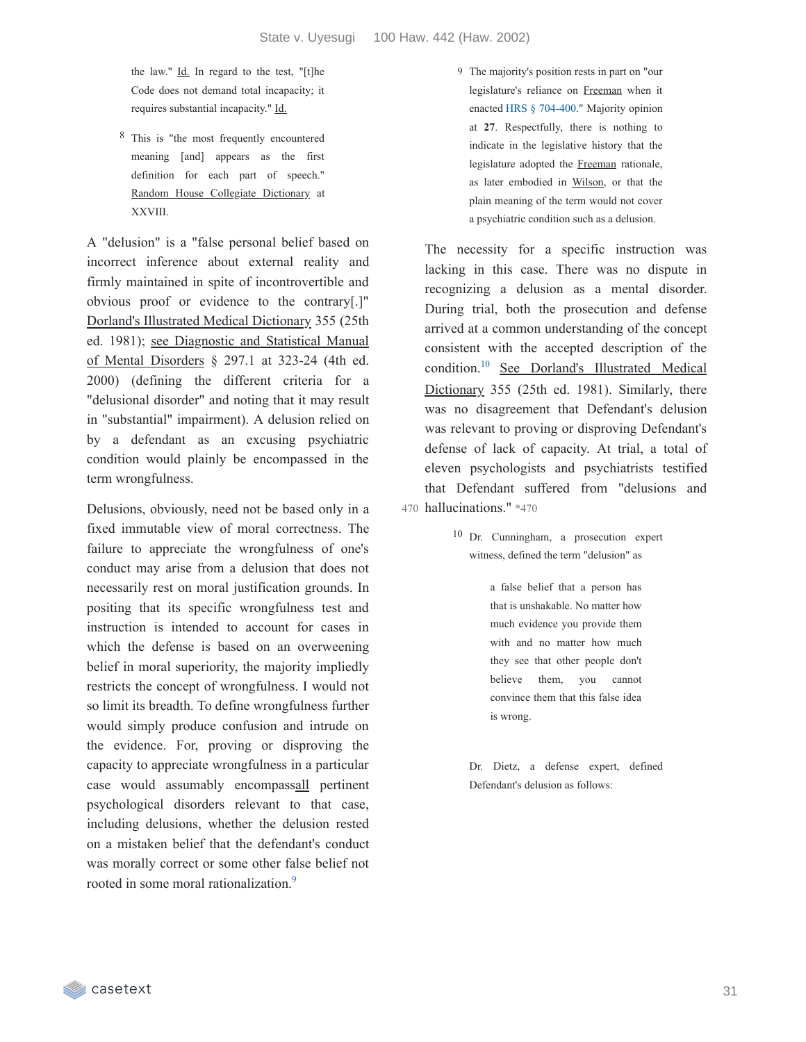the law." Id. In regard to the test, "[t]he Code does not demand total incapacity; it requires substantial incapacity." Id.

[8] This is "the most frequently encountered meaning [and] appears as the first definition for each part of speech." Random House Collegiate Dictionary at XXVIII.

A "delusion" is a "false personal belief based on incorrect inference about external reality and firmly maintained in spite of incontrovertible and obvious proof or evidence to the contrary[.]" Dorland's Illustrated Medical Dictionary 355 (25th ed. 1981); see Diagnostic and Statistical Manual of Mental Disorders § 297.1 at 323-24 (4th ed. 2000) (defining the different criteria for a "delusional disorder" and noting that it may result in "substantial" impairment). A delusion relied on by a defendant as an excusing psychiatric condition would plainly be encompassed in the term wrongfulness.

Delusions, obviously, need not be based only in a fixed immutable view of moral correctness. The failure to appreciate the wrongfulness of one's conduct may arise from a delusion that does not necessarily rest on moral justification grounds. In positing that its specific wrongfulness test and instruction is intended to account for cases in which the defense is based on an overweening belief in moral superiority, the majority impliedly restricts the concept of wrongfulness. I would not so limit its breadth. To define wrongfulness further would simply produce confusion and intrude on the evidence. For, proving or disproving the capacity to appreciate wrongfulness in a particular case would assumably encompassall pertinent psychological disorders relevant to that case, including delusions, whether the delusion rested on a mistaken belief that the defendant's conduct was morally correct or some other false belief not rooted in some moral rationalization.[9]

[9] The majority's position rests in part on "our legislature's reliance on Freeman when it enacted HRS § 704-400." Majority opinion at **27**. Respectfully, there is nothing to indicate in the legislative history that the legislature adopted the Freeman rationale, as later embodied in Wilson, or that the plain meaning of the term would not cover a psychiatric condition such as a delusion.

The necessity for a specific instruction was lacking in this case. There was no dispute in recognizing a delusion as a mental disorder. During trial, both the prosecution and defense arrived at a common understanding of the concept consistent with the accepted description of the condition.[10] See Dorland's Illustrated Medical Dictionary 355 (25th ed. 1981). Similarly, there was no disagreement that Defendant's delusion was relevant to proving or disproving Defendant's defense of lack of capacity. At trial, a total of eleven psychologists and psychiatrists testified that Defendant suffered from "delusions and hallucinations." *470

[10] Dr. Cunningham, a prosecution expert witness, defined the term "delusion" as

> a false belief that a person has that is unshakable. No matter how much evidence you provide them with and no matter how much they see that other people don't believe them, you cannot convince them that this false idea is wrong.

Dr. Dietz, a defense expert, defined Defendant's delusion as follows: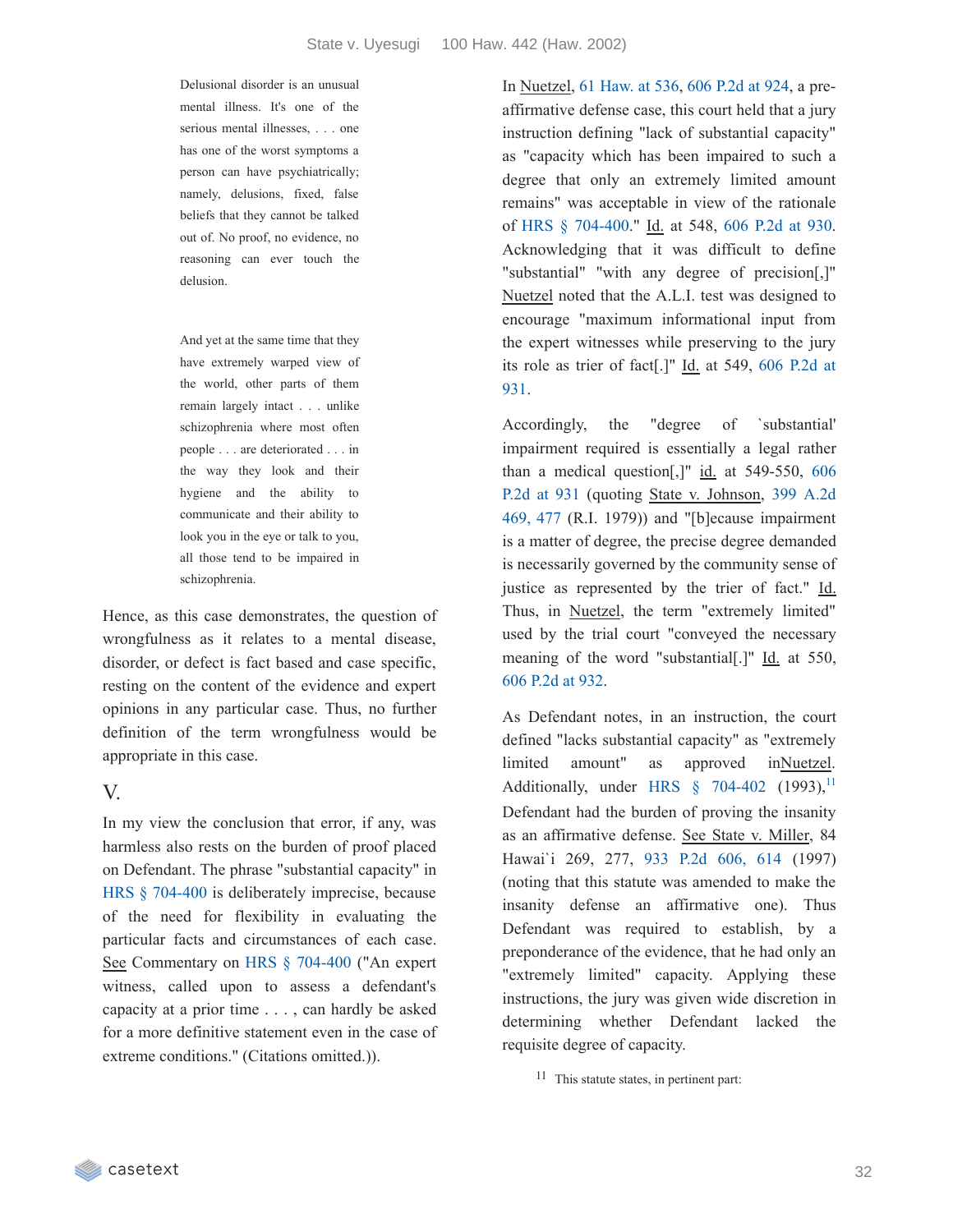> Delusional disorder is an unusual mental illness. It's one of the serious mental illnesses, . . . one has one of the worst symptoms a person can have psychiatrically; namely, delusions, fixed, false beliefs that they cannot be talked out of. No proof, no evidence, no reasoning can ever touch the delusion.
>
> And yet at the same time that they have extremely warped view of the world, other parts of them remain largely intact . . . unlike schizophrenia where most often people . . . are deteriorated . . . in the way they look and their hygiene and the ability to communicate and their ability to look you in the eye or talk to you, all those tend to be impaired in schizophrenia.

Hence, as this case demonstrates, the question of wrongfulness as it relates to a mental disease, disorder, or defect is fact based and case specific, resting on the content of the evidence and expert opinions in any particular case. Thus, no further definition of the term wrongfulness would be appropriate in this case.

## V.

In my view the conclusion that error, if any, was harmless also rests on the burden of proof placed on Defendant. The phrase "substantial capacity" in HRS § 704-400 is deliberately imprecise, because of the need for flexibility in evaluating the particular facts and circumstances of each case. See Commentary on HRS § 704-400 ("An expert witness, called upon to assess a defendant's capacity at a prior time . . . , can hardly be asked for a more definitive statement even in the case of extreme conditions." (Citations omitted.)).

In Nuetzel, 61 Haw. at 536, 606 P.2d at 924, a pre-affirmative defense case, this court held that a jury instruction defining "lack of substantial capacity" as "capacity which has been impaired to such a degree that only an extremely limited amount remains" was acceptable in view of the rationale of HRS § 704-400." Id. at 548, 606 P.2d at 930. Acknowledging that it was difficult to define "substantial" "with any degree of precision[,]" Nuetzel noted that the A.L.I. test was designed to encourage "maximum informational input from the expert witnesses while preserving to the jury its role as trier of fact[.]" Id. at 549, 606 P.2d at 931.

Accordingly, the "degree of `substantial' impairment required is essentially a legal rather than a medical question[,]" id. at 549-550, 606 P.2d at 931 (quoting State v. Johnson, 399 A.2d 469, 477 (R.I. 1979)) and "[b]ecause impairment is a matter of degree, the precise degree demanded is necessarily governed by the community sense of justice as represented by the trier of fact." Id. Thus, in Nuetzel, the term "extremely limited" used by the trial court "conveyed the necessary meaning of the word "substantial[.]" Id. at 550, 606 P.2d at 932.

As Defendant notes, in an instruction, the court defined "lacks substantial capacity" as "extremely limited amount" as approved inNuetzel. Additionally, under HRS § 704-402 (1993),[11] Defendant had the burden of proving the insanity as an affirmative defense. See State v. Miller, 84 Hawai`i 269, 277, 933 P.2d 606, 614 (1997) (noting that this statute was amended to make the insanity defense an affirmative one). Thus Defendant was required to establish, by a preponderance of the evidence, that he had only an "extremely limited" capacity. Applying these instructions, the jury was given wide discretion in determining whether Defendant lacked the requisite degree of capacity.

[11] This statute states, in pertinent part: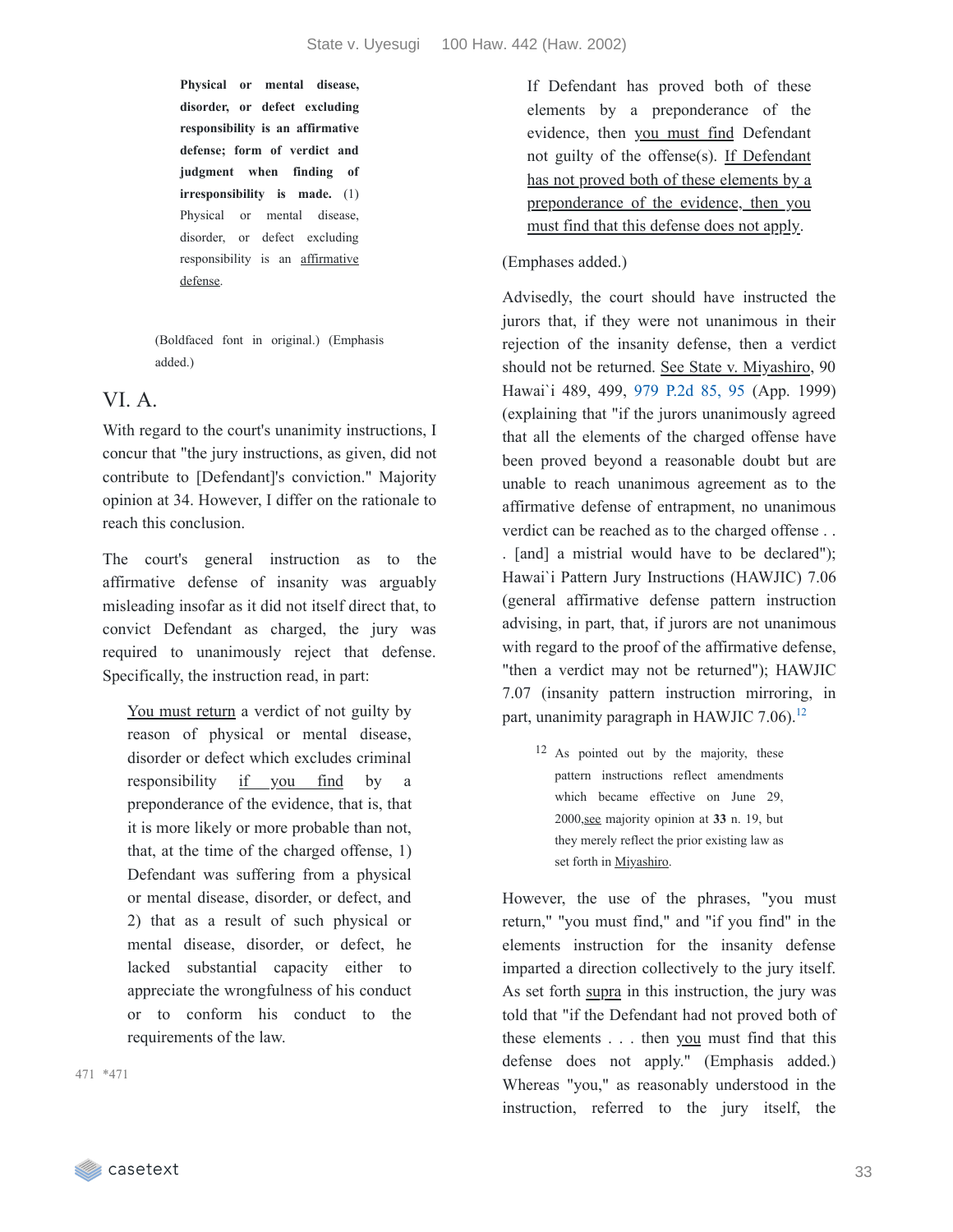> **Physical or mental disease, disorder, or defect excluding responsibility is an affirmative defense; form of verdict and judgment when finding of irresponsibility is made.** (1) Physical or mental disease, disorder, or defect excluding responsibility is an affirmative defense.

(Boldfaced font in original.) (Emphasis added.)

## VI. A.

With regard to the court's unanimity instructions, I concur that "the jury instructions, as given, did not contribute to [Defendant]'s conviction." Majority opinion at 34. However, I differ on the rationale to reach this conclusion.

The court's general instruction as to the affirmative defense of insanity was arguably misleading insofar as it did not itself direct that, to convict Defendant as charged, the jury was required to unanimously reject that defense. Specifically, the instruction read, in part:

> You must return a verdict of not guilty by reason of physical or mental disease, disorder or defect which excludes criminal responsibility if you find by a preponderance of the evidence, that is, that it is more likely or more probable than not, that, at the time of the charged offense, 1) Defendant was suffering from a physical or mental disease, disorder, or defect, and 2) that as a result of such physical or mental disease, disorder, or defect, he lacked substantial capacity either to appreciate the wrongfulness of his conduct or to conform his conduct to the requirements of the law.
>
> If Defendant has proved both of these elements by a preponderance of the evidence, then you must find Defendant not guilty of the offense(s). If Defendant has not proved both of these elements by a preponderance of the evidence, then you must find that this defense does not apply.

(Emphases added.)

Advisedly, the court should have instructed the jurors that, if they were not unanimous in their rejection of the insanity defense, then a verdict should not be returned. See State v. Miyashiro, 90 Hawai`i 489, 499, 979 P.2d 85, 95 (App. 1999) (explaining that "if the jurors unanimously agreed that all the elements of the charged offense have been proved beyond a reasonable doubt but are unable to reach unanimous agreement as to the affirmative defense of entrapment, no unanimous verdict can be reached as to the charged offense . . . [and] a mistrial would have to be declared"); Hawai`i Pattern Jury Instructions (HAWJIC) 7.06 (general affirmative defense pattern instruction advising, in part, that, if jurors are not unanimous with regard to the proof of the affirmative defense, "then a verdict may not be returned"); HAWJIC 7.07 (insanity pattern instruction mirroring, in part, unanimity paragraph in HAWJIC 7.06).[12]

[12] As pointed out by the majority, these pattern instructions reflect amendments which became effective on June 29, 2000, see majority opinion at **33** n. 19, but they merely reflect the prior existing law as set forth in Miyashiro.

However, the use of the phrases, "you must return," "you must find," and "if you find" in the elements instruction for the insanity defense imparted a direction collectively to the jury itself. As set forth supra in this instruction, the jury was told that "if the Defendant had not proved both of these elements . . . then you must find that this defense does not apply." (Emphasis added.) Whereas "you," as reasonably understood in the instruction, referred to the jury itself, the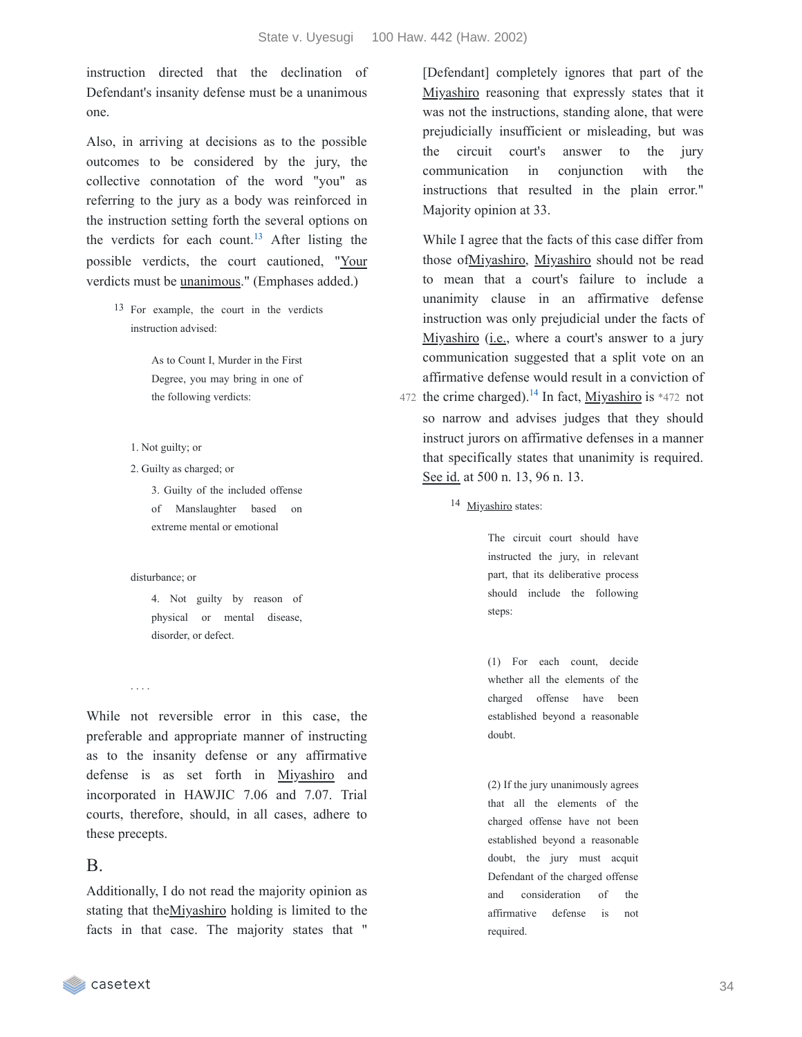instruction directed that the declination of Defendant's insanity defense must be a unanimous one.

Also, in arriving at decisions as to the possible outcomes to be considered by the jury, the collective connotation of the word "you" as referring to the jury as a body was reinforced in the instruction setting forth the several options on the verdicts for each count.[13] After listing the possible verdicts, the court cautioned, "Your verdicts must be unanimous." (Emphases added.)

> 13 For example, the court in the verdicts instruction advised:
>
> > As to Count I, Murder in the First Degree, you may bring in one of the following verdicts:
>
> 1. Not guilty; or
>
> 2. Guilty as charged; or
>
> > 3. Guilty of the included offense of Manslaughter based on extreme mental or emotional
>
> disturbance; or
>
> > 4. Not guilty by reason of physical or mental disease, disorder, or defect.
>
> . . . .

While not reversible error in this case, the preferable and appropriate manner of instructing as to the insanity defense or any affirmative defense is as set forth in Miyashiro and incorporated in HAWJIC 7.06 and 7.07. Trial courts, therefore, should, in all cases, adhere to these precepts.

## B.

Additionally, I do not read the majority opinion as stating that the Miyashiro holding is limited to the facts in that case. The majority states that "[Defendant] completely ignores that part of the Miyashiro reasoning that expressly states that it was not the instructions, standing alone, that were prejudicially insufficient or misleading, but was the circuit court's answer to the jury communication in conjunction with the instructions that resulted in the plain error." Majority opinion at 33.

While I agree that the facts of this case differ from those of Miyashiro, Miyashiro should not be read to mean that a court's failure to include a unanimity clause in an affirmative defense instruction was only prejudicial under the facts of Miyashiro (i.e., where a court's answer to a jury communication suggested that a split vote on an affirmative defense would result in a conviction of the crime charged).[14] In fact, Miyashiro is *472 not so narrow and advises judges that they should instruct jurors on affirmative defenses in a manner that specifically states that unanimity is required. See id. at 500 n. 13, 96 n. 13.

> 14 Miyashiro states:
>
> > The circuit court should have instructed the jury, in relevant part, that its deliberative process should include the following steps:
> >
> > (1) For each count, decide whether all the elements of the charged offense have been established beyond a reasonable doubt.
> >
> > (2) If the jury unanimously agrees that all the elements of the charged offense have not been established beyond a reasonable doubt, the jury must acquit Defendant of the charged offense and consideration of the affirmative defense is not required.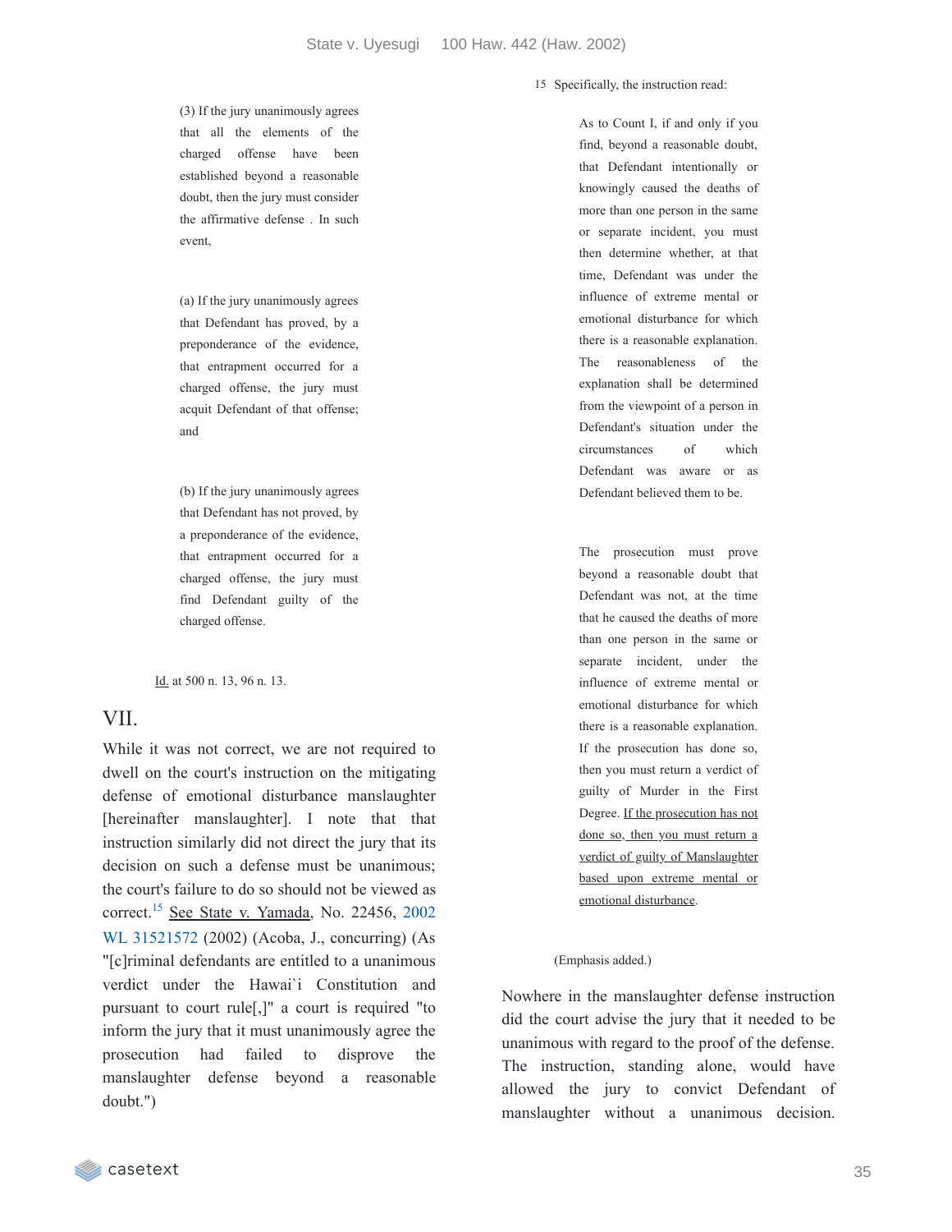> (3) If the jury unanimously agrees that all the elements of the charged offense have been established beyond a reasonable doubt, then the jury must consider the affirmative defense . In such event,
>
> (a) If the jury unanimously agrees that Defendant has proved, by a preponderance of the evidence, that entrapment occurred for a charged offense, the jury must acquit Defendant of that offense; and
>
> (b) If the jury unanimously agrees that Defendant has not proved, by a preponderance of the evidence, that entrapment occurred for a charged offense, the jury must find Defendant guilty of the charged offense.

Id. at 500 n. 13, 96 n. 13.

## VII.

While it was not correct, we are not required to dwell on the court's instruction on the mitigating defense of emotional disturbance manslaughter [hereinafter manslaughter]. I note that that instruction similarly did not direct the jury that its decision on such a defense must be unanimous; the court's failure to do so should not be viewed as correct.[15] See State v. Yamada, No. 22456, 2002 WL 31521572 (2002) (Acoba, J., concurring) (As "[c]riminal defendants are entitled to a unanimous verdict under the Hawai`i Constitution and pursuant to court rule[,]" a court is required "to inform the jury that it must unanimously agree the prosecution had failed to disprove the manslaughter defense beyond a reasonable doubt.")

Nowhere in the manslaughter defense instruction did the court advise the jury that it needed to be unanimous with regard to the proof of the defense. The instruction, standing alone, would have allowed the jury to convict Defendant of manslaughter without a unanimous decision.

---

15 Specifically, the instruction read:

> As to Count I, if and only if you find, beyond a reasonable doubt, that Defendant intentionally or knowingly caused the deaths of more than one person in the same or separate incident, you must then determine whether, at that time, Defendant was under the influence of extreme mental or emotional disturbance for which there is a reasonable explanation. The reasonableness of the explanation shall be determined from the viewpoint of a person in Defendant's situation under the circumstances of which Defendant was aware or as Defendant believed them to be.
>
> The prosecution must prove beyond a reasonable doubt that Defendant was not, at the time that he caused the deaths of more than one person in the same or separate incident, under the influence of extreme mental or emotional disturbance for which there is a reasonable explanation. If the prosecution has done so, then you must return a verdict of guilty of Murder in the First Degree. <u>If the prosecution has not done so, then you must return a verdict of guilty of Manslaughter based upon extreme mental or emotional disturbance</u>.

(Emphasis added.)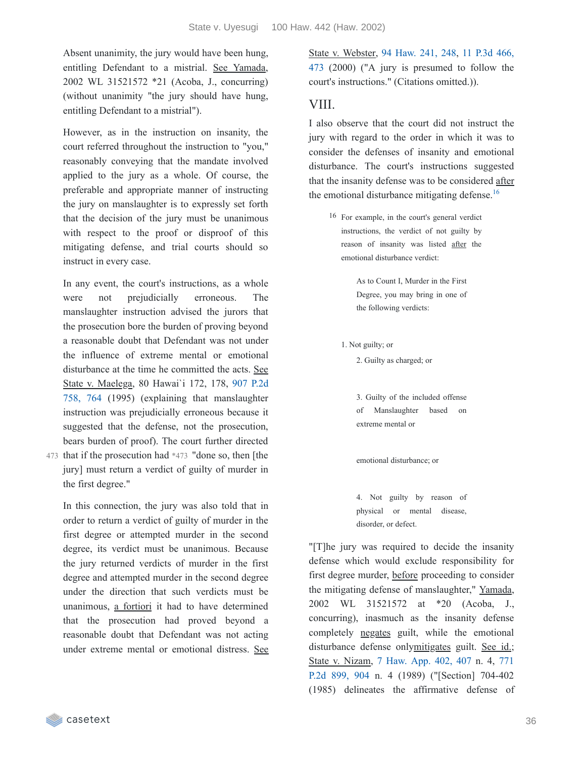Absent unanimity, the jury would have been hung, entitling Defendant to a mistrial. See Yamada, 2002 WL 31521572 *21 (Acoba, J., concurring) (without unanimity "the jury should have hung, entitling Defendant to a mistrial").

However, as in the instruction on insanity, the court referred throughout the instruction to "you," reasonably conveying that the mandate involved applied to the jury as a whole. Of course, the preferable and appropriate manner of instructing the jury on manslaughter is to expressly set forth that the decision of the jury must be unanimous with respect to the proof or disproof of this mitigating defense, and trial courts should so instruct in every case.

In any event, the court's instructions, as a whole were not prejudicially erroneous. The manslaughter instruction advised the jurors that the prosecution bore the burden of proving beyond a reasonable doubt that Defendant was not under the influence of extreme mental or emotional disturbance at the time he committed the acts. See State v. Maelega, 80 Hawai`i 172, 178, 907 P.2d 758, 764 (1995) (explaining that manslaughter instruction was prejudicially erroneous because it suggested that the defense, not the prosecution, bears burden of proof). The court further directed that if the prosecution had *473 "done so, then [the jury] must return a verdict of guilty of murder in the first degree."

In this connection, the jury was also told that in order to return a verdict of guilty of murder in the first degree or attempted murder in the second degree, its verdict must be unanimous. Because the jury returned verdicts of murder in the first degree and attempted murder in the second degree under the direction that such verdicts must be unanimous, a fortiori it had to have determined that the prosecution had proved beyond a reasonable doubt that Defendant was not acting under extreme mental or emotional distress. See State v. Webster, 94 Haw. 241, 248, 11 P.3d 466, 473 (2000) ("A jury is presumed to follow the court's instructions." (Citations omitted.)).

## VIII.

I also observe that the court did not instruct the jury with regard to the order in which it was to consider the defenses of insanity and emotional disturbance. The court's instructions suggested that the insanity defense was to be considered after the emotional disturbance mitigating defense.[16]

> [16] For example, in the court's general verdict instructions, the verdict of not guilty by reason of insanity was listed after the emotional disturbance verdict:
>
> > As to Count I, Murder in the First Degree, you may bring in one of the following verdicts:
> >
> > 1. Not guilty; or
> > 2. Guilty as charged; or
> > 3. Guilty of the included offense of Manslaughter based on extreme mental or emotional disturbance; or
> > 4. Not guilty by reason of physical or mental disease, disorder, or defect.

"[T]he jury was required to decide the insanity defense which would exclude responsibility for first degree murder, before proceeding to consider the mitigating defense of manslaughter," Yamada, 2002 WL 31521572 at *20 (Acoba, J., concurring), inasmuch as the insanity defense completely negates guilt, while the emotional disturbance defense only mitigates guilt. See id.; State v. Nizam, 7 Haw. App. 402, 407 n. 4, 771 P.2d 899, 904 n. 4 (1989) ("[Section] 704-402 (1985) delineates the affirmative defense of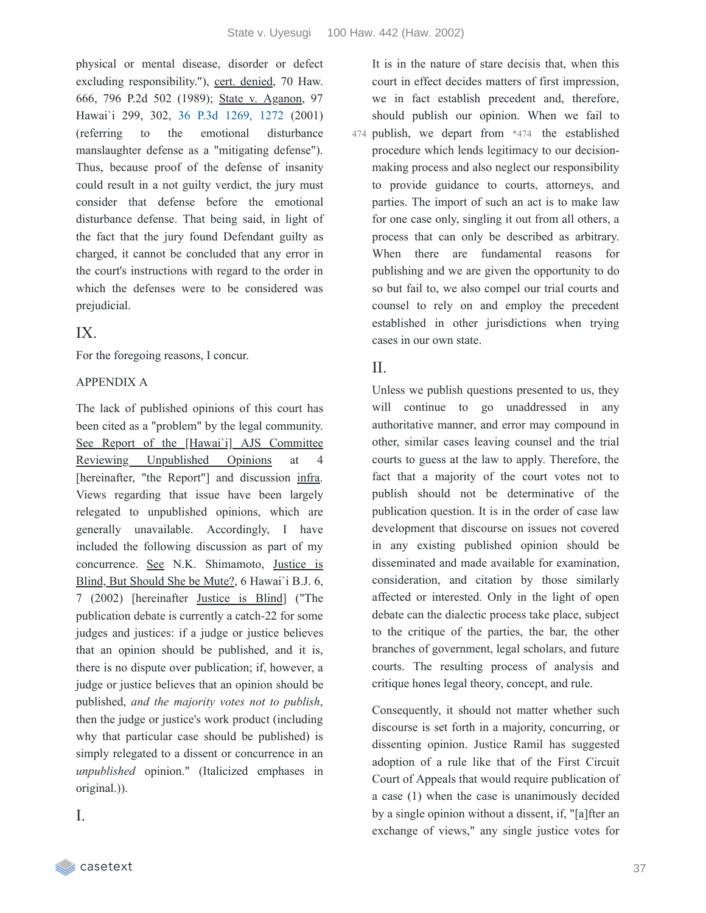physical or mental disease, disorder or defect excluding responsibility."), cert. denied, 70 Haw. 666, 796 P.2d 502 (1989); State v. Aganon, 97 Hawai`i 299, 302, 36 P.3d 1269, 1272 (2001) (referring to the emotional disturbance manslaughter defense as a "mitigating defense"). Thus, because proof of the defense of insanity could result in a not guilty verdict, the jury must consider that defense before the emotional disturbance defense. That being said, in light of the fact that the jury found Defendant guilty as charged, it cannot be concluded that any error in the court's instructions with regard to the order in which the defenses were to be considered was prejudicial.

## IX.

For the foregoing reasons, I concur.

APPENDIX A

The lack of published opinions of this court has been cited as a "problem" by the legal community. See Report of the [Hawai`i] AJS Committee Reviewing Unpublished Opinions at 4 [hereinafter, "the Report"] and discussion infra. Views regarding that issue have been largely relegated to unpublished opinions, which are generally unavailable. Accordingly, I have included the following discussion as part of my concurrence. See N.K. Shimamoto, Justice is Blind, But Should She be Mute?, 6 Hawai`i B.J. 6, 7 (2002) [hereinafter Justice is Blind] ("The publication debate is currently a catch-22 for some judges and justices: if a judge or justice believes that an opinion should be published, and it is, there is no dispute over publication; if, however, a judge or justice believes that an opinion should be published, *and the majority votes not to publish*, then the judge or justice's work product (including why that particular case should be published) is simply relegated to a dissent or concurrence in an *unpublished* opinion." (Italicized emphases in original.)).

## I.

It is in the nature of stare decisis that, when this court in effect decides matters of first impression, we in fact establish precedent and, therefore, should publish our opinion. When we fail to publish, we depart from *474 the established procedure which lends legitimacy to our decision-making process and also neglect our responsibility to provide guidance to courts, attorneys, and parties. The import of such an act is to make law for one case only, singling it out from all others, a process that can only be described as arbitrary. When there are fundamental reasons for publishing and we are given the opportunity to do so but fail to, we also compel our trial courts and counsel to rely on and employ the precedent established in other jurisdictions when trying cases in our own state.

## II.

Unless we publish questions presented to us, they will continue to go unaddressed in any authoritative manner, and error may compound in other, similar cases leaving counsel and the trial courts to guess at the law to apply. Therefore, the fact that a majority of the court votes not to publish should not be determinative of the publication question. It is in the order of case law development that discourse on issues not covered in any existing published opinion should be disseminated and made available for examination, consideration, and citation by those similarly affected or interested. Only in the light of open debate can the dialectic process take place, subject to the critique of the parties, the bar, the other branches of government, legal scholars, and future courts. The resulting process of analysis and critique hones legal theory, concept, and rule.

Consequently, it should not matter whether such discourse is set forth in a majority, concurring, or dissenting opinion. Justice Ramil has suggested adoption of a rule like that of the First Circuit Court of Appeals that would require publication of a case (1) when the case is unanimously decided by a single opinion without a dissent, if, "[a]fter an exchange of views," any single justice votes for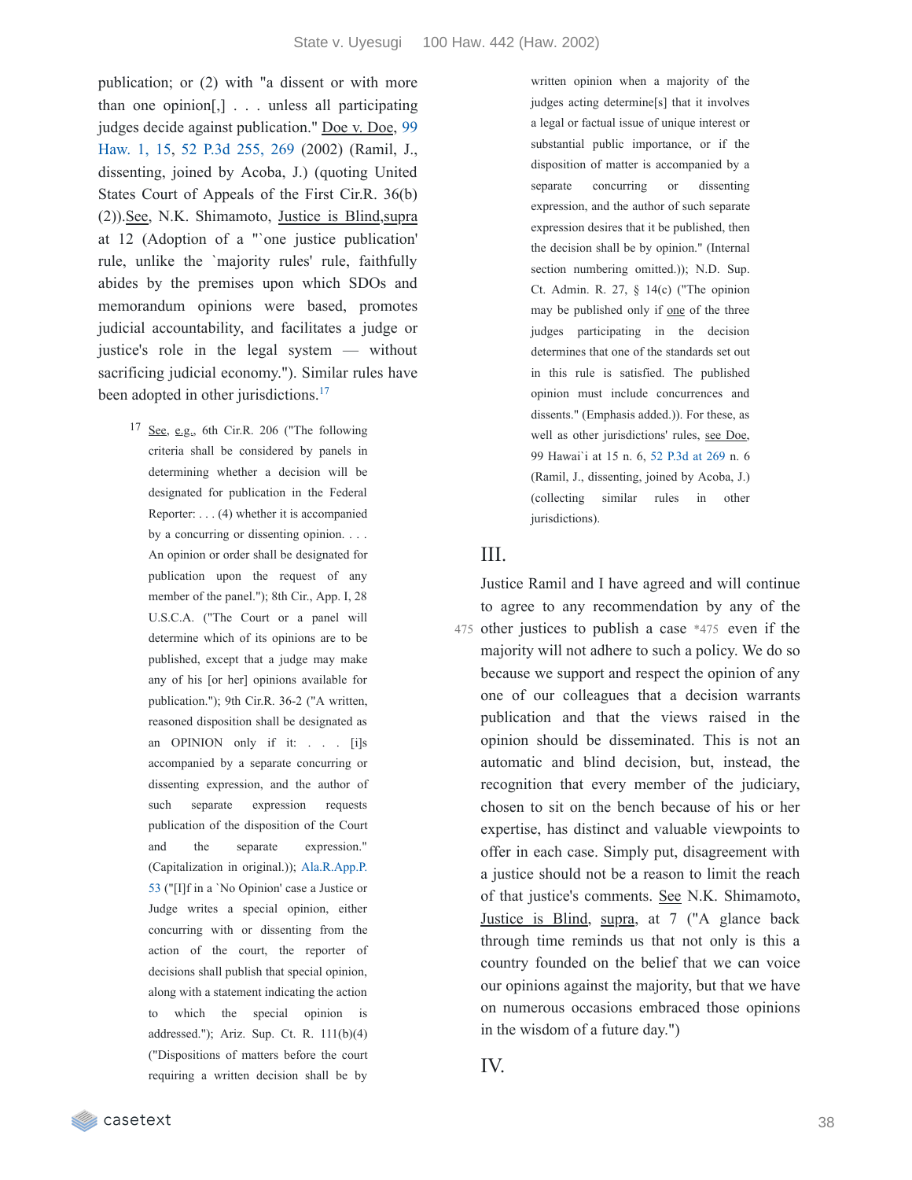publication; or (2) with "a dissent or with more than one opinion[,] . . . unless all participating judges decide against publication." Doe v. Doe, 99 Haw. 1, 15, 52 P.3d 255, 269 (2002) (Ramil, J., dissenting, joined by Acoba, J.) (quoting United States Court of Appeals of the First Cir.R. 36(b)(2)).See, N.K. Shimamoto, Justice is Blind,supra at 12 (Adoption of a "`one justice publication' rule, unlike the `majority rules' rule, faithfully abides by the premises upon which SDOs and memorandum opinions were based, promotes judicial accountability, and facilitates a judge or justice's role in the legal system — without sacrificing judicial economy."). Similar rules have been adopted in other jurisdictions.[17]

[17] See, e.g., 6th Cir.R. 206 ("The following criteria shall be considered by panels in determining whether a decision will be designated for publication in the Federal Reporter: . . . (4) whether it is accompanied by a concurring or dissenting opinion. . . . An opinion or order shall be designated for publication upon the request of any member of the panel."); 8th Cir., App. I, 28 U.S.C.A. ("The Court or a panel will determine which of its opinions are to be published, except that a judge may make any of his [or her] opinions available for publication."); 9th Cir.R. 36-2 ("A written, reasoned disposition shall be designated as an OPINION only if it: . . . [i]s accompanied by a separate concurring or dissenting expression, and the author of such separate expression requests publication of the disposition of the Court and the separate expression." (Capitalization in original.)); Ala.R.App.P. 53 ("[I]f in a `No Opinion' case a Justice or Judge writes a special opinion, either concurring with or dissenting from the action of the court, the reporter of decisions shall publish that special opinion, along with a statement indicating the action to which the special opinion is addressed."); Ariz. Sup. Ct. R. 111(b)(4) ("Dispositions of matters before the court requiring a written decision shall be by written opinion when a majority of the judges acting determine[s] that it involves a legal or factual issue of unique interest or substantial public importance, or if the disposition of matter is accompanied by a separate concurring or dissenting expression, and the author of such separate expression desires that it be published, then the decision shall be by opinion." (Internal section numbering omitted.)); N.D. Sup. Ct. Admin. R. 27, § 14(c) ("The opinion may be published only if one of the three judges participating in the decision determines that one of the standards set out in this rule is satisfied. The published opinion must include concurrences and dissents." (Emphasis added.)). For these, as well as other jurisdictions' rules, see Doe, 99 Hawai`i at 15 n. 6, 52 P.3d at 269 n. 6 (Ramil, J., dissenting, joined by Acoba, J.) (collecting similar rules in other jurisdictions).

## III.

Justice Ramil and I have agreed and will continue to agree to any recommendation by any of the other justices to publish a case *475 even if the majority will not adhere to such a policy. We do so because we support and respect the opinion of any one of our colleagues that a decision warrants publication and that the views raised in the opinion should be disseminated. This is not an automatic and blind decision, but, instead, the recognition that every member of the judiciary, chosen to sit on the bench because of his or her expertise, has distinct and valuable viewpoints to offer in each case. Simply put, disagreement with a justice should not be a reason to limit the reach of that justice's comments. See N.K. Shimamoto, Justice is Blind, supra, at 7 ("A glance back through time reminds us that not only is this a country founded on the belief that we can voice our opinions against the majority, but that we have on numerous occasions embraced those opinions in the wisdom of a future day.")

## IV.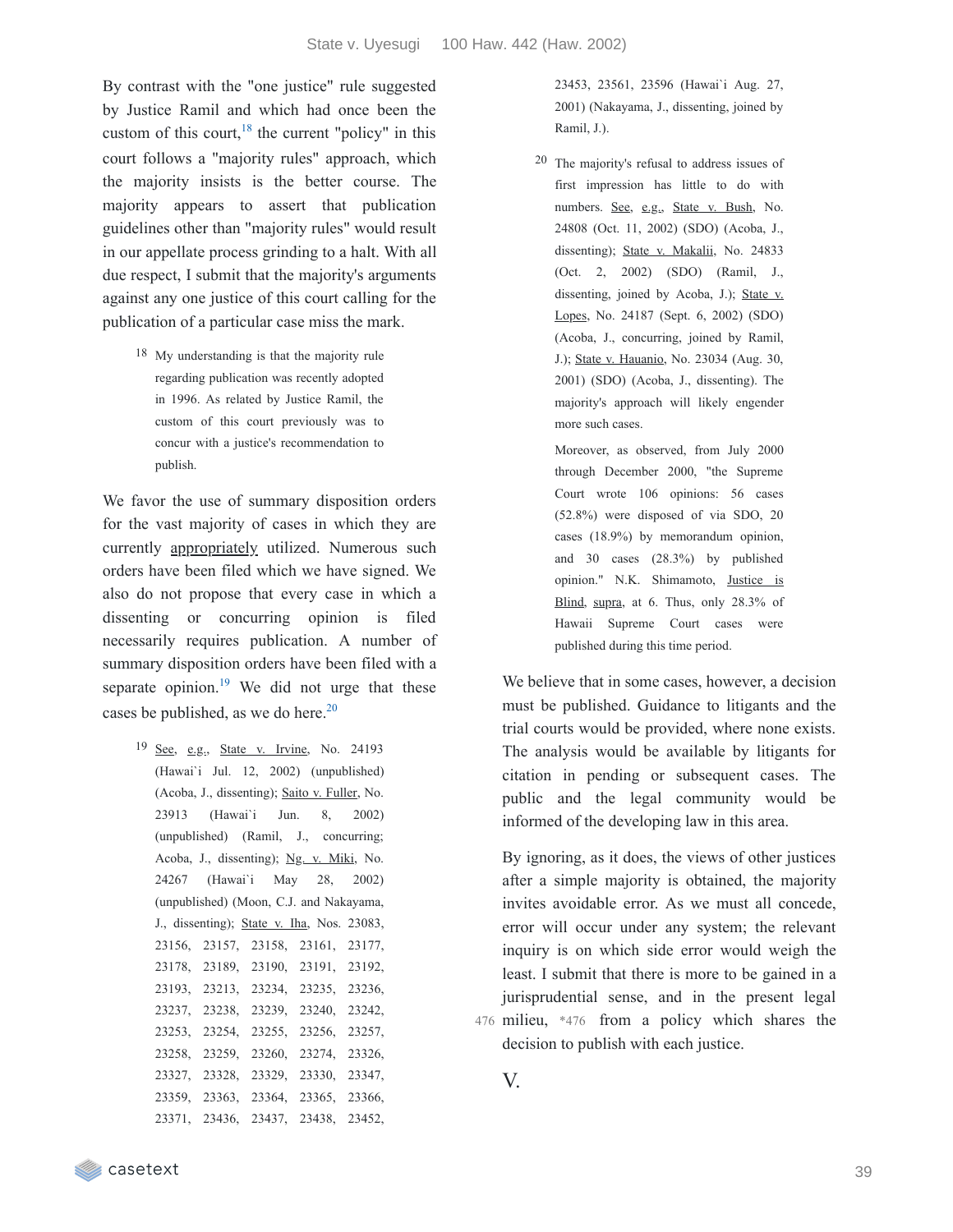By contrast with the "one justice" rule suggested by Justice Ramil and which had once been the custom of this court,[18] the current "policy" in this court follows a "majority rules" approach, which the majority insists is the better course. The majority appears to assert that publication guidelines other than "majority rules" would result in our appellate process grinding to a halt. With all due respect, I submit that the majority's arguments against any one justice of this court calling for the publication of a particular case miss the mark.

> 18 My understanding is that the majority rule regarding publication was recently adopted in 1996. As related by Justice Ramil, the custom of this court previously was to concur with a justice's recommendation to publish.

We favor the use of summary disposition orders for the vast majority of cases in which they are currently appropriately utilized. Numerous such orders have been filed which we have signed. We also do not propose that every case in which a dissenting or concurring opinion is filed necessarily requires publication. A number of summary disposition orders have been filed with a separate opinion.[19] We did not urge that these cases be published, as we do here.[20]

> 19 See, e.g., State v. Irvine, No. 24193 (Hawai`i Jul. 12, 2002) (unpublished) (Acoba, J., dissenting); Saito v. Fuller, No. 23913 (Hawai`i Jun. 8, 2002) (unpublished) (Ramil, J., concurring; Acoba, J., dissenting); Ng. v. Miki, No. 24267 (Hawai`i May 28, 2002) (unpublished) (Moon, C.J. and Nakayama, J., dissenting); State v. Iha, Nos. 23083, 23156, 23157, 23158, 23161, 23177, 23178, 23189, 23190, 23191, 23192, 23193, 23213, 23234, 23235, 23236, 23237, 23238, 23239, 23240, 23242, 23253, 23254, 23255, 23256, 23257, 23258, 23259, 23260, 23274, 23326, 23327, 23328, 23329, 23330, 23347, 23359, 23363, 23364, 23365, 23366, 23371, 23436, 23437, 23438, 23452, 23453, 23561, 23596 (Hawai`i Aug. 27, 2001) (Nakayama, J., dissenting, joined by Ramil, J.).

> 20 The majority's refusal to address issues of first impression has little to do with numbers. See, e.g., State v. Bush, No. 24808 (Oct. 11, 2002) (SDO) (Acoba, J., dissenting); State v. Makalii, No. 24833 (Oct. 2, 2002) (SDO) (Ramil, J., dissenting, joined by Acoba, J.); State v. Lopes, No. 24187 (Sept. 6, 2002) (SDO) (Acoba, J., concurring, joined by Ramil, J.); State v. Hauanio, No. 23034 (Aug. 30, 2001) (SDO) (Acoba, J., dissenting). The majority's approach will likely engender more such cases.
>
> Moreover, as observed, from July 2000 through December 2000, "the Supreme Court wrote 106 opinions: 56 cases (52.8%) were disposed of via SDO, 20 cases (18.9%) by memorandum opinion, and 30 cases (28.3%) by published opinion." N.K. Shimamoto, Justice is Blind, supra, at 6. Thus, only 28.3% of Hawaii Supreme Court cases were published during this time period.

We believe that in some cases, however, a decision must be published. Guidance to litigants and the trial courts would be provided, where none exists. The analysis would be available by litigants for citation in pending or subsequent cases. The public and the legal community would be informed of the developing law in this area.

By ignoring, as it does, the views of other justices after a simple majority is obtained, the majority invites avoidable error. As we must all concede, error will occur under any system; the relevant inquiry is on which side error would weigh the least. I submit that there is more to be gained in a jurisprudential sense, and in the present legal milieu, *476 from a policy which shares the decision to publish with each justice.

V.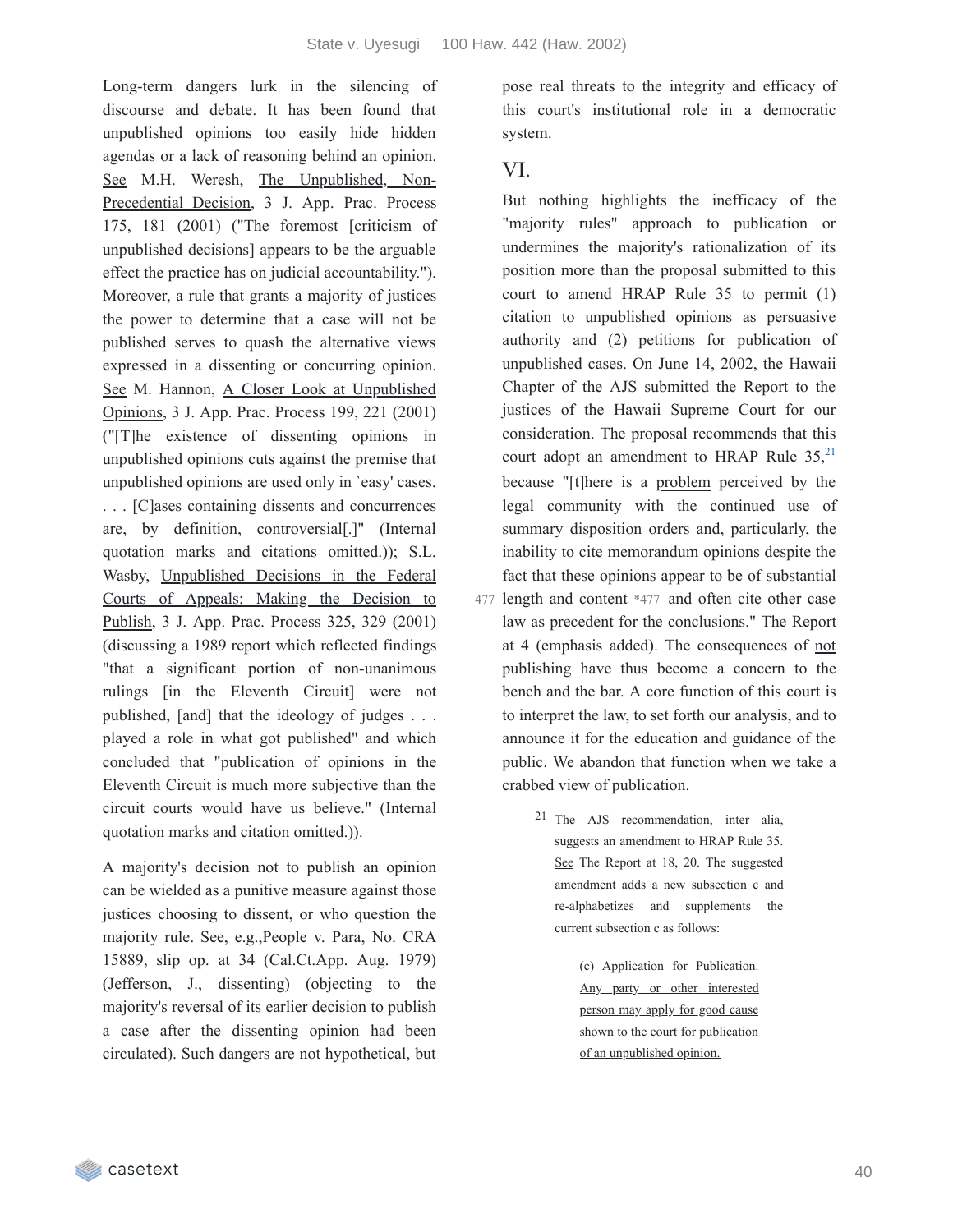Long-term dangers lurk in the silencing of discourse and debate. It has been found that unpublished opinions too easily hide hidden agendas or a lack of reasoning behind an opinion. See M.H. Weresh, The Unpublished, Non-Precedential Decision, 3 J. App. Prac. Process 175, 181 (2001) ("The foremost [criticism of unpublished decisions] appears to be the arguable effect the practice has on judicial accountability."). Moreover, a rule that grants a majority of justices the power to determine that a case will not be published serves to quash the alternative views expressed in a dissenting or concurring opinion. See M. Hannon, A Closer Look at Unpublished Opinions, 3 J. App. Prac. Process 199, 221 (2001) ("[T]he existence of dissenting opinions in unpublished opinions cuts against the premise that unpublished opinions are used only in `easy' cases. . . . [C]ases containing dissents and concurrences are, by definition, controversial[.]" (Internal quotation marks and citations omitted.)); S.L. Wasby, Unpublished Decisions in the Federal Courts of Appeals: Making the Decision to Publish, 3 J. App. Prac. Process 325, 329 (2001) (discussing a 1989 report which reflected findings "that a significant portion of non-unanimous rulings [in the Eleventh Circuit] were not published, [and] that the ideology of judges . . . played a role in what got published" and which concluded that "publication of opinions in the Eleventh Circuit is much more subjective than the circuit courts would have us believe." (Internal quotation marks and citation omitted.)).

A majority's decision not to publish an opinion can be wielded as a punitive measure against those justices choosing to dissent, or who question the majority rule. See, e.g.,People v. Para, No. CRA 15889, slip op. at 34 (Cal.Ct.App. Aug. 1979) (Jefferson, J., dissenting) (objecting to the majority's reversal of its earlier decision to publish a case after the dissenting opinion had been circulated). Such dangers are not hypothetical, but pose real threats to the integrity and efficacy of this court's institutional role in a democratic system.

## VI.

But nothing highlights the inefficacy of the "majority rules" approach to publication or undermines the majority's rationalization of its position more than the proposal submitted to this court to amend HRAP Rule 35 to permit (1) citation to unpublished opinions as persuasive authority and (2) petitions for publication of unpublished cases. On June 14, 2002, the Hawaii Chapter of the AJS submitted the Report to the justices of the Hawaii Supreme Court for our consideration. The proposal recommends that this court adopt an amendment to HRAP Rule 35,[21] because "[t]here is a problem perceived by the legal community with the continued use of summary disposition orders and, particularly, the inability to cite memorandum opinions despite the fact that these opinions appear to be of substantial length and content *477 and often cite other case law as precedent for the conclusions." The Report at 4 (emphasis added). The consequences of not publishing have thus become a concern to the bench and the bar. A core function of this court is to interpret the law, to set forth our analysis, and to announce it for the education and guidance of the public. We abandon that function when we take a crabbed view of publication.

[21] The AJS recommendation, inter alia, suggests an amendment to HRAP Rule 35. See The Report at 18, 20. The suggested amendment adds a new subsection c and re-alphabetizes and supplements the current subsection c as follows:

> (c) Application for Publication. Any party or other interested person may apply for good cause shown to the court for publication of an unpublished opinion.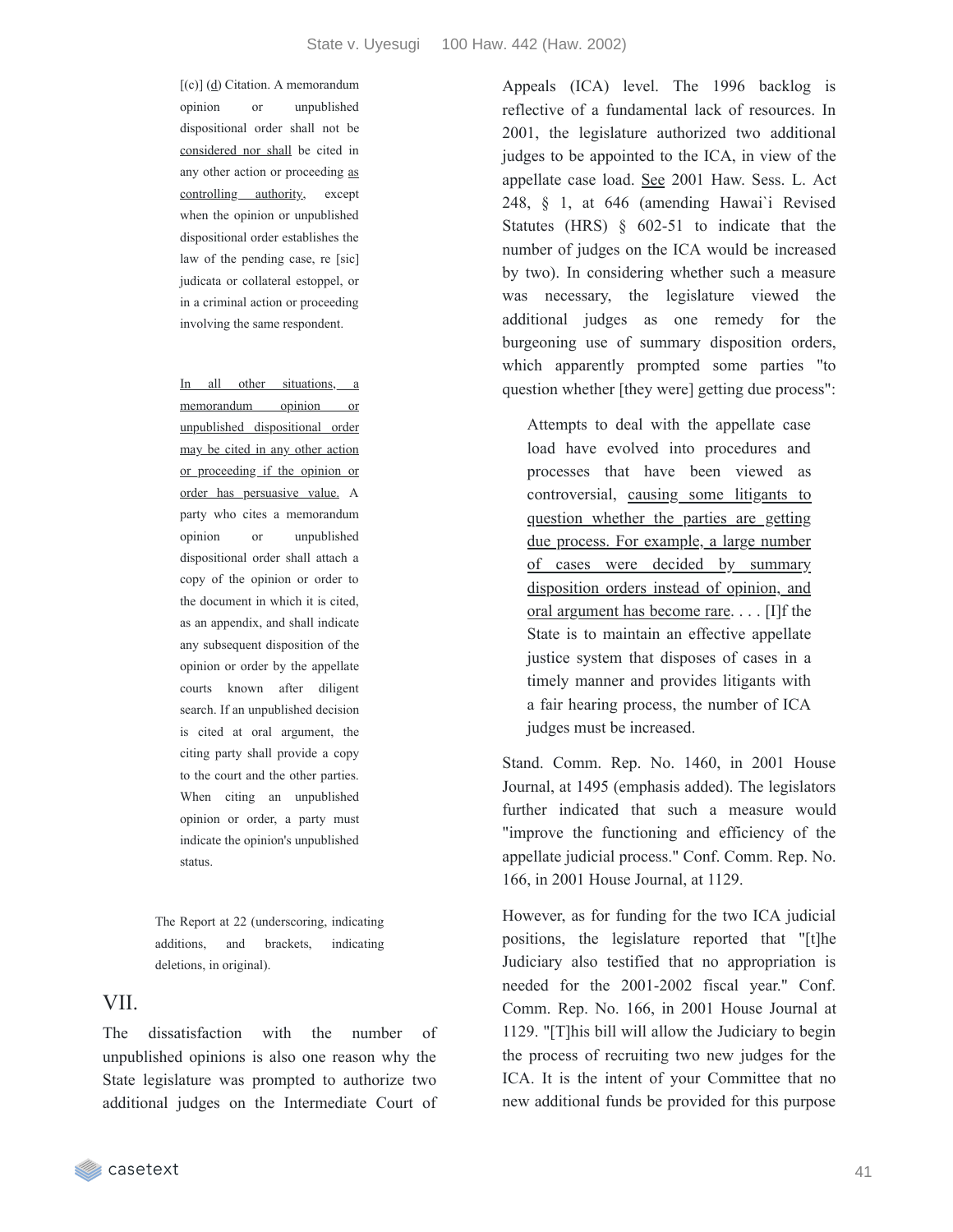> [(c)] (d) Citation. A memorandum opinion or unpublished dispositional order shall not be considered nor shall be cited in any other action or proceeding as controlling authority, except when the opinion or unpublished dispositional order establishes the law of the pending case, re [sic] judicata or collateral estoppel, or in a criminal action or proceeding involving the same respondent.
>
> In all other situations, a memorandum opinion or unpublished dispositional order may be cited in any other action or proceeding if the opinion or order has persuasive value. A party who cites a memorandum opinion or unpublished dispositional order shall attach a copy of the opinion or order to the document in which it is cited, as an appendix, and shall indicate any subsequent disposition of the opinion or order by the appellate courts known after diligent search. If an unpublished decision is cited at oral argument, the citing party shall provide a copy to the court and the other parties. When citing an unpublished opinion or order, a party must indicate the opinion's unpublished status.

The Report at 22 (underscoring, indicating additions, and brackets, indicating deletions, in original).

## VII.

The dissatisfaction with the number of unpublished opinions is also one reason why the State legislature was prompted to authorize two additional judges on the Intermediate Court of Appeals (ICA) level. The 1996 backlog is reflective of a fundamental lack of resources. In 2001, the legislature authorized two additional judges to be appointed to the ICA, in view of the appellate case load. See 2001 Haw. Sess. L. Act 248, § 1, at 646 (amending Hawai`i Revised Statutes (HRS) § 602-51 to indicate that the number of judges on the ICA would be increased by two). In considering whether such a measure was necessary, the legislature viewed the additional judges as one remedy for the burgeoning use of summary disposition orders, which apparently prompted some parties "to question whether [they were] getting due process":

> Attempts to deal with the appellate case load have evolved into procedures and processes that have been viewed as controversial, causing some litigants to question whether the parties are getting due process. For example, a large number of cases were decided by summary disposition orders instead of opinion, and oral argument has become rare. . . . [I]f the State is to maintain an effective appellate justice system that disposes of cases in a timely manner and provides litigants with a fair hearing process, the number of ICA judges must be increased.

Stand. Comm. Rep. No. 1460, in 2001 House Journal, at 1495 (emphasis added). The legislators further indicated that such a measure would "improve the functioning and efficiency of the appellate judicial process." Conf. Comm. Rep. No. 166, in 2001 House Journal, at 1129.

However, as for funding for the two ICA judicial positions, the legislature reported that "[t]he Judiciary also testified that no appropriation is needed for the 2001-2002 fiscal year." Conf. Comm. Rep. No. 166, in 2001 House Journal at 1129. "[T]his bill will allow the Judiciary to begin the process of recruiting two new judges for the ICA. It is the intent of your Committee that no new additional funds be provided for this purpose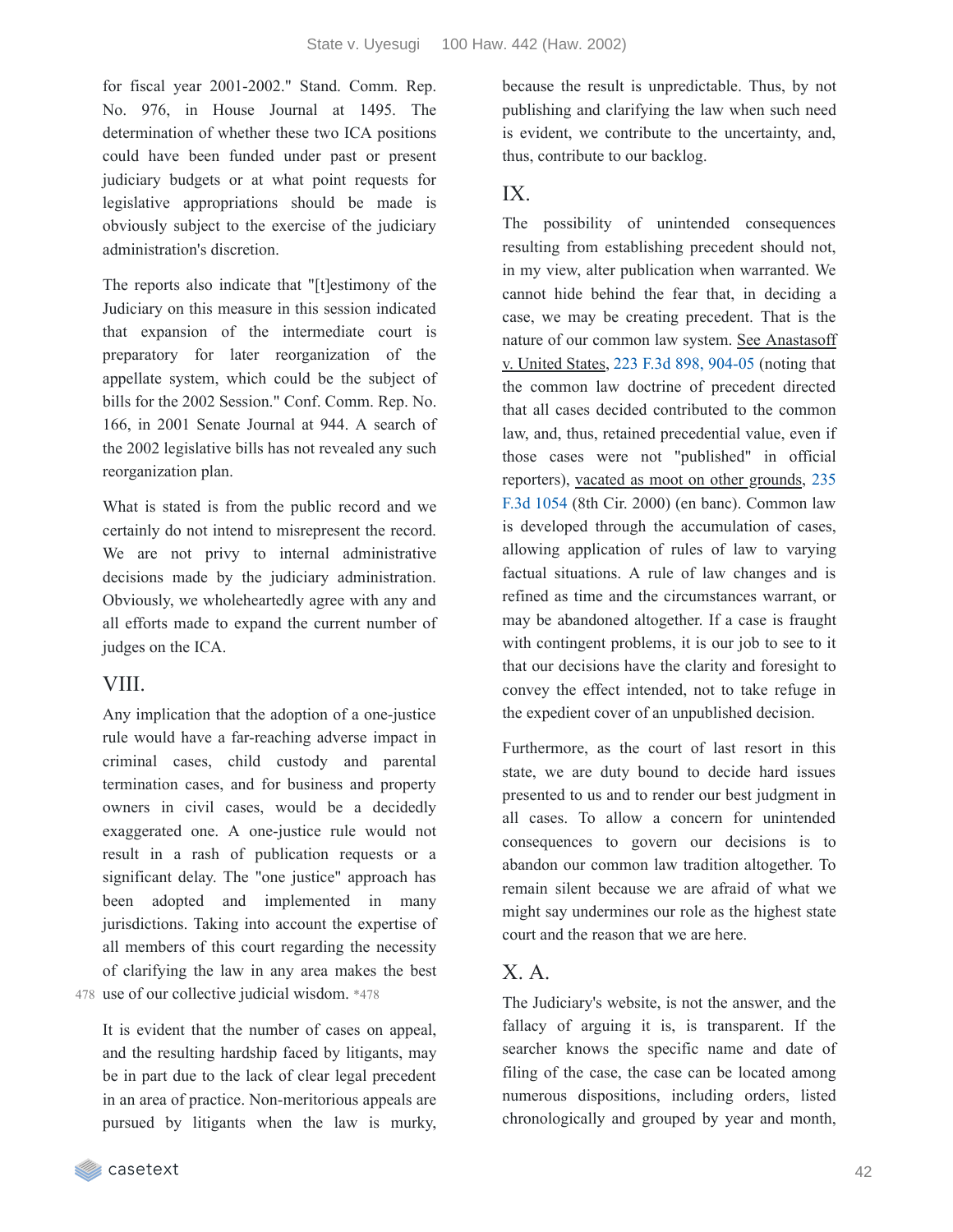for fiscal year 2001-2002." Stand. Comm. Rep. No. 976, in House Journal at 1495. The determination of whether these two ICA positions could have been funded under past or present judiciary budgets or at what point requests for legislative appropriations should be made is obviously subject to the exercise of the judiciary administration's discretion.

The reports also indicate that "[t]estimony of the Judiciary on this measure in this session indicated that expansion of the intermediate court is preparatory for later reorganization of the appellate system, which could be the subject of bills for the 2002 Session." Conf. Comm. Rep. No. 166, in 2001 Senate Journal at 944. A search of the 2002 legislative bills has not revealed any such reorganization plan.

What is stated is from the public record and we certainly do not intend to misrepresent the record. We are not privy to internal administrative decisions made by the judiciary administration. Obviously, we wholeheartedly agree with any and all efforts made to expand the current number of judges on the ICA.

## VIII.

Any implication that the adoption of a one-justice rule would have a far-reaching adverse impact in criminal cases, child custody and parental termination cases, and for business and property owners in civil cases, would be a decidedly exaggerated one. A one-justice rule would not result in a rash of publication requests or a significant delay. The "one justice" approach has been adopted and implemented in many jurisdictions. Taking into account the expertise of all members of this court regarding the necessity of clarifying the law in any area makes the best use of our collective judicial wisdom. *478

It is evident that the number of cases on appeal, and the resulting hardship faced by litigants, may be in part due to the lack of clear legal precedent in an area of practice. Non-meritorious appeals are pursued by litigants when the law is murky, because the result is unpredictable. Thus, by not publishing and clarifying the law when such need is evident, we contribute to the uncertainty, and, thus, contribute to our backlog.

## IX.

The possibility of unintended consequences resulting from establishing precedent should not, in my view, alter publication when warranted. We cannot hide behind the fear that, in deciding a case, we may be creating precedent. That is the nature of our common law system. See Anastasoff v. United States, 223 F.3d 898, 904-05 (noting that the common law doctrine of precedent directed that all cases decided contributed to the common law, and, thus, retained precedential value, even if those cases were not "published" in official reporters), vacated as moot on other grounds, 235 F.3d 1054 (8th Cir. 2000) (en banc). Common law is developed through the accumulation of cases, allowing application of rules of law to varying factual situations. A rule of law changes and is refined as time and the circumstances warrant, or may be abandoned altogether. If a case is fraught with contingent problems, it is our job to see to it that our decisions have the clarity and foresight to convey the effect intended, not to take refuge in the expedient cover of an unpublished decision.

Furthermore, as the court of last resort in this state, we are duty bound to decide hard issues presented to us and to render our best judgment in all cases. To allow a concern for unintended consequences to govern our decisions is to abandon our common law tradition altogether. To remain silent because we are afraid of what we might say undermines our role as the highest state court and the reason that we are here.

## X. A.

The Judiciary's website, is not the answer, and the fallacy of arguing it is, is transparent. If the searcher knows the specific name and date of filing of the case, the case can be located among numerous dispositions, including orders, listed chronologically and grouped by year and month,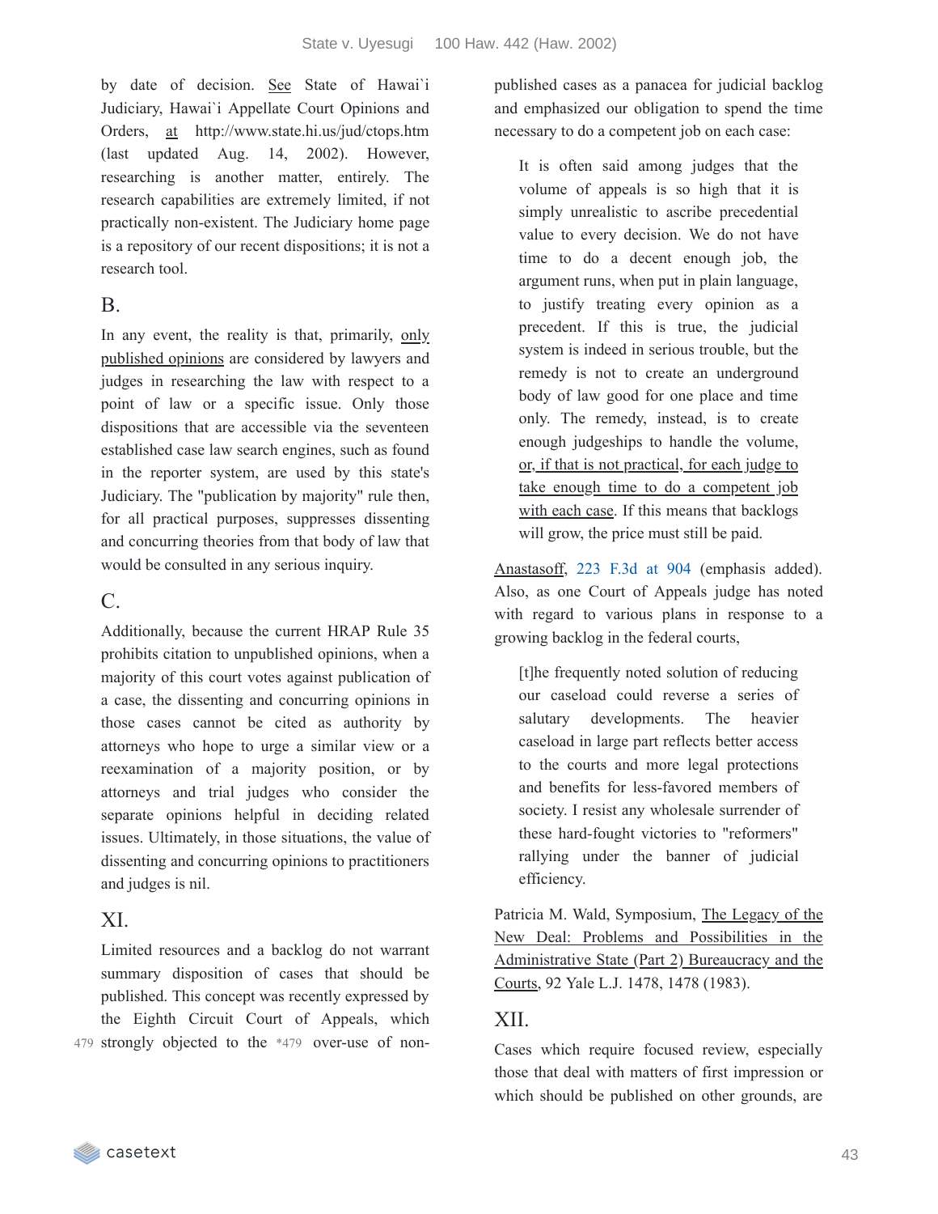by date of decision. See State of Hawai`i Judiciary, Hawai`i Appellate Court Opinions and Orders, at http://www.state.hi.us/jud/ctops.htm (last updated Aug. 14, 2002). However, researching is another matter, entirely. The research capabilities are extremely limited, if not practically non-existent. The Judiciary home page is a repository of our recent dispositions; it is not a research tool.

## B.

In any event, the reality is that, primarily, only published opinions are considered by lawyers and judges in researching the law with respect to a point of law or a specific issue. Only those dispositions that are accessible via the seventeen established case law search engines, such as found in the reporter system, are used by this state's Judiciary. The "publication by majority" rule then, for all practical purposes, suppresses dissenting and concurring theories from that body of law that would be consulted in any serious inquiry.

## C.

Additionally, because the current HRAP Rule 35 prohibits citation to unpublished opinions, when a majority of this court votes against publication of a case, the dissenting and concurring opinions in those cases cannot be cited as authority by attorneys who hope to urge a similar view or a reexamination of a majority position, or by attorneys and trial judges who consider the separate opinions helpful in deciding related issues. Ultimately, in those situations, the value of dissenting and concurring opinions to practitioners and judges is nil.

## XI.

Limited resources and a backlog do not warrant summary disposition of cases that should be published. This concept was recently expressed by the Eighth Circuit Court of Appeals, which strongly objected to the *479 over-use of non-published cases as a panacea for judicial backlog and emphasized our obligation to spend the time necessary to do a competent job on each case:

> It is often said among judges that the volume of appeals is so high that it is simply unrealistic to ascribe precedential value to every decision. We do not have time to do a decent enough job, the argument runs, when put in plain language, to justify treating every opinion as a precedent. If this is true, the judicial system is indeed in serious trouble, but the remedy is not to create an underground body of law good for one place and time only. The remedy, instead, is to create enough judgeships to handle the volume, or, if that is not practical, for each judge to take enough time to do a competent job with each case. If this means that backlogs will grow, the price must still be paid.

Anastasoff, 223 F.3d at 904 (emphasis added). Also, as one Court of Appeals judge has noted with regard to various plans in response to a growing backlog in the federal courts,

> [t]he frequently noted solution of reducing our caseload could reverse a series of salutary developments. The heavier caseload in large part reflects better access to the courts and more legal protections and benefits for less-favored members of society. I resist any wholesale surrender of these hard-fought victories to "reformers" rallying under the banner of judicial efficiency.

Patricia M. Wald, Symposium, The Legacy of the New Deal: Problems and Possibilities in the Administrative State (Part 2) Bureaucracy and the Courts, 92 Yale L.J. 1478, 1478 (1983).

## XII.

Cases which require focused review, especially those that deal with matters of first impression or which should be published on other grounds, are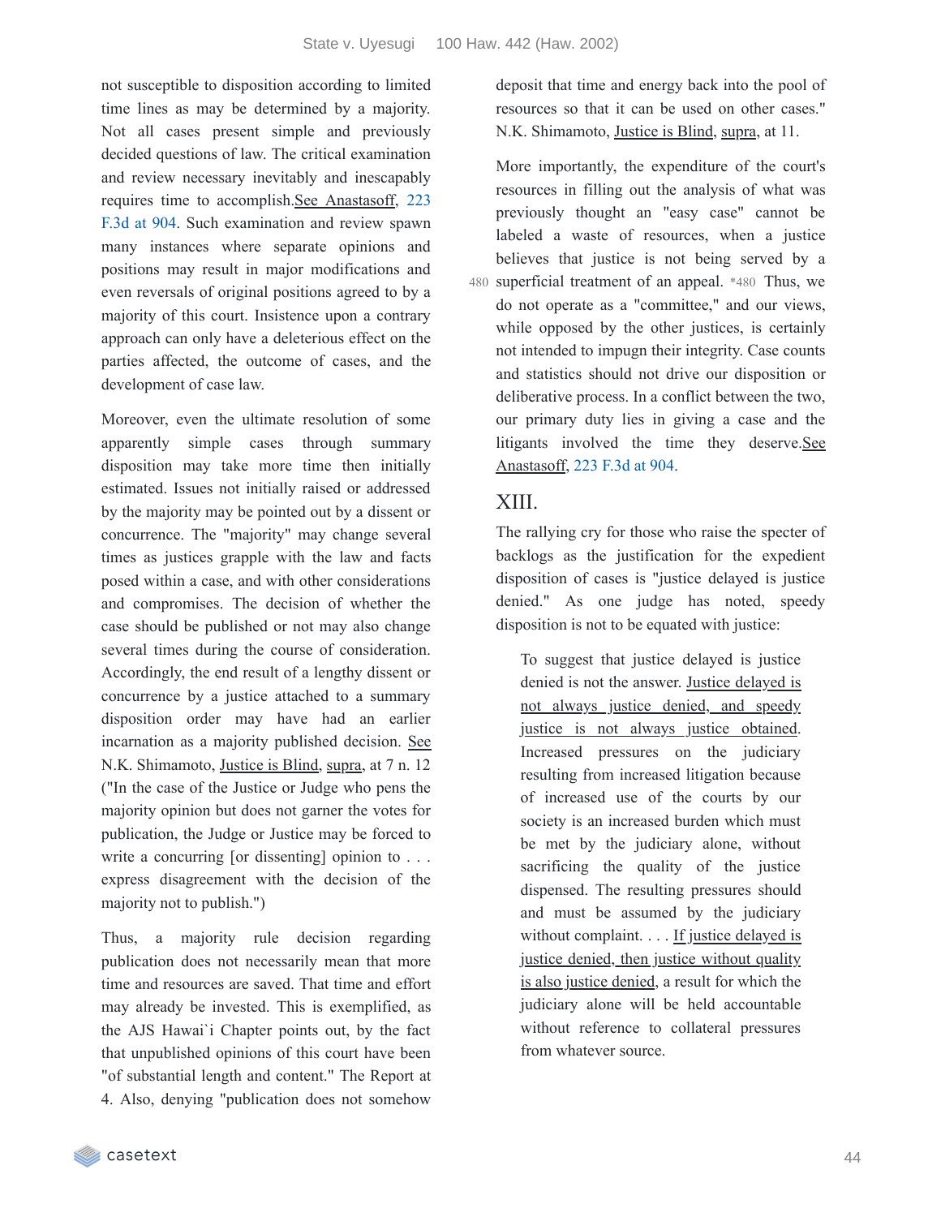not susceptible to disposition according to limited time lines as may be determined by a majority. Not all cases present simple and previously decided questions of law. The critical examination and review necessary inevitably and inescapably requires time to accomplish. See Anastasoff, 223 F.3d at 904. Such examination and review spawn many instances where separate opinions and positions may result in major modifications and even reversals of original positions agreed to by a majority of this court. Insistence upon a contrary approach can only have a deleterious effect on the parties affected, the outcome of cases, and the development of case law.

Moreover, even the ultimate resolution of some apparently simple cases through summary disposition may take more time then initially estimated. Issues not initially raised or addressed by the majority may be pointed out by a dissent or concurrence. The "majority" may change several times as justices grapple with the law and facts posed within a case, and with other considerations and compromises. The decision of whether the case should be published or not may also change several times during the course of consideration. Accordingly, the end result of a lengthy dissent or concurrence by a justice attached to a summary disposition order may have had an earlier incarnation as a majority published decision. See N.K. Shimamoto, Justice is Blind, supra, at 7 n. 12 ("In the case of the Justice or Judge who pens the majority opinion but does not garner the votes for publication, the Judge or Justice may be forced to write a concurring [or dissenting] opinion to . . . express disagreement with the decision of the majority not to publish.")

Thus, a majority rule decision regarding publication does not necessarily mean that more time and resources are saved. That time and effort may already be invested. This is exemplified, as the AJS Hawai`i Chapter points out, by the fact that unpublished opinions of this court have been "of substantial length and content." The Report at 4. Also, denying "publication does not somehow deposit that time and energy back into the pool of resources so that it can be used on other cases." N.K. Shimamoto, Justice is Blind, supra, at 11.

More importantly, the expenditure of the court's resources in filling out the analysis of what was previously thought an "easy case" cannot be labeled a waste of resources, when a justice believes that justice is not being served by a superficial treatment of an appeal. *480 Thus, we do not operate as a "committee," and our views, while opposed by the other justices, is certainly not intended to impugn their integrity. Case counts and statistics should not drive our disposition or deliberative process. In a conflict between the two, our primary duty lies in giving a case and the litigants involved the time they deserve. See Anastasoff, 223 F.3d at 904.

## XIII.

The rallying cry for those who raise the specter of backlogs as the justification for the expedient disposition of cases is "justice delayed is justice denied." As one judge has noted, speedy disposition is not to be equated with justice:

> To suggest that justice delayed is justice denied is not the answer. Justice delayed is not always justice denied, and speedy justice is not always justice obtained. Increased pressures on the judiciary resulting from increased litigation because of increased use of the courts by our society is an increased burden which must be met by the judiciary alone, without sacrificing the quality of the justice dispensed. The resulting pressures should and must be assumed by the judiciary without complaint. . . . If justice delayed is justice denied, then justice without quality is also justice denied, a result for which the judiciary alone will be held accountable without reference to collateral pressures from whatever source.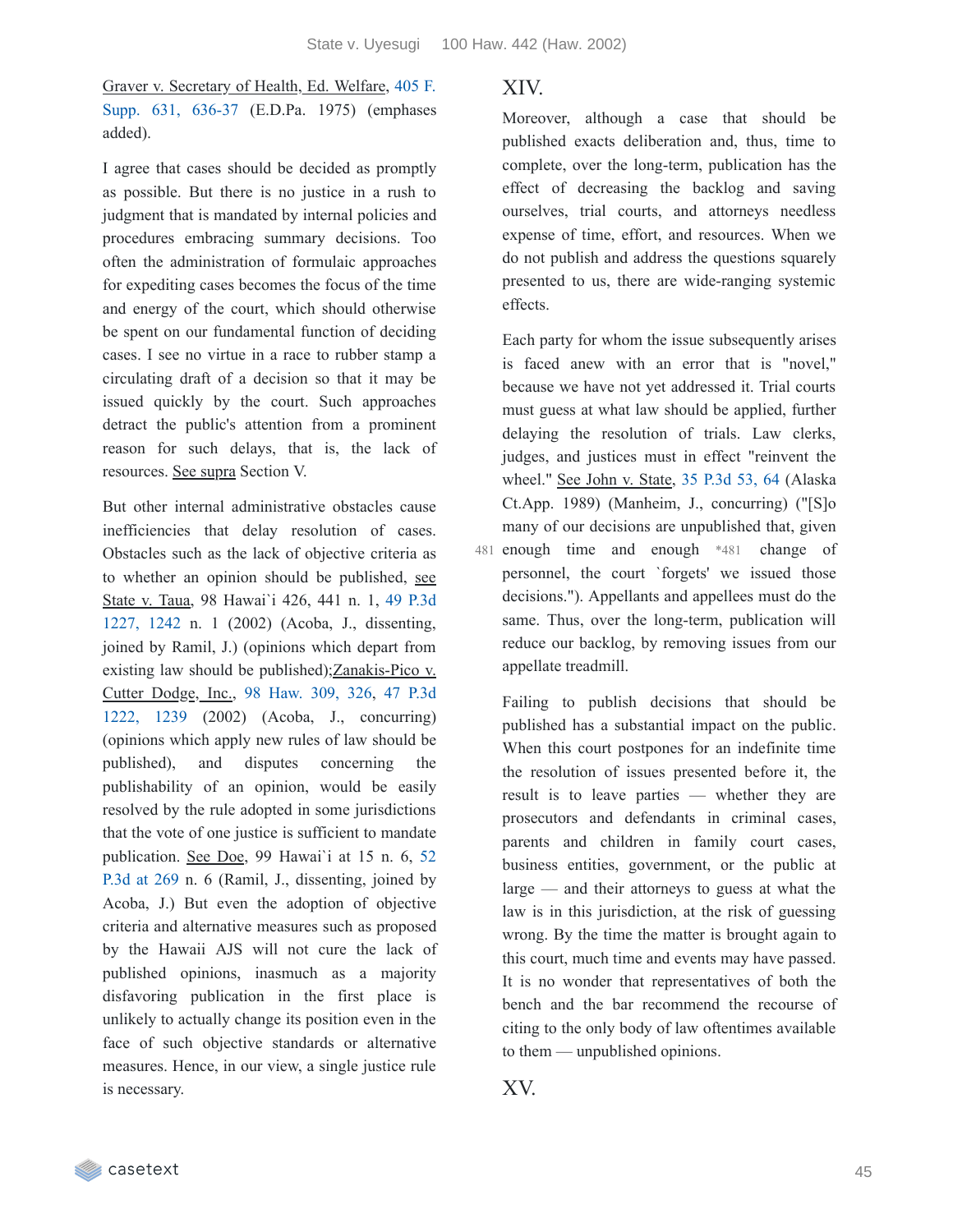Graver v. Secretary of Health, Ed. Welfare, 405 F. Supp. 631, 636-37 (E.D.Pa. 1975) (emphases added).

I agree that cases should be decided as promptly as possible. But there is no justice in a rush to judgment that is mandated by internal policies and procedures embracing summary decisions. Too often the administration of formulaic approaches for expediting cases becomes the focus of the time and energy of the court, which should otherwise be spent on our fundamental function of deciding cases. I see no virtue in a race to rubber stamp a circulating draft of a decision so that it may be issued quickly by the court. Such approaches detract the public's attention from a prominent reason for such delays, that is, the lack of resources. See supra Section V.

But other internal administrative obstacles cause inefficiencies that delay resolution of cases. Obstacles such as the lack of objective criteria as to whether an opinion should be published, see State v. Taua, 98 Hawai`i 426, 441 n. 1, 49 P.3d 1227, 1242 n. 1 (2002) (Acoba, J., dissenting, joined by Ramil, J.) (opinions which depart from existing law should be published);Zanakis-Pico v. Cutter Dodge, Inc., 98 Haw. 309, 326, 47 P.3d 1222, 1239 (2002) (Acoba, J., concurring) (opinions which apply new rules of law should be published), and disputes concerning the publishability of an opinion, would be easily resolved by the rule adopted in some jurisdictions that the vote of one justice is sufficient to mandate publication. See Doe, 99 Hawai`i at 15 n. 6, 52 P.3d at 269 n. 6 (Ramil, J., dissenting, joined by Acoba, J.) But even the adoption of objective criteria and alternative measures such as proposed by the Hawaii AJS will not cure the lack of published opinions, inasmuch as a majority disfavoring publication in the first place is unlikely to actually change its position even in the face of such objective standards or alternative measures. Hence, in our view, a single justice rule is necessary.

## XIV.

Moreover, although a case that should be published exacts deliberation and, thus, time to complete, over the long-term, publication has the effect of decreasing the backlog and saving ourselves, trial courts, and attorneys needless expense of time, effort, and resources. When we do not publish and address the questions squarely presented to us, there are wide-ranging systemic effects.

Each party for whom the issue subsequently arises is faced anew with an error that is "novel," because we have not yet addressed it. Trial courts must guess at what law should be applied, further delaying the resolution of trials. Law clerks, judges, and justices must in effect "reinvent the wheel." See John v. State, 35 P.3d 53, 64 (Alaska Ct.App. 1989) (Manheim, J., concurring) ("[S]o many of our decisions are unpublished that, given enough time and enough *481 change of personnel, the court `forgets' we issued those decisions."). Appellants and appellees must do the same. Thus, over the long-term, publication will reduce our backlog, by removing issues from our appellate treadmill.

Failing to publish decisions that should be published has a substantial impact on the public. When this court postpones for an indefinite time the resolution of issues presented before it, the result is to leave parties — whether they are prosecutors and defendants in criminal cases, parents and children in family court cases, business entities, government, or the public at large — and their attorneys to guess at what the law is in this jurisdiction, at the risk of guessing wrong. By the time the matter is brought again to this court, much time and events may have passed. It is no wonder that representatives of both the bench and the bar recommend the recourse of citing to the only body of law oftentimes available to them — unpublished opinions.

## XV.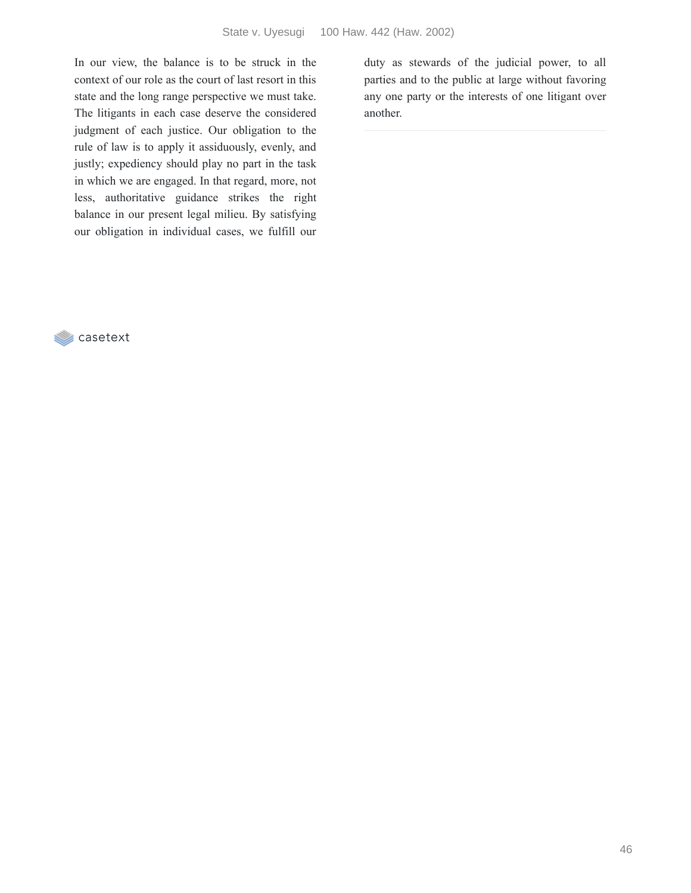In our view, the balance is to be struck in the context of our role as the court of last resort in this state and the long range perspective we must take. The litigants in each case deserve the considered judgment of each justice. Our obligation to the rule of law is to apply it assiduously, evenly, and justly; expediency should play no part in the task in which we are engaged. In that regard, more, not less, authoritative guidance strikes the right balance in our present legal milieu. By satisfying our obligation in individual cases, we fulfill our duty as stewards of the judicial power, to all parties and to the public at large without favoring any one party or the interests of one litigant over another.